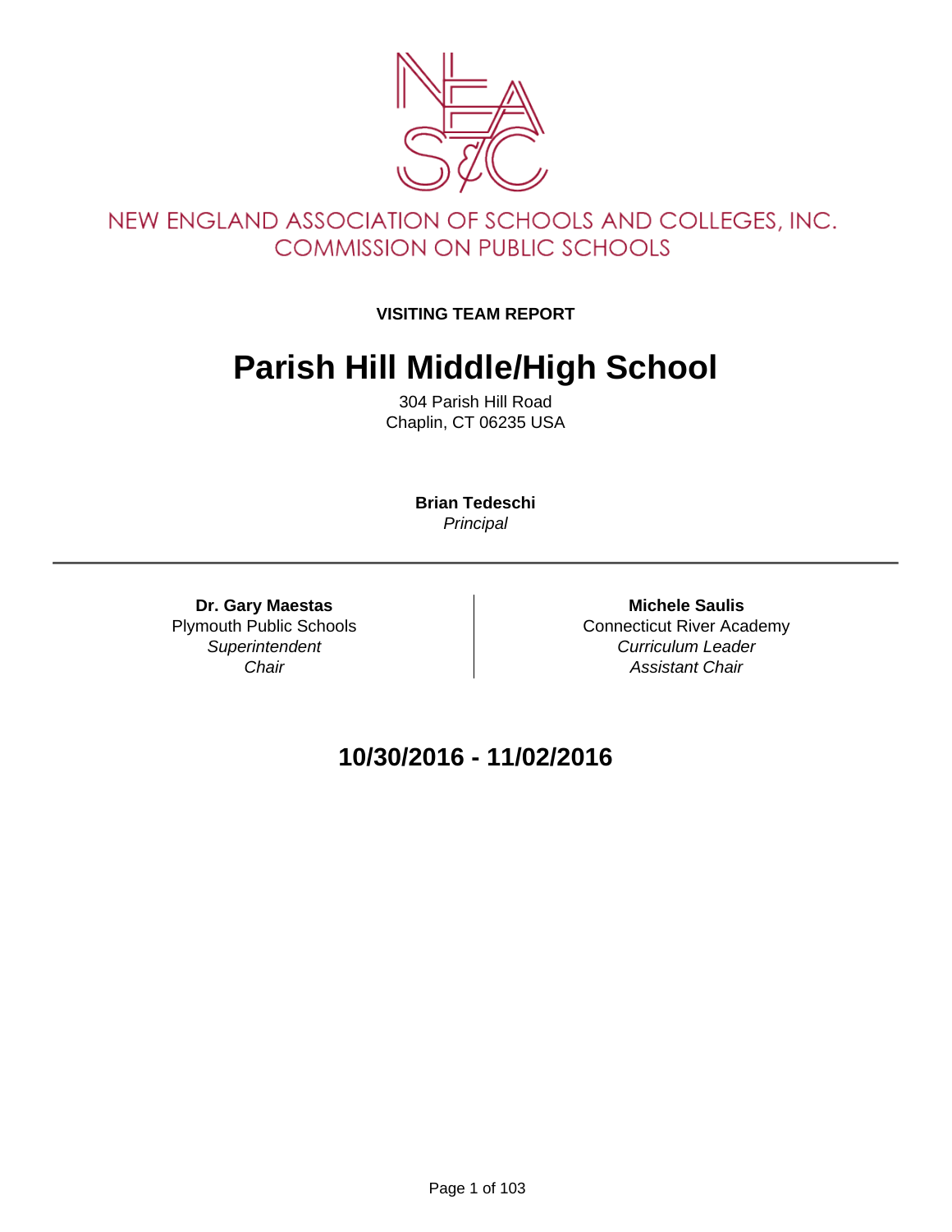NEW ENGLAND ASSOCIATION OF SCHOOLS AND COLLEGES, INC.
COMMISSION ON PUBLIC SCHOOLS

**VISITING TEAM REPORT**

# Parish Hill Middle/High School

304 Parish Hill Road
Chaplin, CT 06235 USA

**Brian Tedeschi**
*Principal*

---

**Dr. Gary Maestas**
Plymouth Public Schools
*Superintendent*
*Chair*

**Michele Saulis**
Connecticut River Academy
*Curriculum Leader*
*Assistant Chair*

## 10/30/2016 - 11/02/2016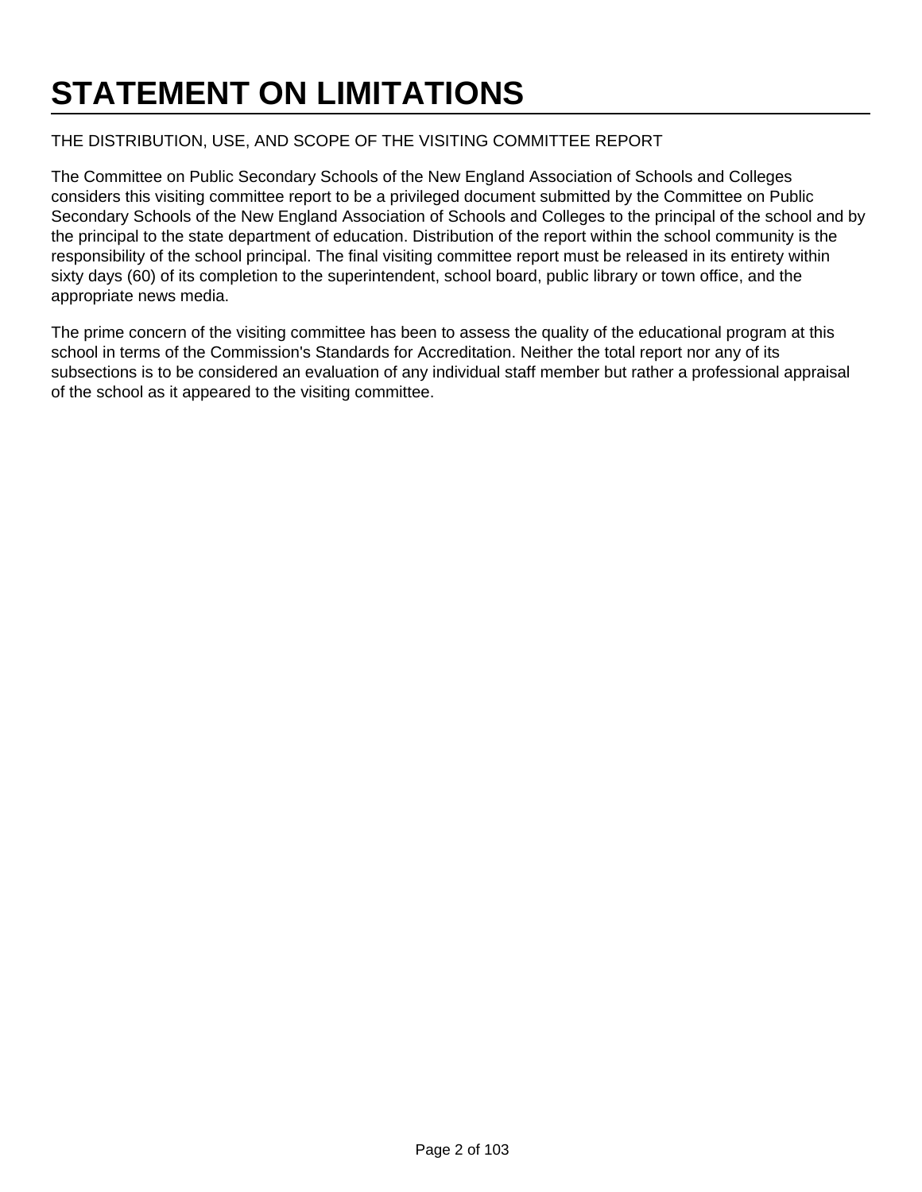# STATEMENT ON LIMITATIONS

THE DISTRIBUTION, USE, AND SCOPE OF THE VISITING COMMITTEE REPORT

The Committee on Public Secondary Schools of the New England Association of Schools and Colleges considers this visiting committee report to be a privileged document submitted by the Committee on Public Secondary Schools of the New England Association of Schools and Colleges to the principal of the school and by the principal to the state department of education. Distribution of the report within the school community is the responsibility of the school principal. The final visiting committee report must be released in its entirety within sixty days (60) of its completion to the superintendent, school board, public library or town office, and the appropriate news media.

The prime concern of the visiting committee has been to assess the quality of the educational program at this school in terms of the Commission's Standards for Accreditation. Neither the total report nor any of its subsections is to be considered an evaluation of any individual staff member but rather a professional appraisal of the school as it appeared to the visiting committee.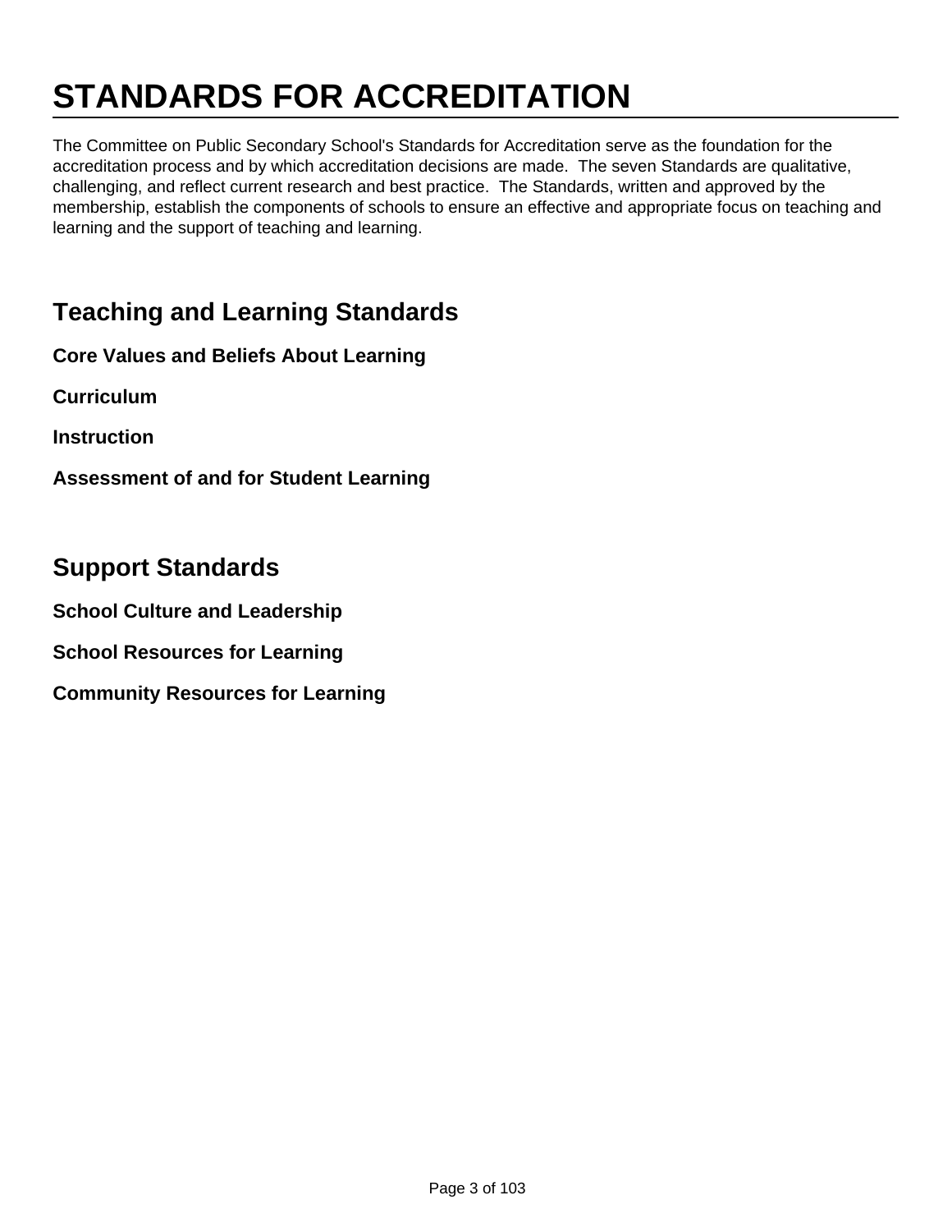# STANDARDS FOR ACCREDITATION

The Committee on Public Secondary School's Standards for Accreditation serve as the foundation for the accreditation process and by which accreditation decisions are made. The seven Standards are qualitative, challenging, and reflect current research and best practice. The Standards, written and approved by the membership, establish the components of schools to ensure an effective and appropriate focus on teaching and learning and the support of teaching and learning.

## Teaching and Learning Standards

**Core Values and Beliefs About Learning**

**Curriculum**

**Instruction**

**Assessment of and for Student Learning**

## Support Standards

**School Culture and Leadership**

**School Resources for Learning**

**Community Resources for Learning**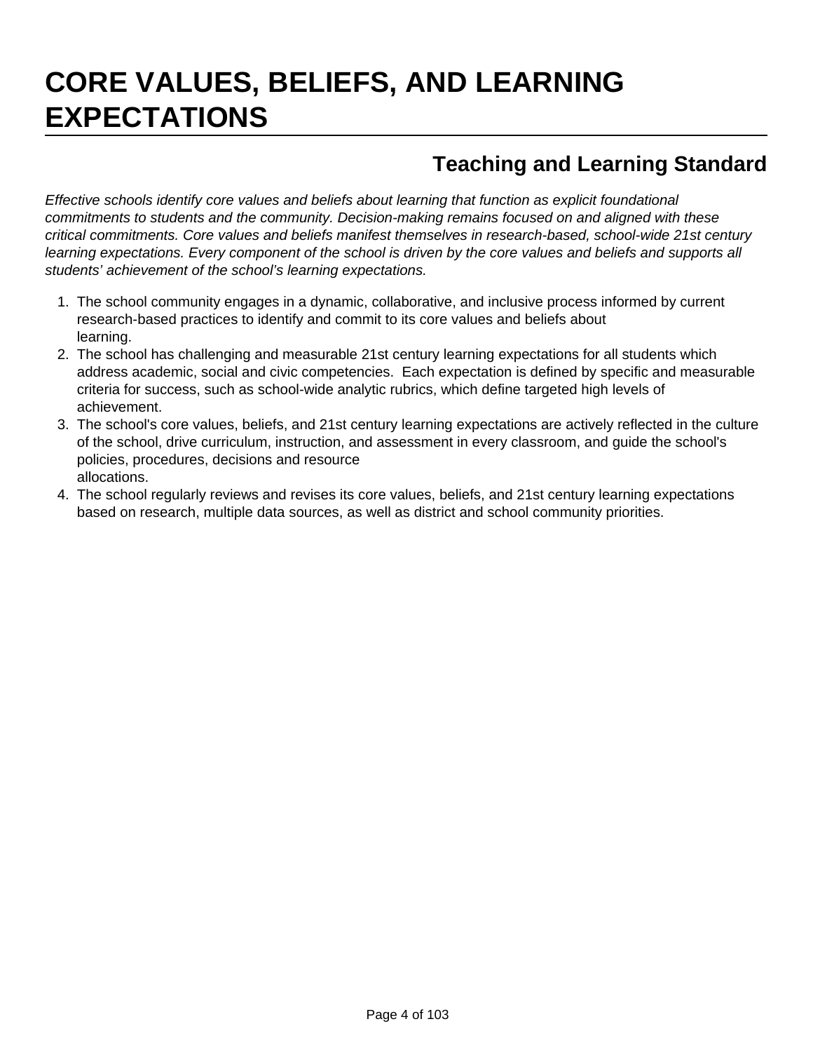# CORE VALUES, BELIEFS, AND LEARNING EXPECTATIONS

## Teaching and Learning Standard

*Effective schools identify core values and beliefs about learning that function as explicit foundational commitments to students and the community. Decision-making remains focused on and aligned with these critical commitments. Core values and beliefs manifest themselves in research-based, school-wide 21st century learning expectations. Every component of the school is driven by the core values and beliefs and supports all students' achievement of the school's learning expectations.*

1. The school community engages in a dynamic, collaborative, and inclusive process informed by current research-based practices to identify and commit to its core values and beliefs about learning.
2. The school has challenging and measurable 21st century learning expectations for all students which address academic, social and civic competencies. Each expectation is defined by specific and measurable criteria for success, such as school-wide analytic rubrics, which define targeted high levels of achievement.
3. The school's core values, beliefs, and 21st century learning expectations are actively reflected in the culture of the school, drive curriculum, instruction, and assessment in every classroom, and guide the school's policies, procedures, decisions and resource allocations.
4. The school regularly reviews and revises its core values, beliefs, and 21st century learning expectations based on research, multiple data sources, as well as district and school community priorities.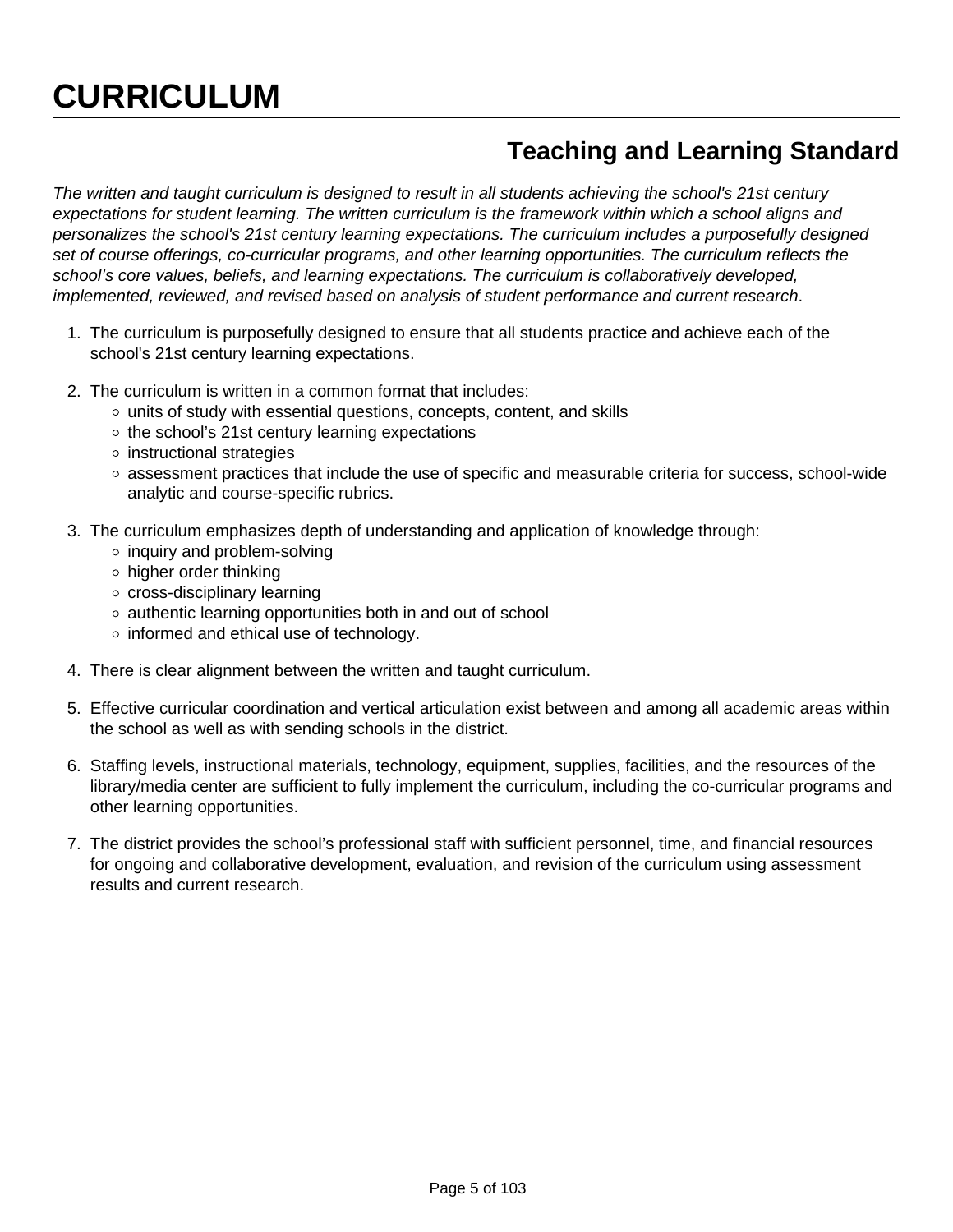# CURRICULUM

## Teaching and Learning Standard

*The written and taught curriculum is designed to result in all students achieving the school's 21st century expectations for student learning. The written curriculum is the framework within which a school aligns and personalizes the school's 21st century learning expectations. The curriculum includes a purposefully designed set of course offerings, co-curricular programs, and other learning opportunities. The curriculum reflects the school's core values, beliefs, and learning expectations. The curriculum is collaboratively developed, implemented, reviewed, and revised based on analysis of student performance and current research*.

1. The curriculum is purposefully designed to ensure that all students practice and achieve each of the school's 21st century learning expectations.
2. The curriculum is written in a common format that includes:
   - units of study with essential questions, concepts, content, and skills
   - the school's 21st century learning expectations
   - instructional strategies
   - assessment practices that include the use of specific and measurable criteria for success, school-wide analytic and course-specific rubrics.
3. The curriculum emphasizes depth of understanding and application of knowledge through:
   - inquiry and problem-solving
   - higher order thinking
   - cross-disciplinary learning
   - authentic learning opportunities both in and out of school
   - informed and ethical use of technology.
4. There is clear alignment between the written and taught curriculum.
5. Effective curricular coordination and vertical articulation exist between and among all academic areas within the school as well as with sending schools in the district.
6. Staffing levels, instructional materials, technology, equipment, supplies, facilities, and the resources of the library/media center are sufficient to fully implement the curriculum, including the co-curricular programs and other learning opportunities.
7. The district provides the school's professional staff with sufficient personnel, time, and financial resources for ongoing and collaborative development, evaluation, and revision of the curriculum using assessment results and current research.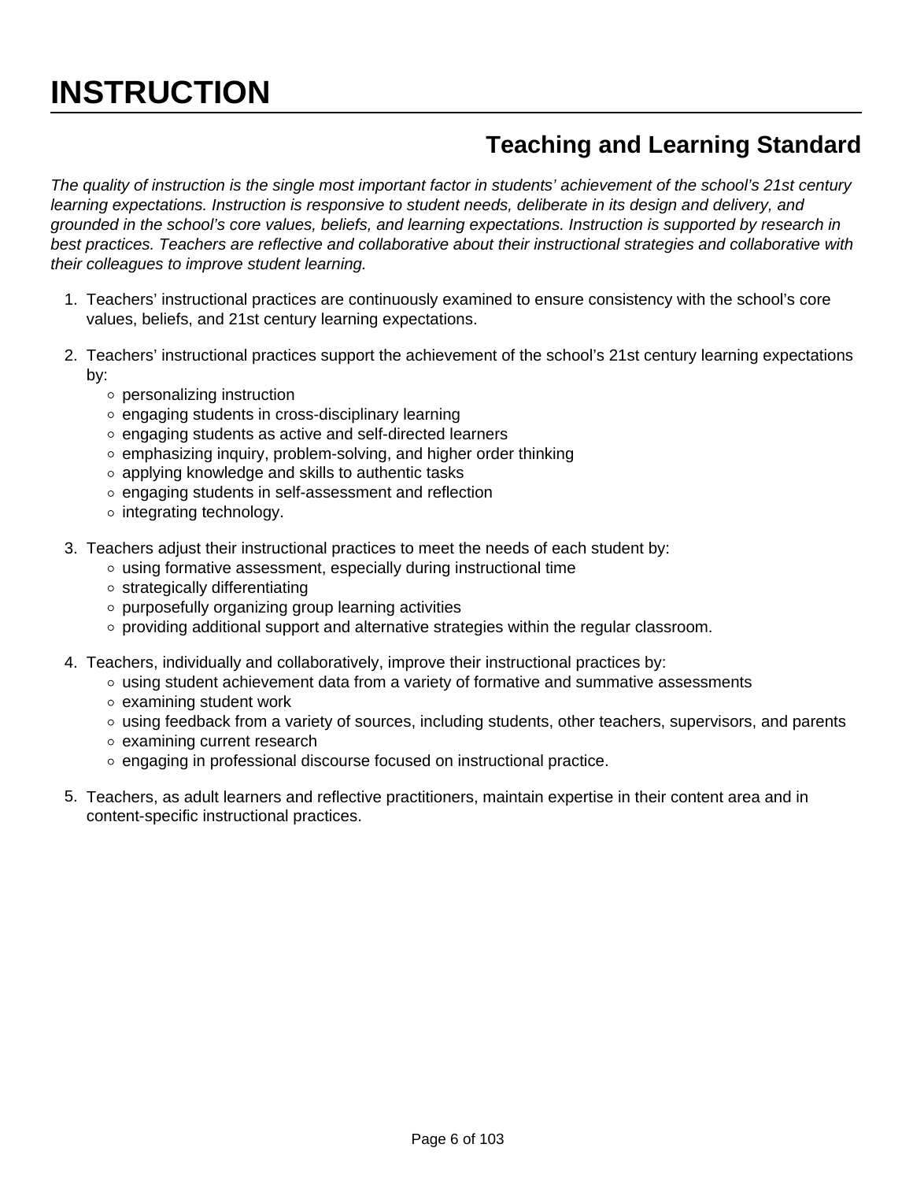# INSTRUCTION

## Teaching and Learning Standard

*The quality of instruction is the single most important factor in students' achievement of the school's 21st century learning expectations. Instruction is responsive to student needs, deliberate in its design and delivery, and grounded in the school's core values, beliefs, and learning expectations. Instruction is supported by research in best practices. Teachers are reflective and collaborative about their instructional strategies and collaborative with their colleagues to improve student learning.*

1. Teachers' instructional practices are continuously examined to ensure consistency with the school's core values, beliefs, and 21st century learning expectations.

2. Teachers' instructional practices support the achievement of the school's 21st century learning expectations by:
   - personalizing instruction
   - engaging students in cross-disciplinary learning
   - engaging students as active and self-directed learners
   - emphasizing inquiry, problem-solving, and higher order thinking
   - applying knowledge and skills to authentic tasks
   - engaging students in self-assessment and reflection
   - integrating technology.

3. Teachers adjust their instructional practices to meet the needs of each student by:
   - using formative assessment, especially during instructional time
   - strategically differentiating
   - purposefully organizing group learning activities
   - providing additional support and alternative strategies within the regular classroom.

4. Teachers, individually and collaboratively, improve their instructional practices by:
   - using student achievement data from a variety of formative and summative assessments
   - examining student work
   - using feedback from a variety of sources, including students, other teachers, supervisors, and parents
   - examining current research
   - engaging in professional discourse focused on instructional practice.

5. Teachers, as adult learners and reflective practitioners, maintain expertise in their content area and in content-specific instructional practices.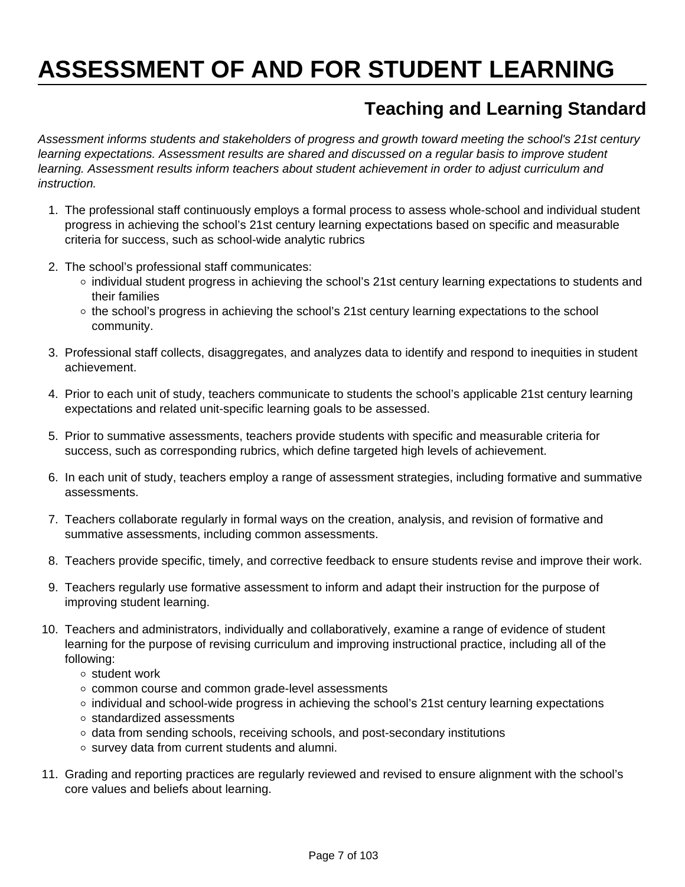# ASSESSMENT OF AND FOR STUDENT LEARNING

## Teaching and Learning Standard

*Assessment informs students and stakeholders of progress and growth toward meeting the school's 21st century learning expectations. Assessment results are shared and discussed on a regular basis to improve student learning. Assessment results inform teachers about student achievement in order to adjust curriculum and instruction.*

1. The professional staff continuously employs a formal process to assess whole-school and individual student progress in achieving the school's 21st century learning expectations based on specific and measurable criteria for success, such as school-wide analytic rubrics

2. The school's professional staff communicates:
   - individual student progress in achieving the school's 21st century learning expectations to students and their families
   - the school's progress in achieving the school's 21st century learning expectations to the school community.

3. Professional staff collects, disaggregates, and analyzes data to identify and respond to inequities in student achievement.

4. Prior to each unit of study, teachers communicate to students the school's applicable 21st century learning expectations and related unit-specific learning goals to be assessed.

5. Prior to summative assessments, teachers provide students with specific and measurable criteria for success, such as corresponding rubrics, which define targeted high levels of achievement.

6. In each unit of study, teachers employ a range of assessment strategies, including formative and summative assessments.

7. Teachers collaborate regularly in formal ways on the creation, analysis, and revision of formative and summative assessments, including common assessments.

8. Teachers provide specific, timely, and corrective feedback to ensure students revise and improve their work.

9. Teachers regularly use formative assessment to inform and adapt their instruction for the purpose of improving student learning.

10. Teachers and administrators, individually and collaboratively, examine a range of evidence of student learning for the purpose of revising curriculum and improving instructional practice, including all of the following:
    - student work
    - common course and common grade-level assessments
    - individual and school-wide progress in achieving the school's 21st century learning expectations
    - standardized assessments
    - data from sending schools, receiving schools, and post-secondary institutions
    - survey data from current students and alumni.

11. Grading and reporting practices are regularly reviewed and revised to ensure alignment with the school's core values and beliefs about learning.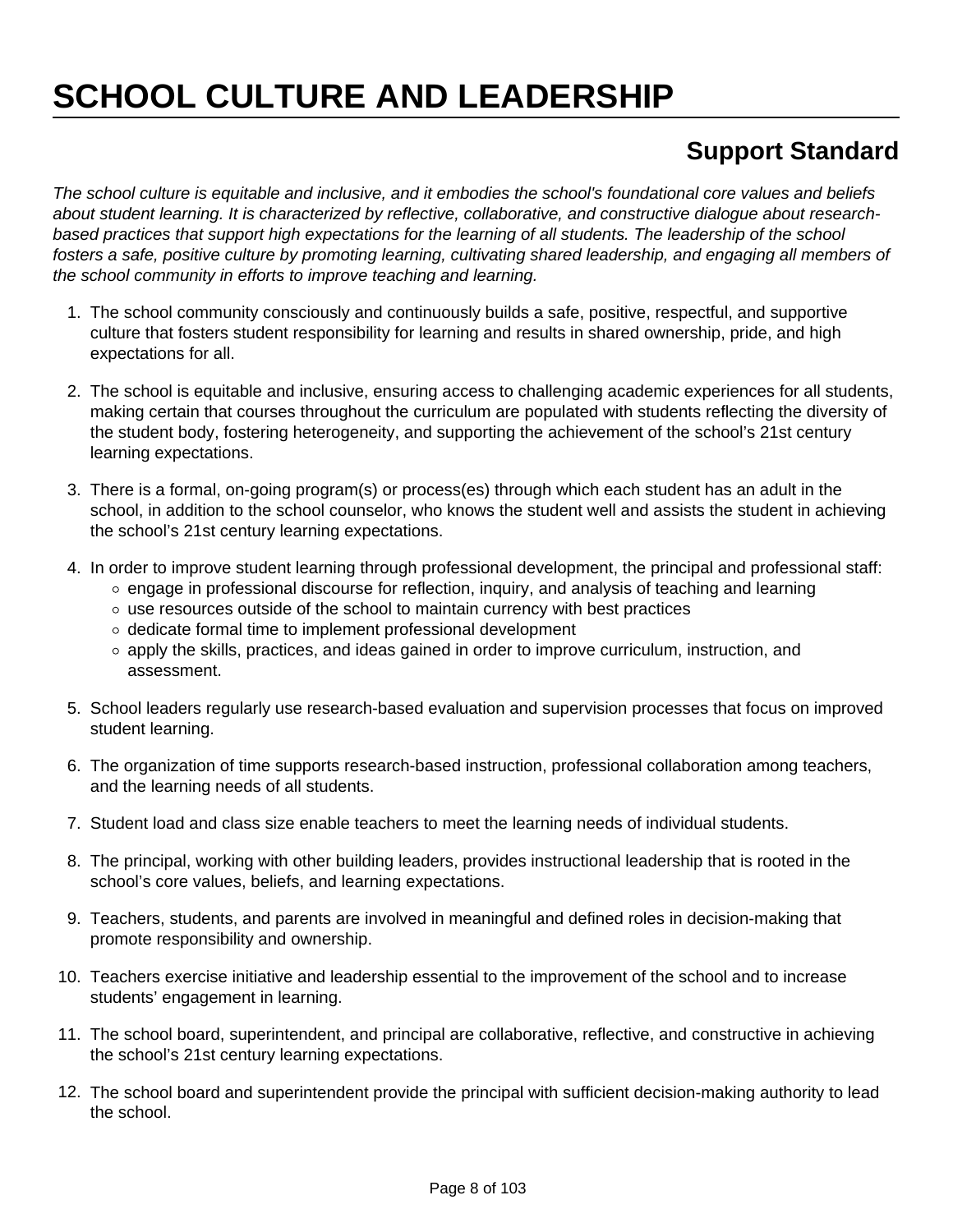# SCHOOL CULTURE AND LEADERSHIP

## Support Standard

*The school culture is equitable and inclusive, and it embodies the school's foundational core values and beliefs about student learning. It is characterized by reflective, collaborative, and constructive dialogue about research-based practices that support high expectations for the learning of all students. The leadership of the school fosters a safe, positive culture by promoting learning, cultivating shared leadership, and engaging all members of the school community in efforts to improve teaching and learning.*

1. The school community consciously and continuously builds a safe, positive, respectful, and supportive culture that fosters student responsibility for learning and results in shared ownership, pride, and high expectations for all.

2. The school is equitable and inclusive, ensuring access to challenging academic experiences for all students, making certain that courses throughout the curriculum are populated with students reflecting the diversity of the student body, fostering heterogeneity, and supporting the achievement of the school's 21st century learning expectations.

3. There is a formal, on-going program(s) or process(es) through which each student has an adult in the school, in addition to the school counselor, who knows the student well and assists the student in achieving the school's 21st century learning expectations.

4. In order to improve student learning through professional development, the principal and professional staff:
   - engage in professional discourse for reflection, inquiry, and analysis of teaching and learning
   - use resources outside of the school to maintain currency with best practices
   - dedicate formal time to implement professional development
   - apply the skills, practices, and ideas gained in order to improve curriculum, instruction, and assessment.

5. School leaders regularly use research-based evaluation and supervision processes that focus on improved student learning.

6. The organization of time supports research-based instruction, professional collaboration among teachers, and the learning needs of all students.

7. Student load and class size enable teachers to meet the learning needs of individual students.

8. The principal, working with other building leaders, provides instructional leadership that is rooted in the school's core values, beliefs, and learning expectations.

9. Teachers, students, and parents are involved in meaningful and defined roles in decision-making that promote responsibility and ownership.

10. Teachers exercise initiative and leadership essential to the improvement of the school and to increase students' engagement in learning.

11. The school board, superintendent, and principal are collaborative, reflective, and constructive in achieving the school's 21st century learning expectations.

12. The school board and superintendent provide the principal with sufficient decision-making authority to lead the school.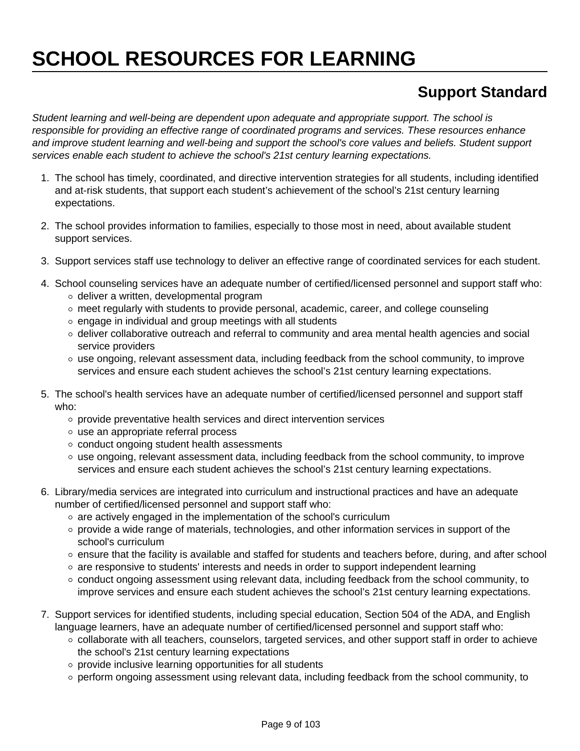# SCHOOL RESOURCES FOR LEARNING

## Support Standard

*Student learning and well-being are dependent upon adequate and appropriate support. The school is responsible for providing an effective range of coordinated programs and services. These resources enhance and improve student learning and well-being and support the school's core values and beliefs. Student support services enable each student to achieve the school's 21st century learning expectations.*

1. The school has timely, coordinated, and directive intervention strategies for all students, including identified and at-risk students, that support each student's achievement of the school's 21st century learning expectations.

2. The school provides information to families, especially to those most in need, about available student support services.

3. Support services staff use technology to deliver an effective range of coordinated services for each student.

4. School counseling services have an adequate number of certified/licensed personnel and support staff who:
   - deliver a written, developmental program
   - meet regularly with students to provide personal, academic, career, and college counseling
   - engage in individual and group meetings with all students
   - deliver collaborative outreach and referral to community and area mental health agencies and social service providers
   - use ongoing, relevant assessment data, including feedback from the school community, to improve services and ensure each student achieves the school's 21st century learning expectations.

5. The school's health services have an adequate number of certified/licensed personnel and support staff who:
   - provide preventative health services and direct intervention services
   - use an appropriate referral process
   - conduct ongoing student health assessments
   - use ongoing, relevant assessment data, including feedback from the school community, to improve services and ensure each student achieves the school's 21st century learning expectations.

6. Library/media services are integrated into curriculum and instructional practices and have an adequate number of certified/licensed personnel and support staff who:
   - are actively engaged in the implementation of the school's curriculum
   - provide a wide range of materials, technologies, and other information services in support of the school's curriculum
   - ensure that the facility is available and staffed for students and teachers before, during, and after school
   - are responsive to students' interests and needs in order to support independent learning
   - conduct ongoing assessment using relevant data, including feedback from the school community, to improve services and ensure each student achieves the school's 21st century learning expectations.

7. Support services for identified students, including special education, Section 504 of the ADA, and English language learners, have an adequate number of certified/licensed personnel and support staff who:
   - collaborate with all teachers, counselors, targeted services, and other support staff in order to achieve the school's 21st century learning expectations
   - provide inclusive learning opportunities for all students
   - perform ongoing assessment using relevant data, including feedback from the school community, to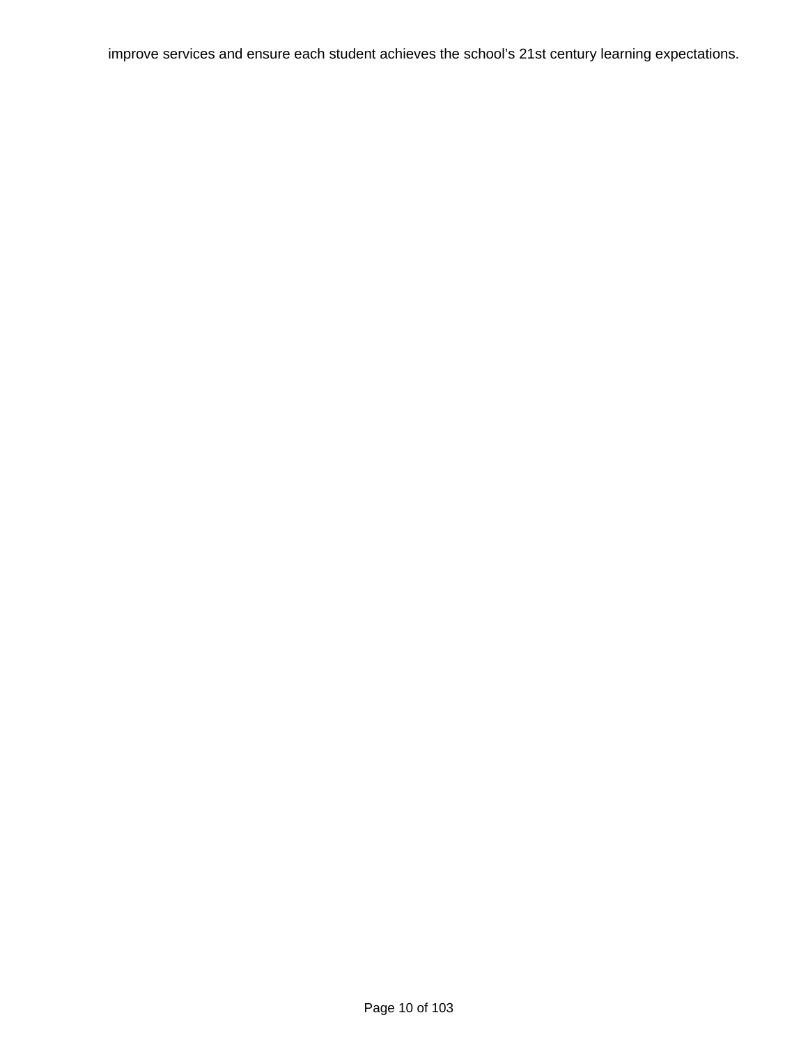improve services and ensure each student achieves the school’s 21st century learning expectations.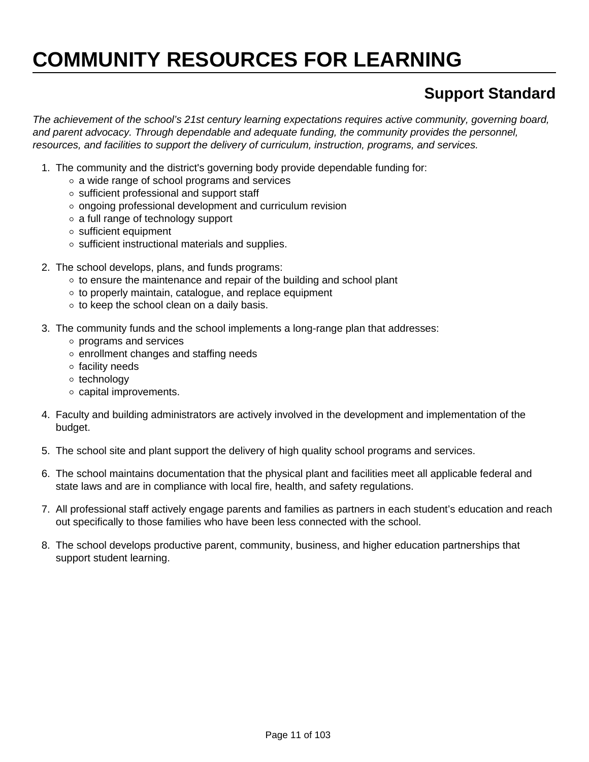# COMMUNITY RESOURCES FOR LEARNING

## Support Standard

*The achievement of the school’s 21st century learning expectations requires active community, governing board, and parent advocacy. Through dependable and adequate funding, the community provides the personnel, resources, and facilities to support the delivery of curriculum, instruction, programs, and services.*

1. The community and the district's governing body provide dependable funding for:
    - a wide range of school programs and services
    - sufficient professional and support staff
    - ongoing professional development and curriculum revision
    - a full range of technology support
    - sufficient equipment
    - sufficient instructional materials and supplies.

2. The school develops, plans, and funds programs:
    - to ensure the maintenance and repair of the building and school plant
    - to properly maintain, catalogue, and replace equipment
    - to keep the school clean on a daily basis.

3. The community funds and the school implements a long-range plan that addresses:
    - programs and services
    - enrollment changes and staffing needs
    - facility needs
    - technology
    - capital improvements.

4. Faculty and building administrators are actively involved in the development and implementation of the budget.

5. The school site and plant support the delivery of high quality school programs and services.

6. The school maintains documentation that the physical plant and facilities meet all applicable federal and state laws and are in compliance with local fire, health, and safety regulations.

7. All professional staff actively engage parents and families as partners in each student’s education and reach out specifically to those families who have been less connected with the school.

8. The school develops productive parent, community, business, and higher education partnerships that support student learning.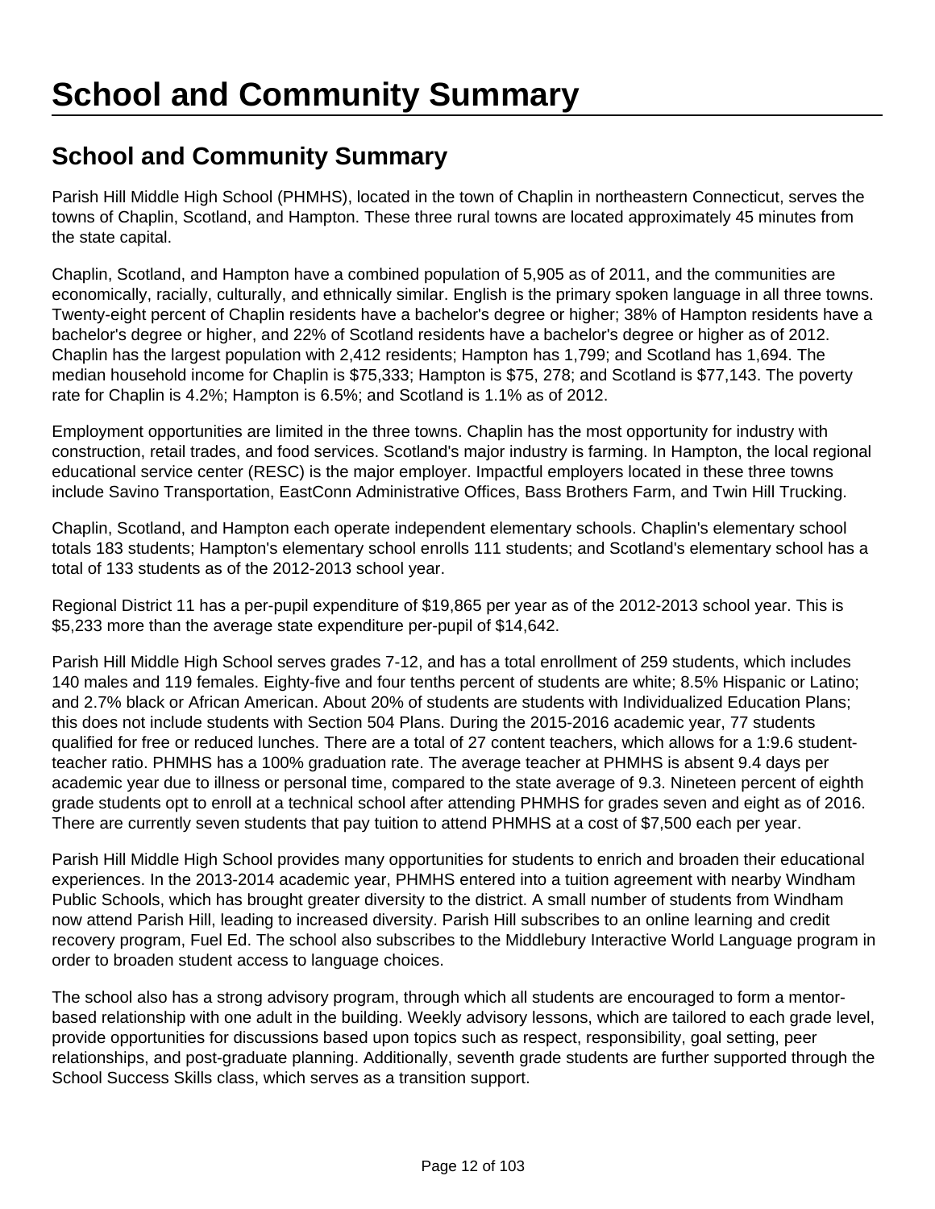# School and Community Summary

## School and Community Summary

Parish Hill Middle High School (PHMHS), located in the town of Chaplin in northeastern Connecticut, serves the towns of Chaplin, Scotland, and Hampton. These three rural towns are located approximately 45 minutes from the state capital.

Chaplin, Scotland, and Hampton have a combined population of 5,905 as of 2011, and the communities are economically, racially, culturally, and ethnically similar. English is the primary spoken language in all three towns. Twenty-eight percent of Chaplin residents have a bachelor's degree or higher; 38% of Hampton residents have a bachelor's degree or higher, and 22% of Scotland residents have a bachelor's degree or higher as of 2012. Chaplin has the largest population with 2,412 residents; Hampton has 1,799; and Scotland has 1,694. The median household income for Chaplin is $75,333; Hampton is $75, 278; and Scotland is $77,143. The poverty rate for Chaplin is 4.2%; Hampton is 6.5%; and Scotland is 1.1% as of 2012.

Employment opportunities are limited in the three towns. Chaplin has the most opportunity for industry with construction, retail trades, and food services. Scotland's major industry is farming. In Hampton, the local regional educational service center (RESC) is the major employer. Impactful employers located in these three towns include Savino Transportation, EastConn Administrative Offices, Bass Brothers Farm, and Twin Hill Trucking.

Chaplin, Scotland, and Hampton each operate independent elementary schools. Chaplin's elementary school totals 183 students; Hampton's elementary school enrolls 111 students; and Scotland's elementary school has a total of 133 students as of the 2012-2013 school year.

Regional District 11 has a per-pupil expenditure of $19,865 per year as of the 2012-2013 school year. This is $5,233 more than the average state expenditure per-pupil of $14,642.

Parish Hill Middle High School serves grades 7-12, and has a total enrollment of 259 students, which includes 140 males and 119 females. Eighty-five and four tenths percent of students are white; 8.5% Hispanic or Latino; and 2.7% black or African American. About 20% of students are students with Individualized Education Plans; this does not include students with Section 504 Plans. During the 2015-2016 academic year, 77 students qualified for free or reduced lunches. There are a total of 27 content teachers, which allows for a 1:9.6 student-teacher ratio. PHMHS has a 100% graduation rate. The average teacher at PHMHS is absent 9.4 days per academic year due to illness or personal time, compared to the state average of 9.3. Nineteen percent of eighth grade students opt to enroll at a technical school after attending PHMHS for grades seven and eight as of 2016. There are currently seven students that pay tuition to attend PHMHS at a cost of $7,500 each per year.

Parish Hill Middle High School provides many opportunities for students to enrich and broaden their educational experiences. In the 2013-2014 academic year, PHMHS entered into a tuition agreement with nearby Windham Public Schools, which has brought greater diversity to the district. A small number of students from Windham now attend Parish Hill, leading to increased diversity. Parish Hill subscribes to an online learning and credit recovery program, Fuel Ed. The school also subscribes to the Middlebury Interactive World Language program in order to broaden student access to language choices.

The school also has a strong advisory program, through which all students are encouraged to form a mentor-based relationship with one adult in the building. Weekly advisory lessons, which are tailored to each grade level, provide opportunities for discussions based upon topics such as respect, responsibility, goal setting, peer relationships, and post-graduate planning. Additionally, seventh grade students are further supported through the School Success Skills class, which serves as a transition support.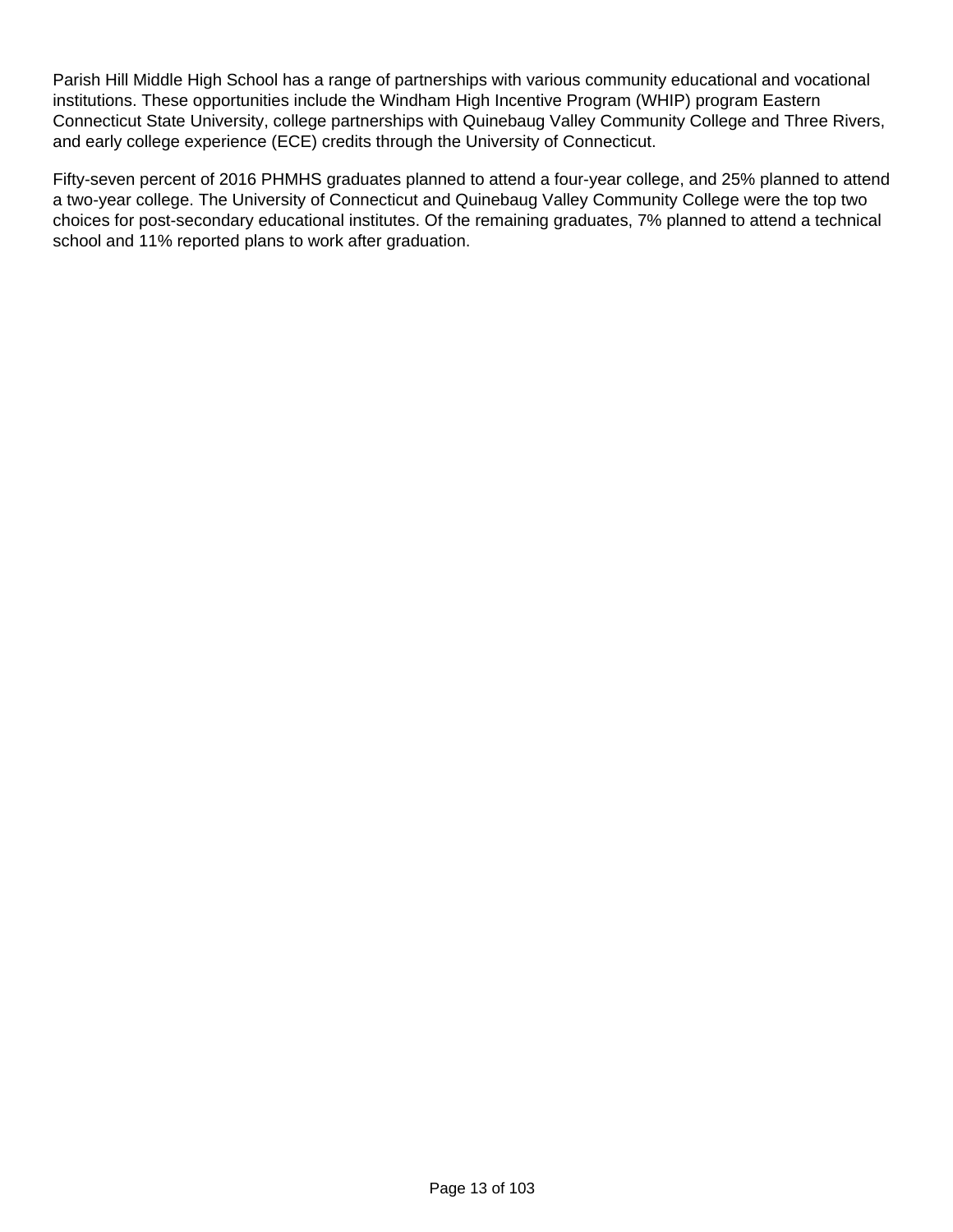Parish Hill Middle High School has a range of partnerships with various community educational and vocational institutions. These opportunities include the Windham High Incentive Program (WHIP) program Eastern Connecticut State University, college partnerships with Quinebaug Valley Community College and Three Rivers, and early college experience (ECE) credits through the University of Connecticut.

Fifty-seven percent of 2016 PHMHS graduates planned to attend a four-year college, and 25% planned to attend a two-year college. The University of Connecticut and Quinebaug Valley Community College were the top two choices for post-secondary educational institutes. Of the remaining graduates, 7% planned to attend a technical school and 11% reported plans to work after graduation.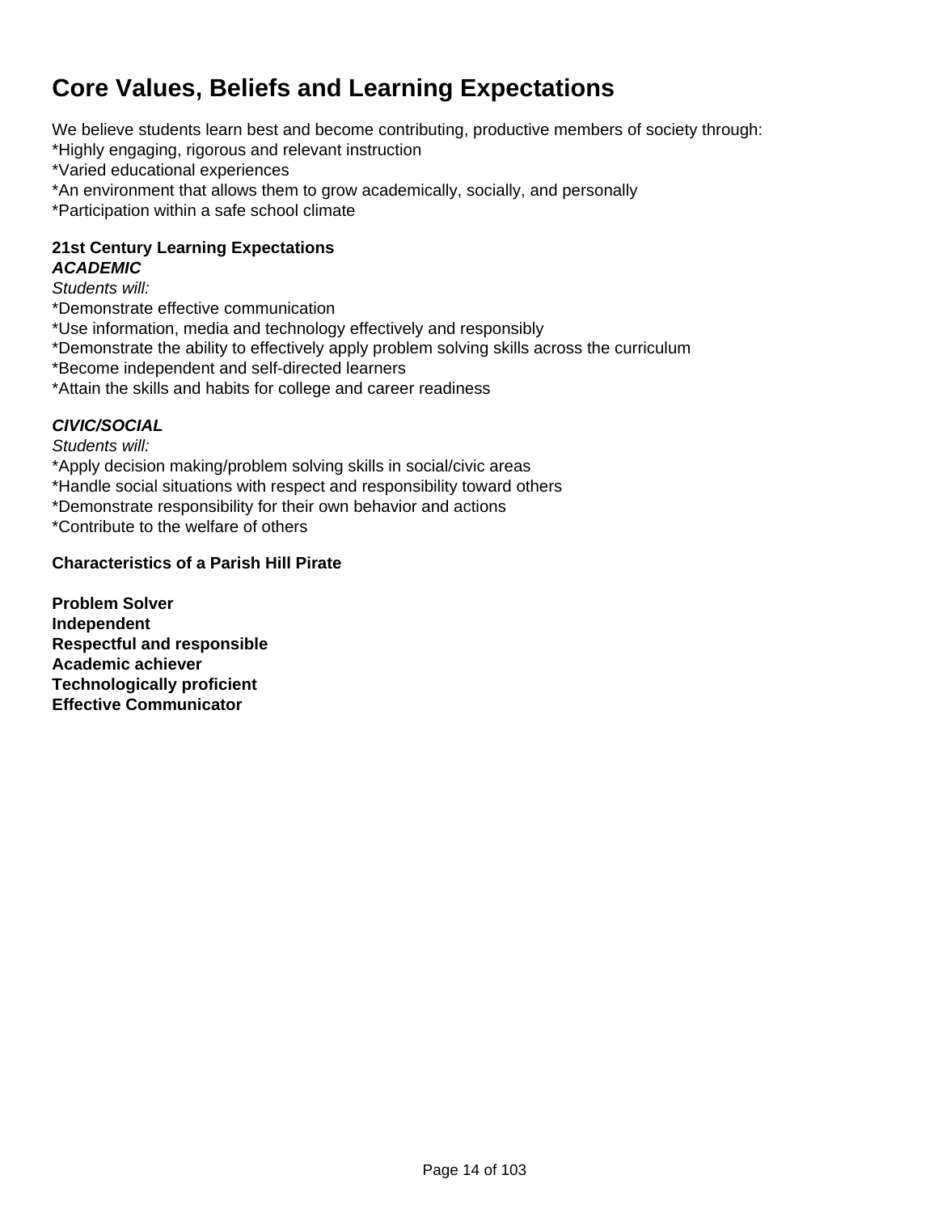# Core Values, Beliefs and Learning Expectations

We believe students learn best and become contributing, productive members of society through:
*Highly engaging, rigorous and relevant instruction
*Varied educational experiences
*An environment that allows them to grow academically, socially, and personally
*Participation within a safe school climate

**21st Century Learning Expectations**
***ACADEMIC***
*Students will:*
*Demonstrate effective communication
*Use information, media and technology effectively and responsibly
*Demonstrate the ability to effectively apply problem solving skills across the curriculum
*Become independent and self-directed learners
*Attain the skills and habits for college and career readiness

***CIVIC/SOCIAL***
*Students will:*
*Apply decision making/problem solving skills in social/civic areas
*Handle social situations with respect and responsibility toward others
*Demonstrate responsibility for their own behavior and actions
*Contribute to the welfare of others

**Characteristics of a Parish Hill Pirate**

**Problem Solver**
**Independent**
**Respectful and responsible**
**Academic achiever**
**Technologically proficient**
**Effective Communicator**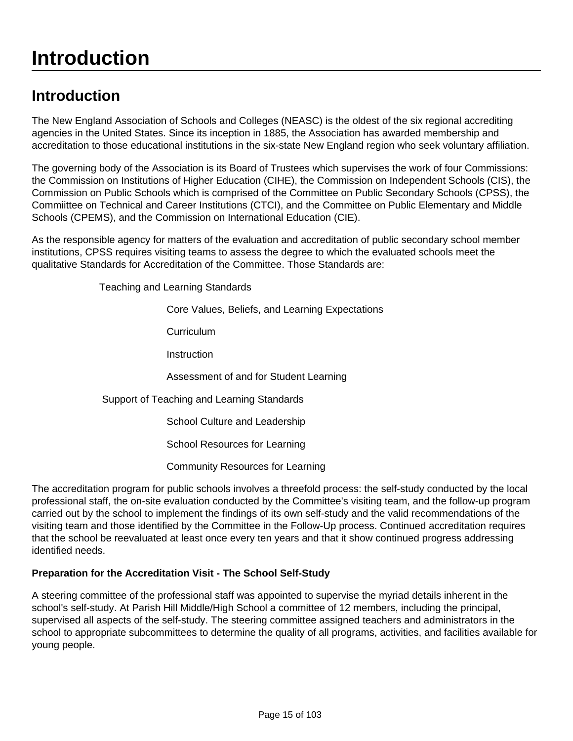# Introduction

## Introduction

The New England Association of Schools and Colleges (NEASC) is the oldest of the six regional accrediting agencies in the United States. Since its inception in 1885, the Association has awarded membership and accreditation to those educational institutions in the six-state New England region who seek voluntary affiliation.

The governing body of the Association is its Board of Trustees which supervises the work of four Commissions: the Commission on Institutions of Higher Education (CIHE), the Commission on Independent Schools (CIS), the Commission on Public Schools which is comprised of the Committee on Public Secondary Schools (CPSS), the Commiittee on Technical and Career Institutions (CTCI), and the Committee on Public Elementary and Middle Schools (CPEMS), and the Commission on International Education (CIE).

As the responsible agency for matters of the evaluation and accreditation of public secondary school member institutions, CPSS requires visiting teams to assess the degree to which the evaluated schools meet the qualitative Standards for Accreditation of the Committee. Those Standards are:

- Teaching and Learning Standards
  - Core Values, Beliefs, and Learning Expectations
  - Curriculum
  - Instruction
  - Assessment of and for Student Learning
- Support of Teaching and Learning Standards
  - School Culture and Leadership
  - School Resources for Learning
  - Community Resources for Learning

The accreditation program for public schools involves a threefold process: the self-study conducted by the local professional staff, the on-site evaluation conducted by the Committee's visiting team, and the follow-up program carried out by the school to implement the findings of its own self-study and the valid recommendations of the visiting team and those identified by the Committee in the Follow-Up process. Continued accreditation requires that the school be reevaluated at least once every ten years and that it show continued progress addressing identified needs.

**Preparation for the Accreditation Visit - The School Self-Study**

A steering committee of the professional staff was appointed to supervise the myriad details inherent in the school's self-study. At Parish Hill Middle/High School a committee of 12 members, including the principal, supervised all aspects of the self-study. The steering committee assigned teachers and administrators in the school to appropriate subcommittees to determine the quality of all programs, activities, and facilities available for young people.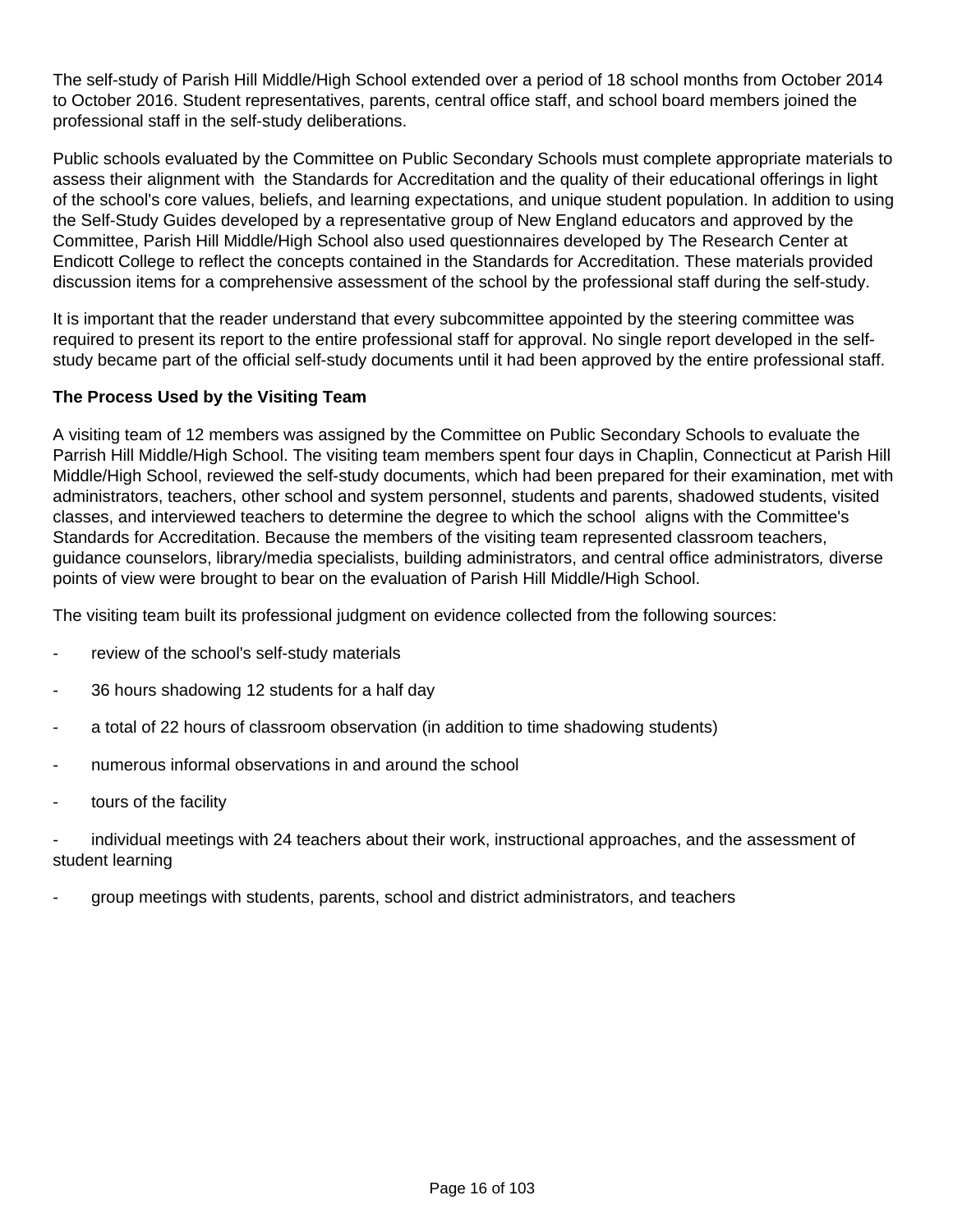The self-study of Parish Hill Middle/High School extended over a period of 18 school months from October 2014 to October 2016. Student representatives, parents, central office staff, and school board members joined the professional staff in the self-study deliberations.

Public schools evaluated by the Committee on Public Secondary Schools must complete appropriate materials to assess their alignment with the Standards for Accreditation and the quality of their educational offerings in light of the school's core values, beliefs, and learning expectations, and unique student population. In addition to using the Self-Study Guides developed by a representative group of New England educators and approved by the Committee, Parish Hill Middle/High School also used questionnaires developed by The Research Center at Endicott College to reflect the concepts contained in the Standards for Accreditation. These materials provided discussion items for a comprehensive assessment of the school by the professional staff during the self-study.

It is important that the reader understand that every subcommittee appointed by the steering committee was required to present its report to the entire professional staff for approval. No single report developed in the self-study became part of the official self-study documents until it had been approved by the entire professional staff.

**The Process Used by the Visiting Team**

A visiting team of 12 members was assigned by the Committee on Public Secondary Schools to evaluate the Parrish Hill Middle/High School. The visiting team members spent four days in Chaplin, Connecticut at Parish Hill Middle/High School, reviewed the self-study documents, which had been prepared for their examination, met with administrators, teachers, other school and system personnel, students and parents, shadowed students, visited classes, and interviewed teachers to determine the degree to which the school aligns with the Committee's Standards for Accreditation. Because the members of the visiting team represented classroom teachers, guidance counselors, library/media specialists, building administrators, and central office administrators*,* diverse points of view were brought to bear on the evaluation of Parish Hill Middle/High School.

The visiting team built its professional judgment on evidence collected from the following sources:

- review of the school's self-study materials
- 36 hours shadowing 12 students for a half day
- a total of 22 hours of classroom observation (in addition to time shadowing students)
- numerous informal observations in and around the school
- tours of the facility
- individual meetings with 24 teachers about their work, instructional approaches, and the assessment of student learning
- group meetings with students, parents, school and district administrators, and teachers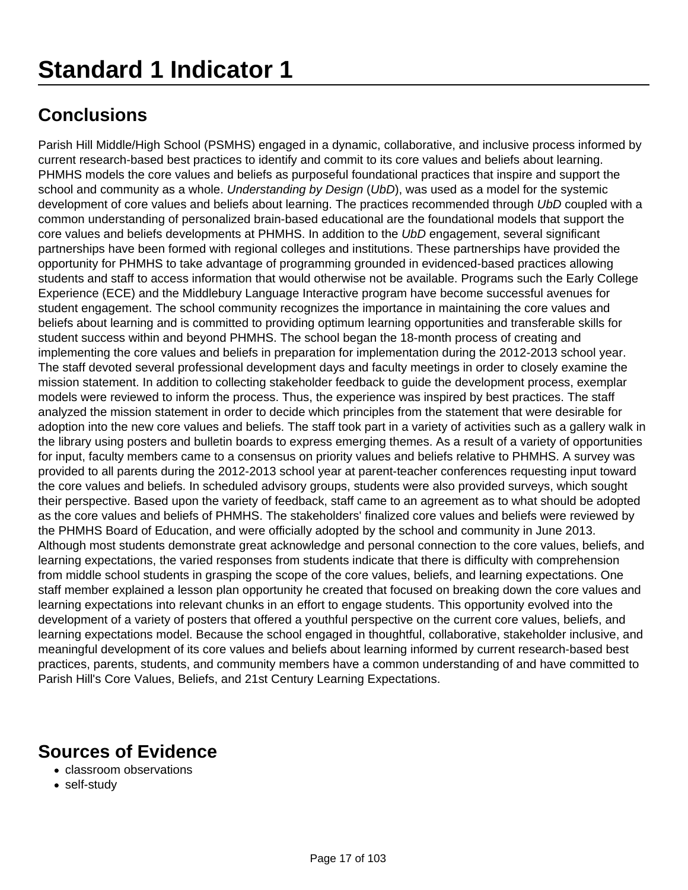# Standard 1 Indicator 1

## Conclusions

Parish Hill Middle/High School (PSMHS) engaged in a dynamic, collaborative, and inclusive process informed by current research-based best practices to identify and commit to its core values and beliefs about learning. PHMHS models the core values and beliefs as purposeful foundational practices that inspire and support the school and community as a whole. *Understanding by Design* (*UbD*), was used as a model for the systemic development of core values and beliefs about learning. The practices recommended through *UbD* coupled with a common understanding of personalized brain-based educational are the foundational models that support the core values and beliefs developments at PHMHS. In addition to the *UbD* engagement, several significant partnerships have been formed with regional colleges and institutions. These partnerships have provided the opportunity for PHMHS to take advantage of programming grounded in evidenced-based practices allowing students and staff to access information that would otherwise not be available. Programs such the Early College Experience (ECE) and the Middlebury Language Interactive program have become successful avenues for student engagement. The school community recognizes the importance in maintaining the core values and beliefs about learning and is committed to providing optimum learning opportunities and transferable skills for student success within and beyond PHMHS. The school began the 18-month process of creating and implementing the core values and beliefs in preparation for implementation during the 2012-2013 school year. The staff devoted several professional development days and faculty meetings in order to closely examine the mission statement. In addition to collecting stakeholder feedback to guide the development process, exemplar models were reviewed to inform the process. Thus, the experience was inspired by best practices. The staff analyzed the mission statement in order to decide which principles from the statement that were desirable for adoption into the new core values and beliefs. The staff took part in a variety of activities such as a gallery walk in the library using posters and bulletin boards to express emerging themes. As a result of a variety of opportunities for input, faculty members came to a consensus on priority values and beliefs relative to PHMHS. A survey was provided to all parents during the 2012-2013 school year at parent-teacher conferences requesting input toward the core values and beliefs. In scheduled advisory groups, students were also provided surveys, which sought their perspective. Based upon the variety of feedback, staff came to an agreement as to what should be adopted as the core values and beliefs of PHMHS. The stakeholders' finalized core values and beliefs were reviewed by the PHMHS Board of Education, and were officially adopted by the school and community in June 2013. Although most students demonstrate great acknowledge and personal connection to the core values, beliefs, and learning expectations, the varied responses from students indicate that there is difficulty with comprehension from middle school students in grasping the scope of the core values, beliefs, and learning expectations. One staff member explained a lesson plan opportunity he created that focused on breaking down the core values and learning expectations into relevant chunks in an effort to engage students. This opportunity evolved into the development of a variety of posters that offered a youthful perspective on the current core values, beliefs, and learning expectations model. Because the school engaged in thoughtful, collaborative, stakeholder inclusive, and meaningful development of its core values and beliefs about learning informed by current research-based best practices, parents, students, and community members have a common understanding of and have committed to Parish Hill's Core Values, Beliefs, and 21st Century Learning Expectations.

## Sources of Evidence

- classroom observations
- self-study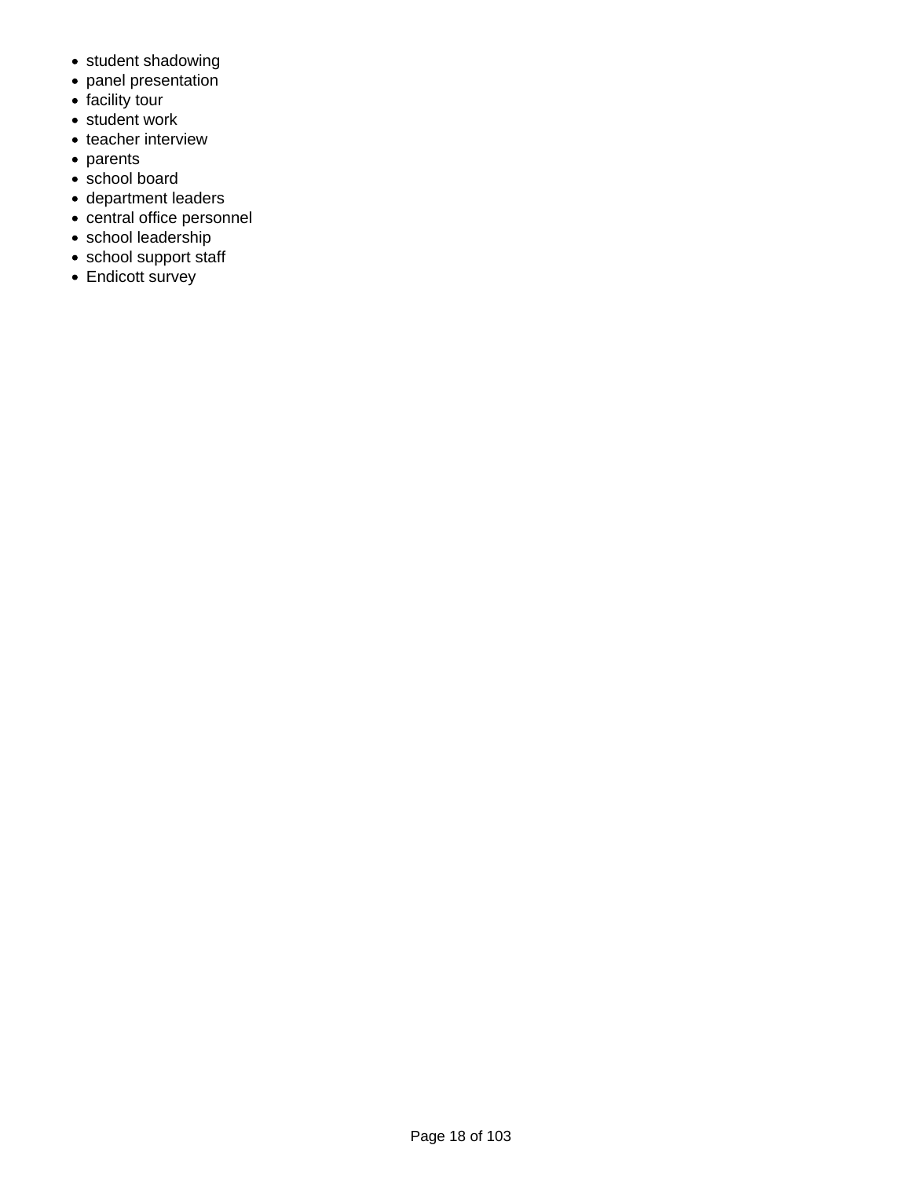- student shadowing
- panel presentation
- facility tour
- student work
- teacher interview
- parents
- school board
- department leaders
- central office personnel
- school leadership
- school support staff
- Endicott survey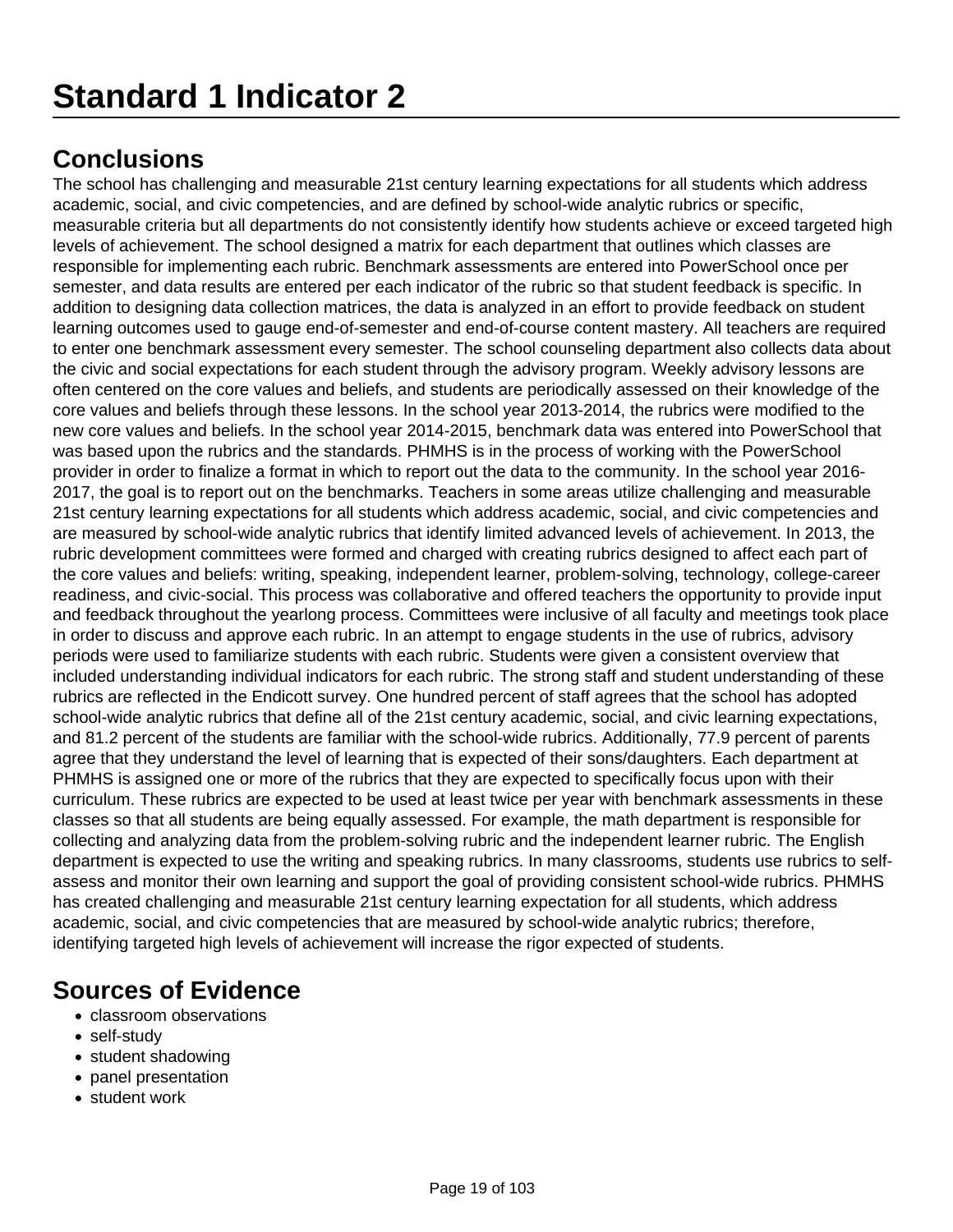# Standard 1 Indicator 2

## Conclusions

The school has challenging and measurable 21st century learning expectations for all students which address academic, social, and civic competencies, and are defined by school-wide analytic rubrics or specific, measurable criteria but all departments do not consistently identify how students achieve or exceed targeted high levels of achievement. The school designed a matrix for each department that outlines which classes are responsible for implementing each rubric. Benchmark assessments are entered into PowerSchool once per semester, and data results are entered per each indicator of the rubric so that student feedback is specific. In addition to designing data collection matrices, the data is analyzed in an effort to provide feedback on student learning outcomes used to gauge end-of-semester and end-of-course content mastery. All teachers are required to enter one benchmark assessment every semester. The school counseling department also collects data about the civic and social expectations for each student through the advisory program. Weekly advisory lessons are often centered on the core values and beliefs, and students are periodically assessed on their knowledge of the core values and beliefs through these lessons. In the school year 2013-2014, the rubrics were modified to the new core values and beliefs. In the school year 2014-2015, benchmark data was entered into PowerSchool that was based upon the rubrics and the standards. PHMHS is in the process of working with the PowerSchool provider in order to finalize a format in which to report out the data to the community. In the school year 2016-2017, the goal is to report out on the benchmarks. Teachers in some areas utilize challenging and measurable 21st century learning expectations for all students which address academic, social, and civic competencies and are measured by school-wide analytic rubrics that identify limited advanced levels of achievement. In 2013, the rubric development committees were formed and charged with creating rubrics designed to affect each part of the core values and beliefs: writing, speaking, independent learner, problem-solving, technology, college-career readiness, and civic-social. This process was collaborative and offered teachers the opportunity to provide input and feedback throughout the yearlong process. Committees were inclusive of all faculty and meetings took place in order to discuss and approve each rubric. In an attempt to engage students in the use of rubrics, advisory periods were used to familiarize students with each rubric. Students were given a consistent overview that included understanding individual indicators for each rubric. The strong staff and student understanding of these rubrics are reflected in the Endicott survey. One hundred percent of staff agrees that the school has adopted school-wide analytic rubrics that define all of the 21st century academic, social, and civic learning expectations, and 81.2 percent of the students are familiar with the school-wide rubrics. Additionally, 77.9 percent of parents agree that they understand the level of learning that is expected of their sons/daughters. Each department at PHMHS is assigned one or more of the rubrics that they are expected to specifically focus upon with their curriculum. These rubrics are expected to be used at least twice per year with benchmark assessments in these classes so that all students are being equally assessed. For example, the math department is responsible for collecting and analyzing data from the problem-solving rubric and the independent learner rubric. The English department is expected to use the writing and speaking rubrics. In many classrooms, students use rubrics to self-assess and monitor their own learning and support the goal of providing consistent school-wide rubrics. PHMHS has created challenging and measurable 21st century learning expectation for all students, which address academic, social, and civic competencies that are measured by school-wide analytic rubrics; therefore, identifying targeted high levels of achievement will increase the rigor expected of students.

## Sources of Evidence

- classroom observations
- self-study
- student shadowing
- panel presentation
- student work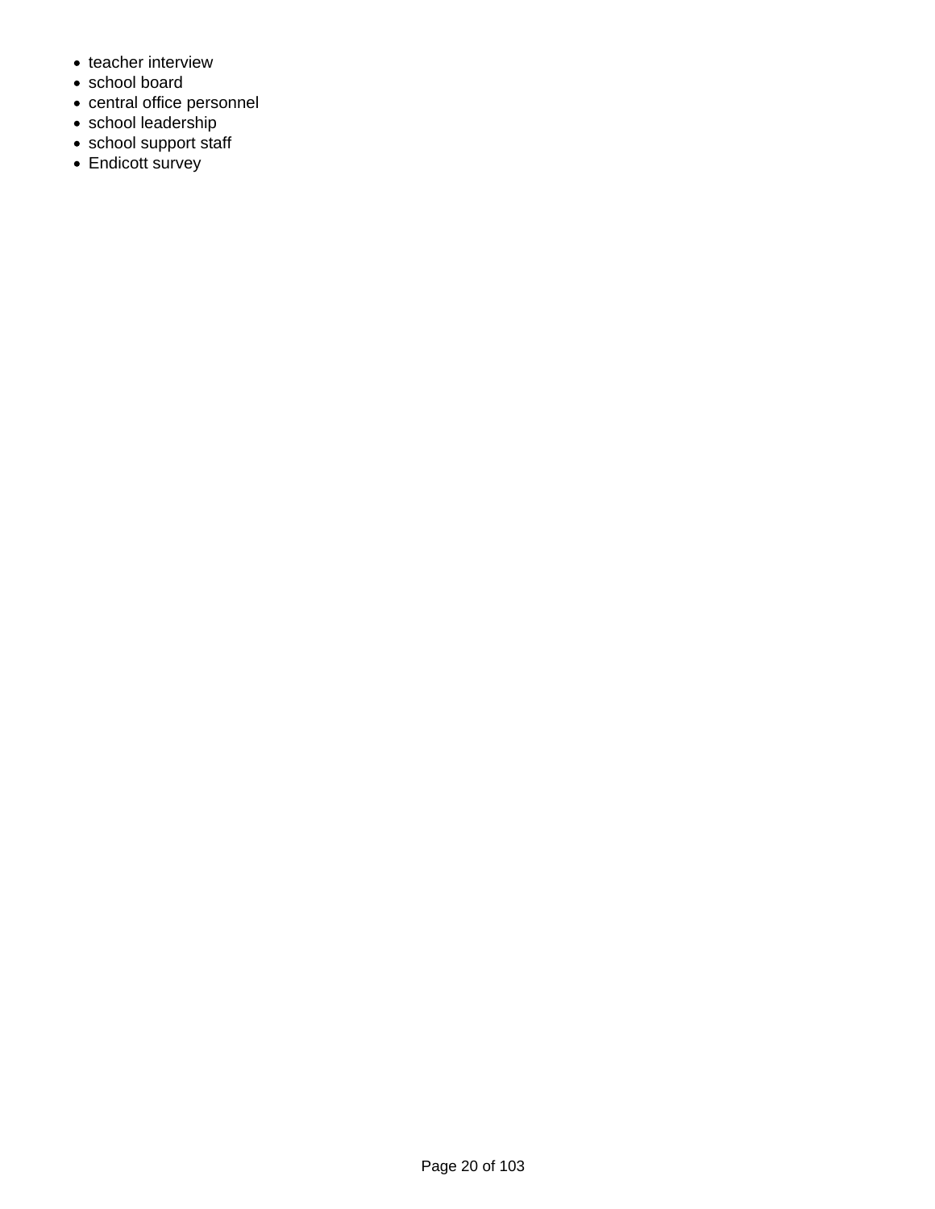- teacher interview
- school board
- central office personnel
- school leadership
- school support staff
- Endicott survey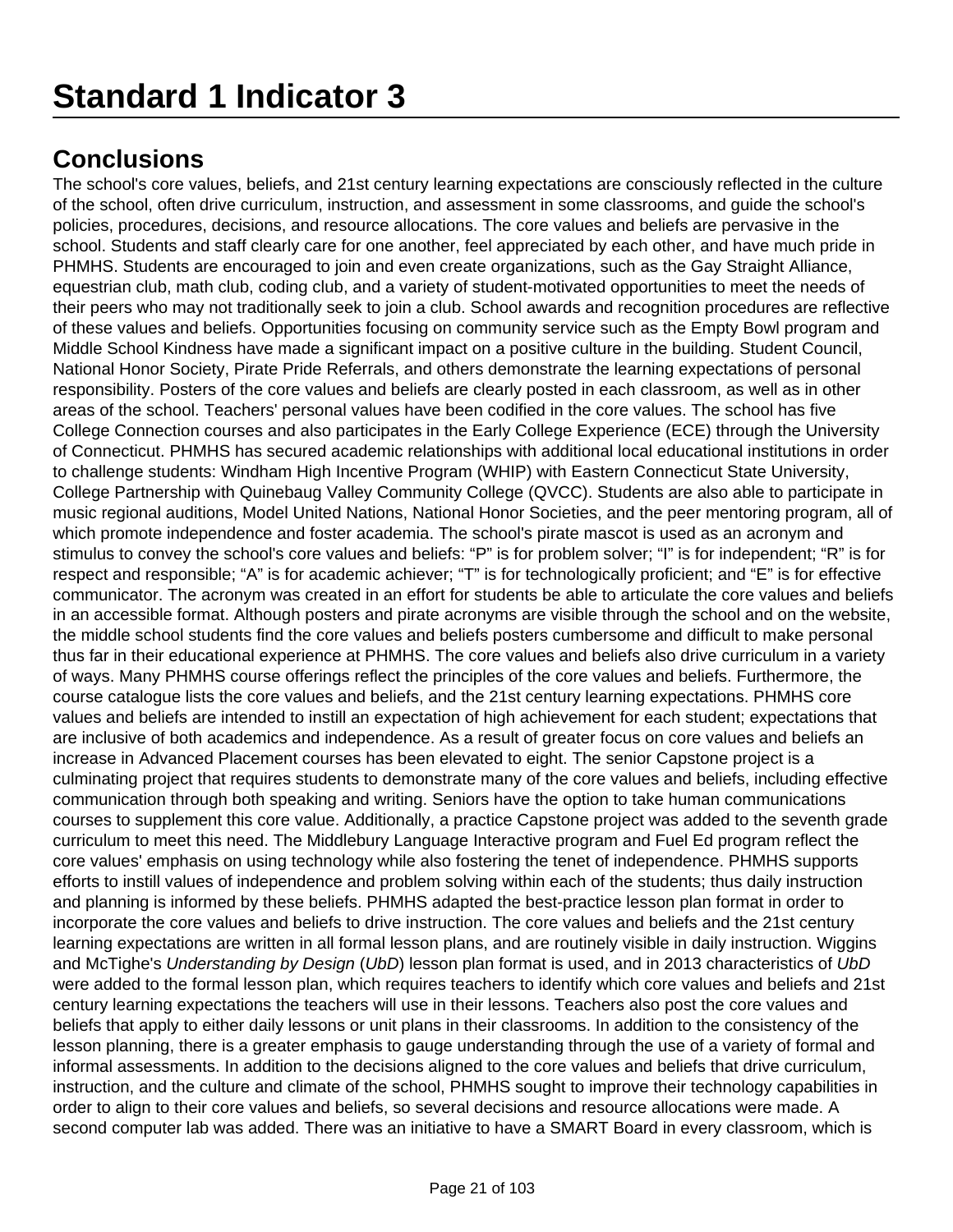# Standard 1 Indicator 3

## Conclusions

The school's core values, beliefs, and 21st century learning expectations are consciously reflected in the culture of the school, often drive curriculum, instruction, and assessment in some classrooms, and guide the school's policies, procedures, decisions, and resource allocations. The core values and beliefs are pervasive in the school. Students and staff clearly care for one another, feel appreciated by each other, and have much pride in PHMHS. Students are encouraged to join and even create organizations, such as the Gay Straight Alliance, equestrian club, math club, coding club, and a variety of student-motivated opportunities to meet the needs of their peers who may not traditionally seek to join a club. School awards and recognition procedures are reflective of these values and beliefs. Opportunities focusing on community service such as the Empty Bowl program and Middle School Kindness have made a significant impact on a positive culture in the building. Student Council, National Honor Society, Pirate Pride Referrals, and others demonstrate the learning expectations of personal responsibility. Posters of the core values and beliefs are clearly posted in each classroom, as well as in other areas of the school. Teachers' personal values have been codified in the core values. The school has five College Connection courses and also participates in the Early College Experience (ECE) through the University of Connecticut. PHMHS has secured academic relationships with additional local educational institutions in order to challenge students: Windham High Incentive Program (WHIP) with Eastern Connecticut State University, College Partnership with Quinebaug Valley Community College (QVCC). Students are also able to participate in music regional auditions, Model United Nations, National Honor Societies, and the peer mentoring program, all of which promote independence and foster academia. The school's pirate mascot is used as an acronym and stimulus to convey the school's core values and beliefs: “P” is for problem solver; “I” is for independent; “R” is for respect and responsible; “A” is for academic achiever; “T” is for technologically proficient; and “E” is for effective communicator. The acronym was created in an effort for students be able to articulate the core values and beliefs in an accessible format. Although posters and pirate acronyms are visible through the school and on the website, the middle school students find the core values and beliefs posters cumbersome and difficult to make personal thus far in their educational experience at PHMHS. The core values and beliefs also drive curriculum in a variety of ways. Many PHMHS course offerings reflect the principles of the core values and beliefs. Furthermore, the course catalogue lists the core values and beliefs, and the 21st century learning expectations. PHMHS core values and beliefs are intended to instill an expectation of high achievement for each student; expectations that are inclusive of both academics and independence. As a result of greater focus on core values and beliefs an increase in Advanced Placement courses has been elevated to eight. The senior Capstone project is a culminating project that requires students to demonstrate many of the core values and beliefs, including effective communication through both speaking and writing. Seniors have the option to take human communications courses to supplement this core value. Additionally, a practice Capstone project was added to the seventh grade curriculum to meet this need. The Middlebury Language Interactive program and Fuel Ed program reflect the core values' emphasis on using technology while also fostering the tenet of independence. PHMHS supports efforts to instill values of independence and problem solving within each of the students; thus daily instruction and planning is informed by these beliefs. PHMHS adapted the best-practice lesson plan format in order to incorporate the core values and beliefs to drive instruction. The core values and beliefs and the 21st century learning expectations are written in all formal lesson plans, and are routinely visible in daily instruction. Wiggins and McTighe's *Understanding by Design* (*UbD*) lesson plan format is used, and in 2013 characteristics of *UbD* were added to the formal lesson plan, which requires teachers to identify which core values and beliefs and 21st century learning expectations the teachers will use in their lessons. Teachers also post the core values and beliefs that apply to either daily lessons or unit plans in their classrooms. In addition to the consistency of the lesson planning, there is a greater emphasis to gauge understanding through the use of a variety of formal and informal assessments. In addition to the decisions aligned to the core values and beliefs that drive curriculum, instruction, and the culture and climate of the school, PHMHS sought to improve their technology capabilities in order to align to their core values and beliefs, so several decisions and resource allocations were made. A second computer lab was added. There was an initiative to have a SMART Board in every classroom, which is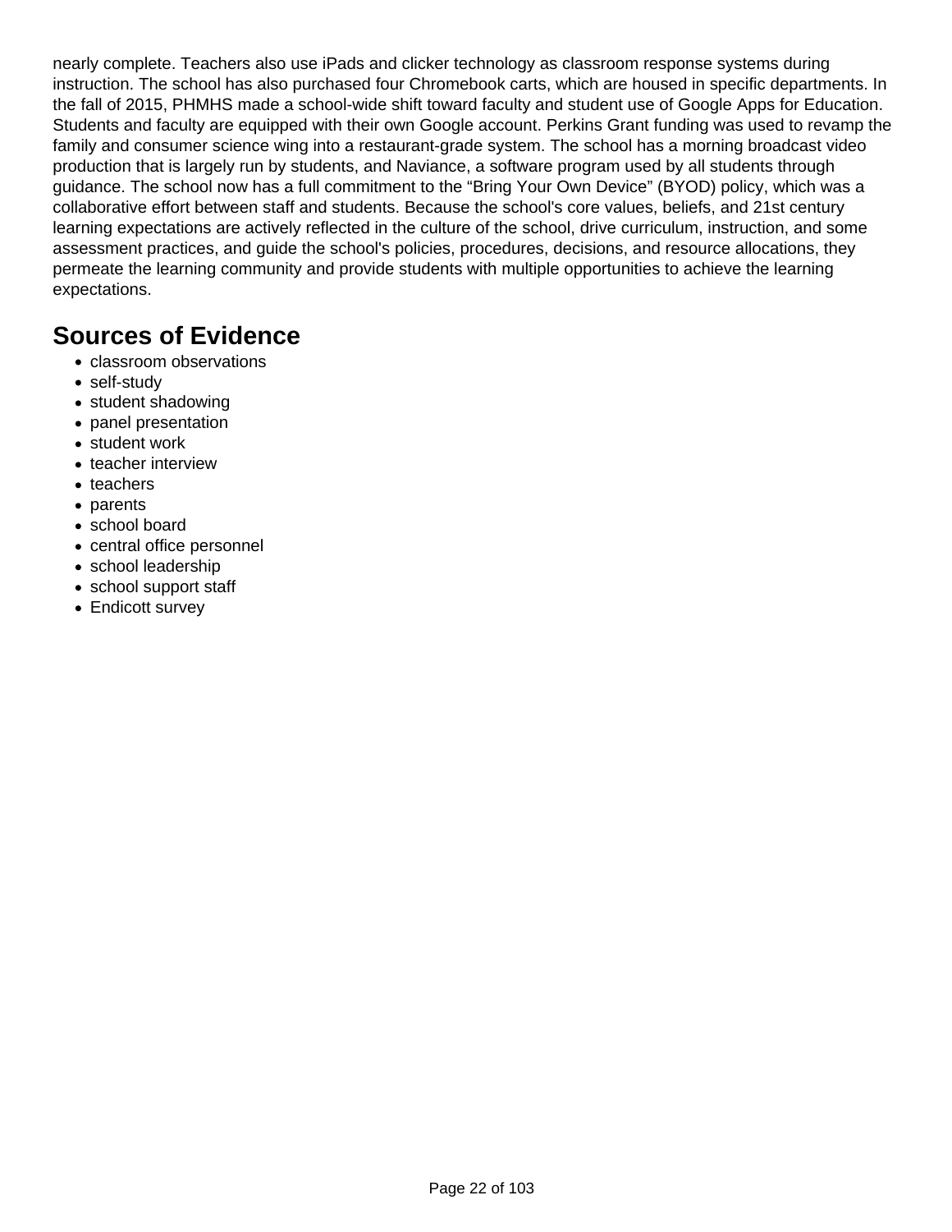nearly complete. Teachers also use iPads and clicker technology as classroom response systems during instruction. The school has also purchased four Chromebook carts, which are housed in specific departments. In the fall of 2015, PHMHS made a school-wide shift toward faculty and student use of Google Apps for Education. Students and faculty are equipped with their own Google account. Perkins Grant funding was used to revamp the family and consumer science wing into a restaurant-grade system. The school has a morning broadcast video production that is largely run by students, and Naviance, a software program used by all students through guidance. The school now has a full commitment to the “Bring Your Own Device” (BYOD) policy, which was a collaborative effort between staff and students. Because the school's core values, beliefs, and 21st century learning expectations are actively reflected in the culture of the school, drive curriculum, instruction, and some assessment practices, and guide the school's policies, procedures, decisions, and resource allocations, they permeate the learning community and provide students with multiple opportunities to achieve the learning expectations.

## Sources of Evidence

- classroom observations
- self-study
- student shadowing
- panel presentation
- student work
- teacher interview
- teachers
- parents
- school board
- central office personnel
- school leadership
- school support staff
- Endicott survey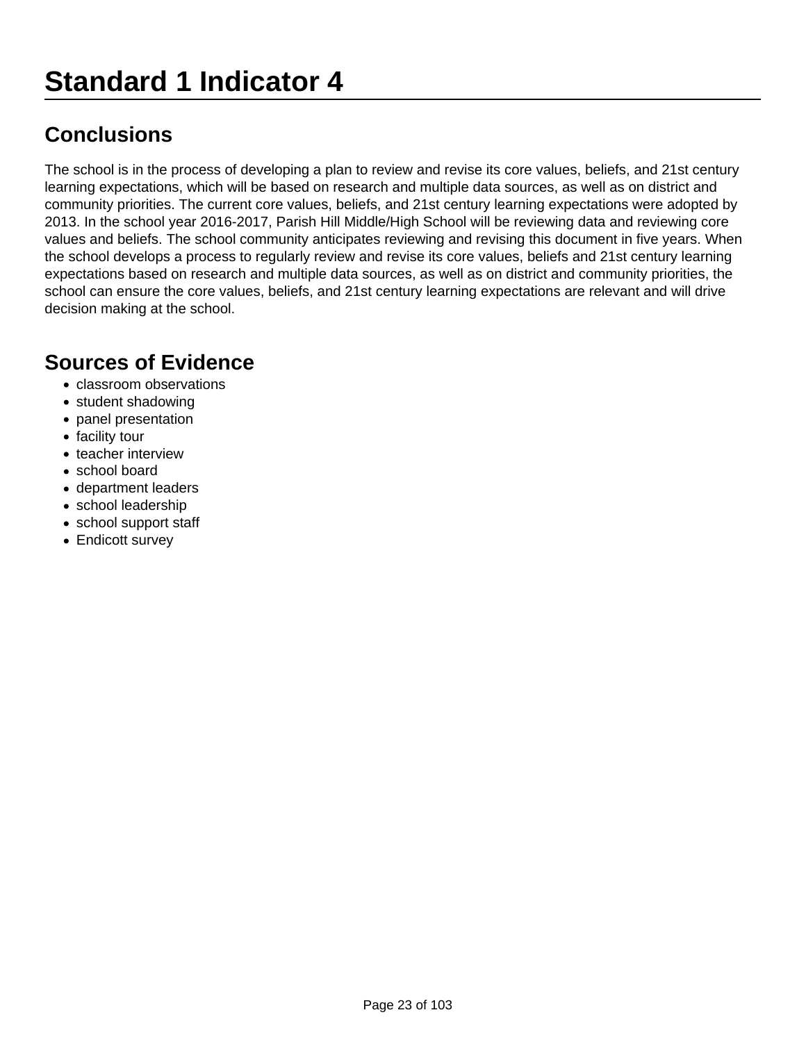# Standard 1 Indicator 4

## Conclusions

The school is in the process of developing a plan to review and revise its core values, beliefs, and 21st century learning expectations, which will be based on research and multiple data sources, as well as on district and community priorities. The current core values, beliefs, and 21st century learning expectations were adopted by 2013. In the school year 2016-2017, Parish Hill Middle/High School will be reviewing data and reviewing core values and beliefs. The school community anticipates reviewing and revising this document in five years. When the school develops a process to regularly review and revise its core values, beliefs and 21st century learning expectations based on research and multiple data sources, as well as on district and community priorities, the school can ensure the core values, beliefs, and 21st century learning expectations are relevant and will drive decision making at the school.

## Sources of Evidence

- classroom observations
- student shadowing
- panel presentation
- facility tour
- teacher interview
- school board
- department leaders
- school leadership
- school support staff
- Endicott survey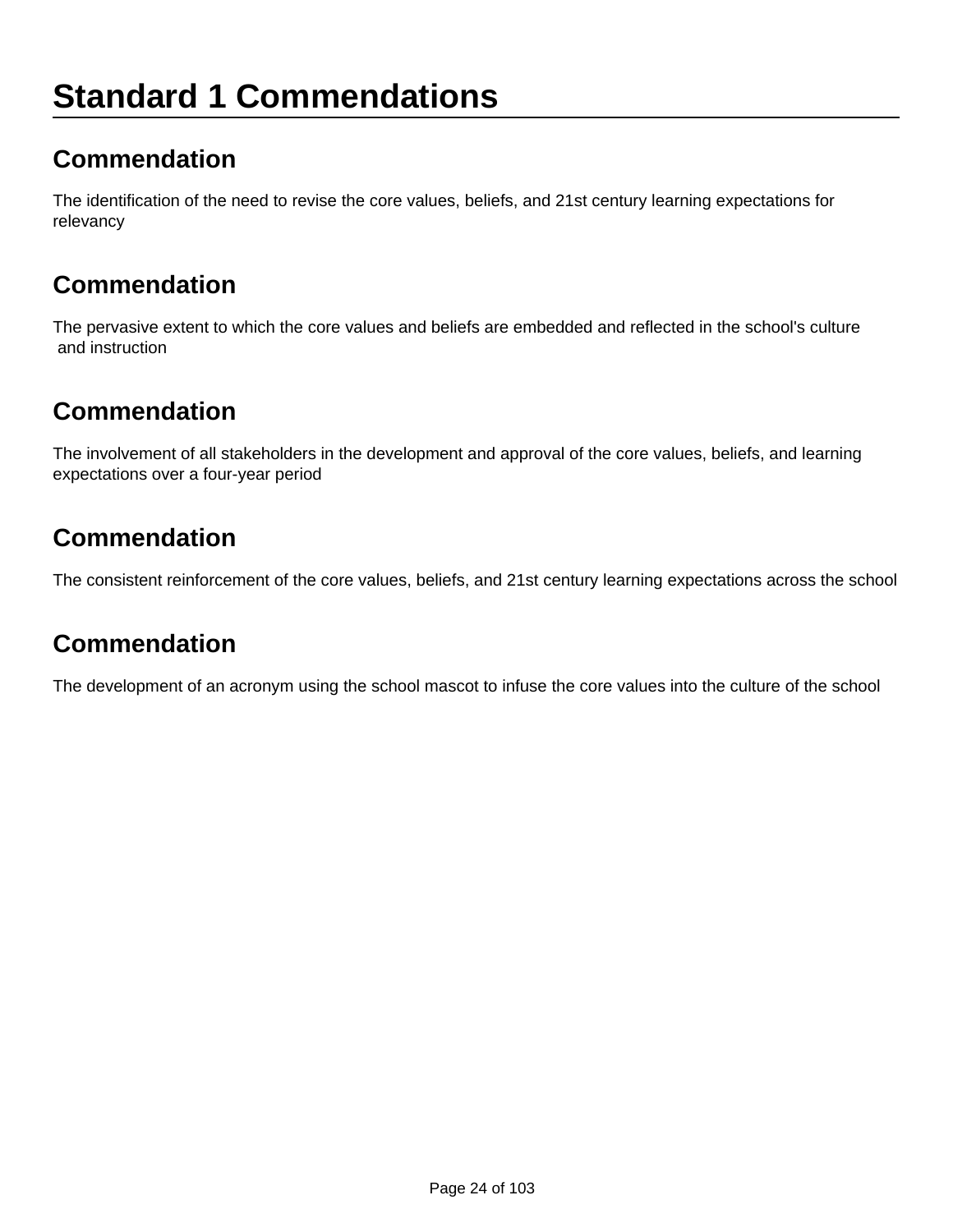# Standard 1 Commendations

## Commendation

The identification of the need to revise the core values, beliefs, and 21st century learning expectations for relevancy

## Commendation

The pervasive extent to which the core values and beliefs are embedded and reflected in the school's culture and instruction

## Commendation

The involvement of all stakeholders in the development and approval of the core values, beliefs, and learning expectations over a four-year period

## Commendation

The consistent reinforcement of the core values, beliefs, and 21st century learning expectations across the school

## Commendation

The development of an acronym using the school mascot to infuse the core values into the culture of the school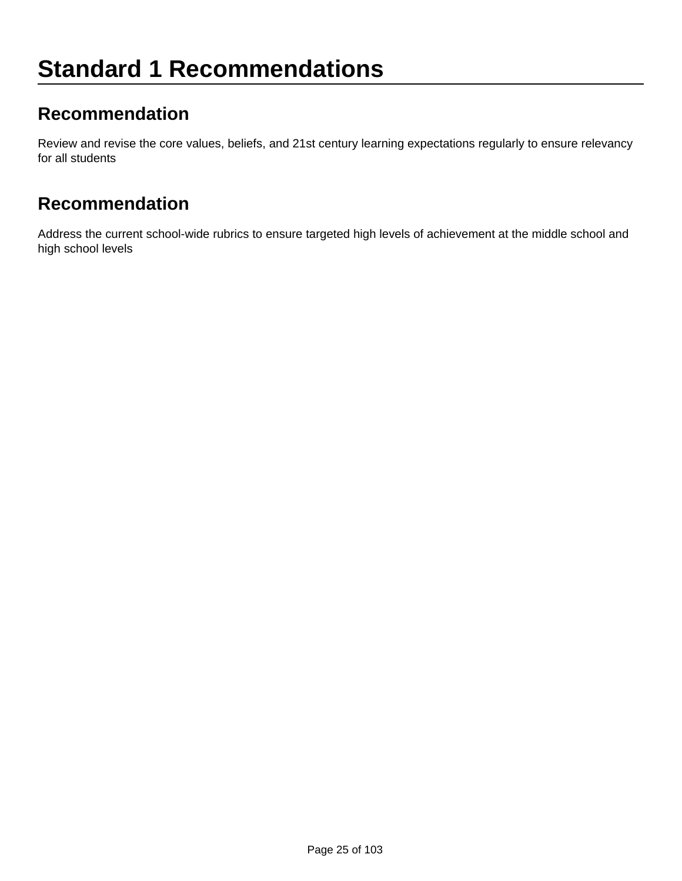# Standard 1 Recommendations

## Recommendation

Review and revise the core values, beliefs, and 21st century learning expectations regularly to ensure relevancy for all students

## Recommendation

Address the current school-wide rubrics to ensure targeted high levels of achievement at the middle school and high school levels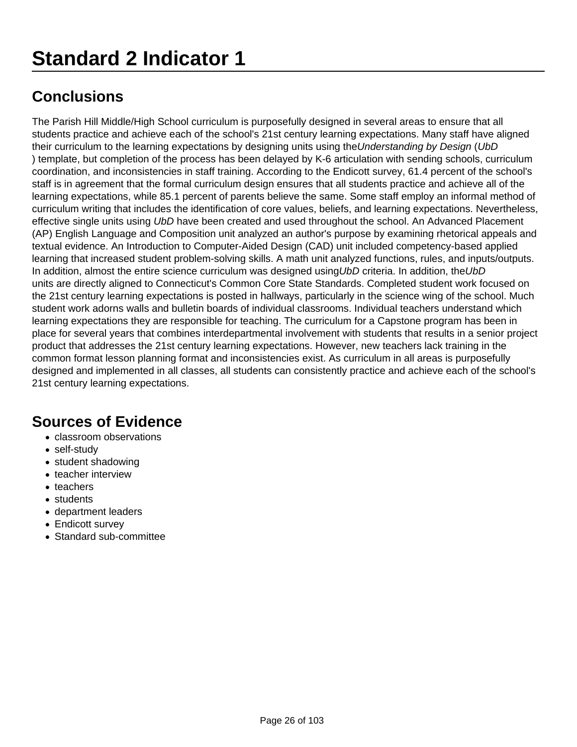# Standard 2 Indicator 1

## Conclusions

The Parish Hill Middle/High School curriculum is purposefully designed in several areas to ensure that all students practice and achieve each of the school's 21st century learning expectations. Many staff have aligned their curriculum to the learning expectations by designing units using the *Understanding by Design* (*UbD*) template, but completion of the process has been delayed by K-6 articulation with sending schools, curriculum coordination, and inconsistencies in staff training. According to the Endicott survey, 61.4 percent of the school's staff is in agreement that the formal curriculum design ensures that all students practice and achieve all of the learning expectations, while 85.1 percent of parents believe the same. Some staff employ an informal method of curriculum writing that includes the identification of core values, beliefs, and learning expectations. Nevertheless, effective single units using *UbD* have been created and used throughout the school. An Advanced Placement (AP) English Language and Composition unit analyzed an author's purpose by examining rhetorical appeals and textual evidence. An Introduction to Computer-Aided Design (CAD) unit included competency-based applied learning that increased student problem-solving skills. A math unit analyzed functions, rules, and inputs/outputs. In addition, almost the entire science curriculum was designed using *UbD* criteria. In addition, the *UbD* units are directly aligned to Connecticut's Common Core State Standards. Completed student work focused on the 21st century learning expectations is posted in hallways, particularly in the science wing of the school. Much student work adorns walls and bulletin boards of individual classrooms. Individual teachers understand which learning expectations they are responsible for teaching. The curriculum for a Capstone program has been in place for several years that combines interdepartmental involvement with students that results in a senior project product that addresses the 21st century learning expectations. However, new teachers lack training in the common format lesson planning format and inconsistencies exist. As curriculum in all areas is purposefully designed and implemented in all classes, all students can consistently practice and achieve each of the school's 21st century learning expectations.

## Sources of Evidence

- classroom observations
- self-study
- student shadowing
- teacher interview
- teachers
- students
- department leaders
- Endicott survey
- Standard sub-committee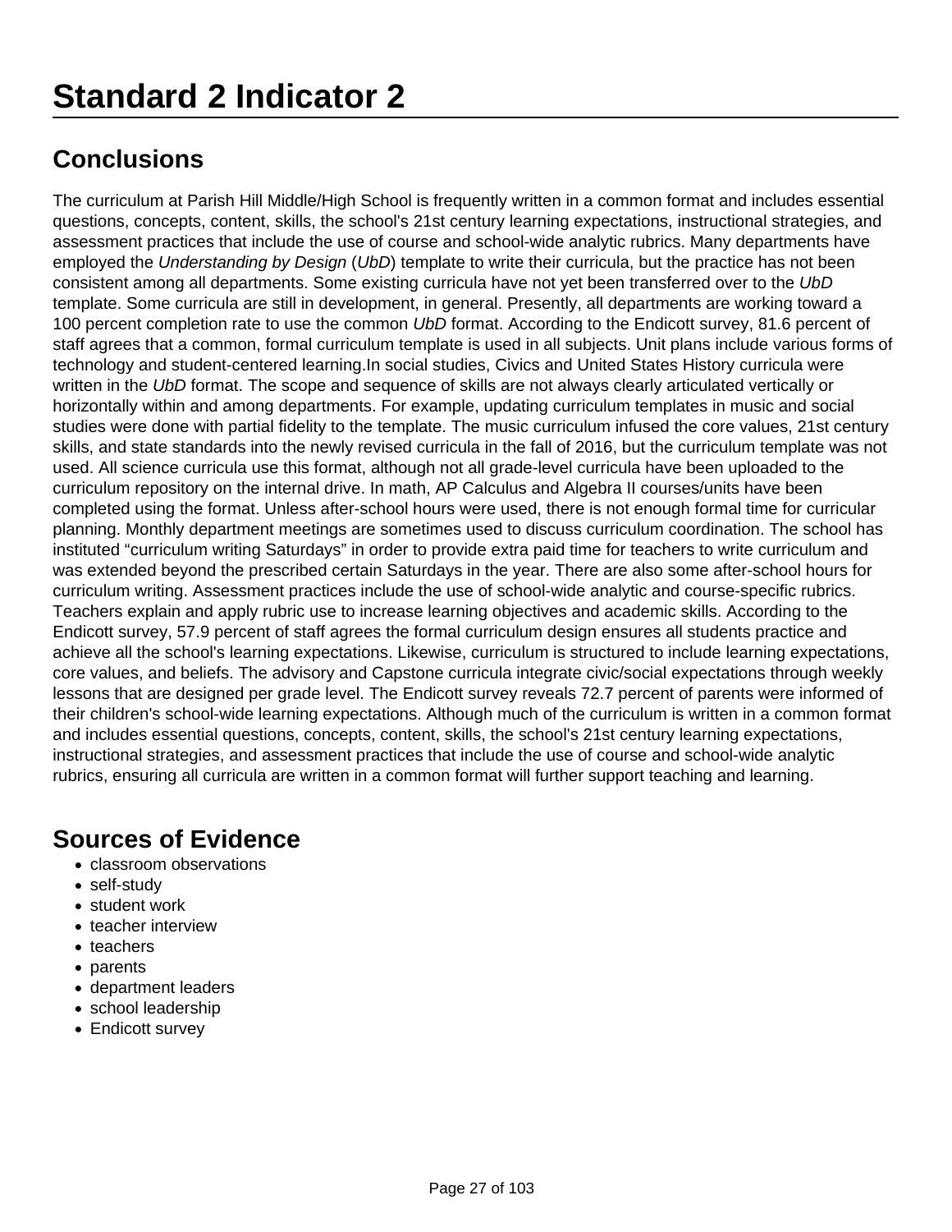# Standard 2 Indicator 2

## Conclusions

The curriculum at Parish Hill Middle/High School is frequently written in a common format and includes essential questions, concepts, content, skills, the school's 21st century learning expectations, instructional strategies, and assessment practices that include the use of course and school-wide analytic rubrics. Many departments have employed the *Understanding by Design* (*UbD*) template to write their curricula, but the practice has not been consistent among all departments. Some existing curricula have not yet been transferred over to the *UbD* template. Some curricula are still in development, in general. Presently, all departments are working toward a 100 percent completion rate to use the common *UbD* format. According to the Endicott survey, 81.6 percent of staff agrees that a common, formal curriculum template is used in all subjects. Unit plans include various forms of technology and student-centered learning.In social studies, Civics and United States History curricula were written in the *UbD* format. The scope and sequence of skills are not always clearly articulated vertically or horizontally within and among departments. For example, updating curriculum templates in music and social studies were done with partial fidelity to the template. The music curriculum infused the core values, 21st century skills, and state standards into the newly revised curricula in the fall of 2016, but the curriculum template was not used. All science curricula use this format, although not all grade-level curricula have been uploaded to the curriculum repository on the internal drive. In math, AP Calculus and Algebra II courses/units have been completed using the format. Unless after-school hours were used, there is not enough formal time for curricular planning. Monthly department meetings are sometimes used to discuss curriculum coordination. The school has instituted “curriculum writing Saturdays” in order to provide extra paid time for teachers to write curriculum and was extended beyond the prescribed certain Saturdays in the year. There are also some after-school hours for curriculum writing. Assessment practices include the use of school-wide analytic and course-specific rubrics. Teachers explain and apply rubric use to increase learning objectives and academic skills. According to the Endicott survey, 57.9 percent of staff agrees the formal curriculum design ensures all students practice and achieve all the school's learning expectations. Likewise, curriculum is structured to include learning expectations, core values, and beliefs. The advisory and Capstone curricula integrate civic/social expectations through weekly lessons that are designed per grade level. The Endicott survey reveals 72.7 percent of parents were informed of their children's school-wide learning expectations. Although much of the curriculum is written in a common format and includes essential questions, concepts, content, skills, the school's 21st century learning expectations, instructional strategies, and assessment practices that include the use of course and school-wide analytic rubrics, ensuring all curricula are written in a common format will further support teaching and learning.

## Sources of Evidence

- classroom observations
- self-study
- student work
- teacher interview
- teachers
- parents
- department leaders
- school leadership
- Endicott survey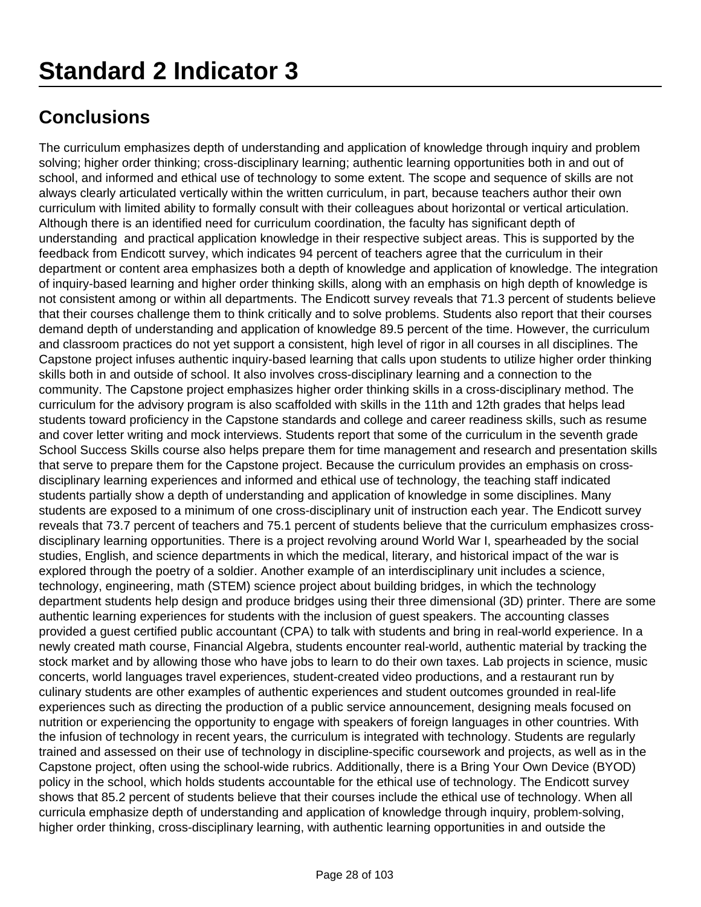# Standard 2 Indicator 3

## Conclusions

The curriculum emphasizes depth of understanding and application of knowledge through inquiry and problem solving; higher order thinking; cross-disciplinary learning; authentic learning opportunities both in and out of school, and informed and ethical use of technology to some extent. The scope and sequence of skills are not always clearly articulated vertically within the written curriculum, in part, because teachers author their own curriculum with limited ability to formally consult with their colleagues about horizontal or vertical articulation. Although there is an identified need for curriculum coordination, the faculty has significant depth of understanding and practical application knowledge in their respective subject areas. This is supported by the feedback from Endicott survey, which indicates 94 percent of teachers agree that the curriculum in their department or content area emphasizes both a depth of knowledge and application of knowledge. The integration of inquiry-based learning and higher order thinking skills, along with an emphasis on high depth of knowledge is not consistent among or within all departments. The Endicott survey reveals that 71.3 percent of students believe that their courses challenge them to think critically and to solve problems. Students also report that their courses demand depth of understanding and application of knowledge 89.5 percent of the time. However, the curriculum and classroom practices do not yet support a consistent, high level of rigor in all courses in all disciplines. The Capstone project infuses authentic inquiry-based learning that calls upon students to utilize higher order thinking skills both in and outside of school. It also involves cross-disciplinary learning and a connection to the community. The Capstone project emphasizes higher order thinking skills in a cross-disciplinary method. The curriculum for the advisory program is also scaffolded with skills in the 11th and 12th grades that helps lead students toward proficiency in the Capstone standards and college and career readiness skills, such as resume and cover letter writing and mock interviews. Students report that some of the curriculum in the seventh grade School Success Skills course also helps prepare them for time management and research and presentation skills that serve to prepare them for the Capstone project. Because the curriculum provides an emphasis on cross-disciplinary learning experiences and informed and ethical use of technology, the teaching staff indicated students partially show a depth of understanding and application of knowledge in some disciplines. Many students are exposed to a minimum of one cross-disciplinary unit of instruction each year. The Endicott survey reveals that 73.7 percent of teachers and 75.1 percent of students believe that the curriculum emphasizes cross-disciplinary learning opportunities. There is a project revolving around World War I, spearheaded by the social studies, English, and science departments in which the medical, literary, and historical impact of the war is explored through the poetry of a soldier. Another example of an interdisciplinary unit includes a science, technology, engineering, math (STEM) science project about building bridges, in which the technology department students help design and produce bridges using their three dimensional (3D) printer. There are some authentic learning experiences for students with the inclusion of guest speakers. The accounting classes provided a guest certified public accountant (CPA) to talk with students and bring in real-world experience. In a newly created math course, Financial Algebra, students encounter real-world, authentic material by tracking the stock market and by allowing those who have jobs to learn to do their own taxes. Lab projects in science, music concerts, world languages travel experiences, student-created video productions, and a restaurant run by culinary students are other examples of authentic experiences and student outcomes grounded in real-life experiences such as directing the production of a public service announcement, designing meals focused on nutrition or experiencing the opportunity to engage with speakers of foreign languages in other countries. With the infusion of technology in recent years, the curriculum is integrated with technology. Students are regularly trained and assessed on their use of technology in discipline-specific coursework and projects, as well as in the Capstone project, often using the school-wide rubrics. Additionally, there is a Bring Your Own Device (BYOD) policy in the school, which holds students accountable for the ethical use of technology. The Endicott survey shows that 85.2 percent of students believe that their courses include the ethical use of technology. When all curricula emphasize depth of understanding and application of knowledge through inquiry, problem-solving, higher order thinking, cross-disciplinary learning, with authentic learning opportunities in and outside the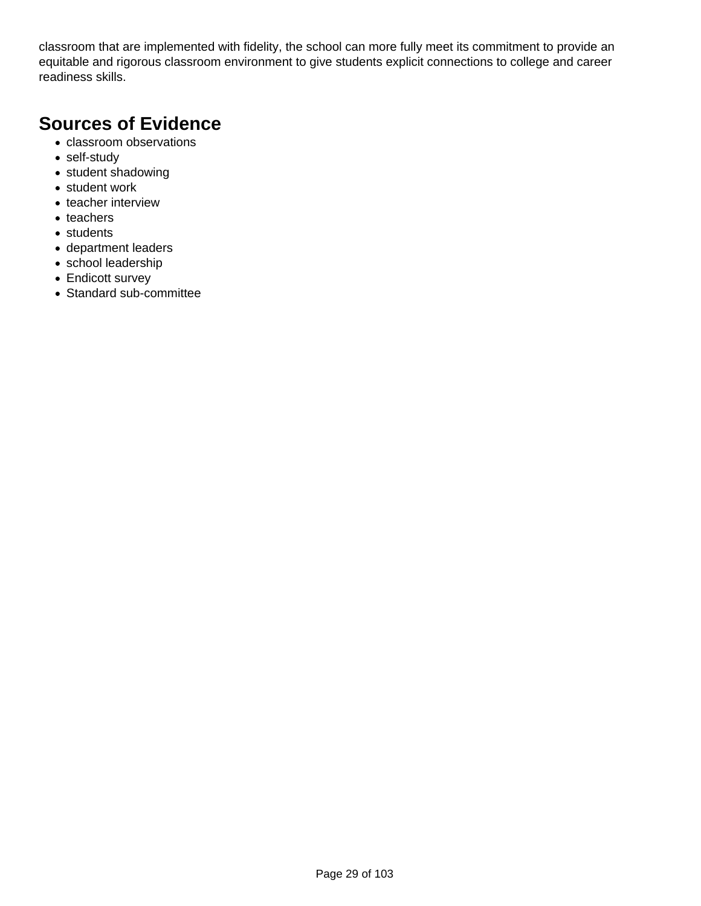classroom that are implemented with fidelity, the school can more fully meet its commitment to provide an equitable and rigorous classroom environment to give students explicit connections to college and career readiness skills.

## Sources of Evidence

- classroom observations
- self-study
- student shadowing
- student work
- teacher interview
- teachers
- students
- department leaders
- school leadership
- Endicott survey
- Standard sub-committee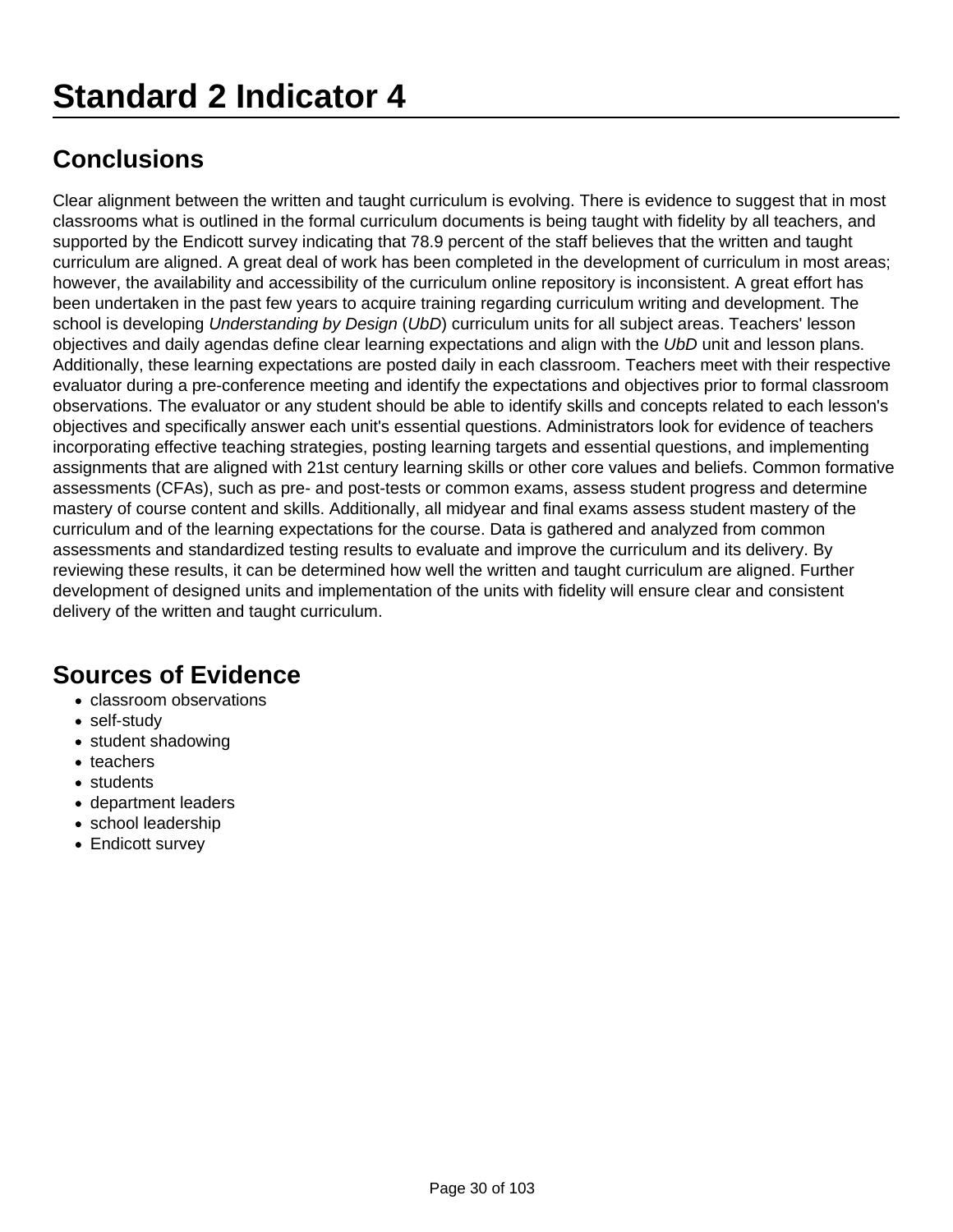# Standard 2 Indicator 4

## Conclusions

Clear alignment between the written and taught curriculum is evolving. There is evidence to suggest that in most classrooms what is outlined in the formal curriculum documents is being taught with fidelity by all teachers, and supported by the Endicott survey indicating that 78.9 percent of the staff believes that the written and taught curriculum are aligned. A great deal of work has been completed in the development of curriculum in most areas; however, the availability and accessibility of the curriculum online repository is inconsistent. A great effort has been undertaken in the past few years to acquire training regarding curriculum writing and development. The school is developing *Understanding by Design* (*UbD*) curriculum units for all subject areas. Teachers' lesson objectives and daily agendas define clear learning expectations and align with the *UbD* unit and lesson plans. Additionally, these learning expectations are posted daily in each classroom. Teachers meet with their respective evaluator during a pre-conference meeting and identify the expectations and objectives prior to formal classroom observations. The evaluator or any student should be able to identify skills and concepts related to each lesson's objectives and specifically answer each unit's essential questions. Administrators look for evidence of teachers incorporating effective teaching strategies, posting learning targets and essential questions, and implementing assignments that are aligned with 21st century learning skills or other core values and beliefs. Common formative assessments (CFAs), such as pre- and post-tests or common exams, assess student progress and determine mastery of course content and skills. Additionally, all midyear and final exams assess student mastery of the curriculum and of the learning expectations for the course. Data is gathered and analyzed from common assessments and standardized testing results to evaluate and improve the curriculum and its delivery. By reviewing these results, it can be determined how well the written and taught curriculum are aligned. Further development of designed units and implementation of the units with fidelity will ensure clear and consistent delivery of the written and taught curriculum.

## Sources of Evidence

- classroom observations
- self-study
- student shadowing
- teachers
- students
- department leaders
- school leadership
- Endicott survey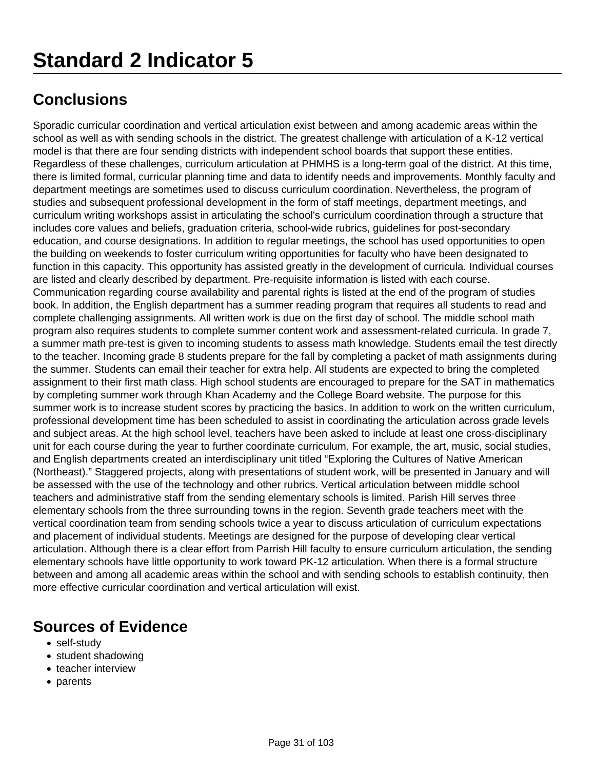# Standard 2 Indicator 5

## Conclusions

Sporadic curricular coordination and vertical articulation exist between and among academic areas within the school as well as with sending schools in the district. The greatest challenge with articulation of a K-12 vertical model is that there are four sending districts with independent school boards that support these entities. Regardless of these challenges, curriculum articulation at PHMHS is a long-term goal of the district. At this time, there is limited formal, curricular planning time and data to identify needs and improvements. Monthly faculty and department meetings are sometimes used to discuss curriculum coordination. Nevertheless, the program of studies and subsequent professional development in the form of staff meetings, department meetings, and curriculum writing workshops assist in articulating the school's curriculum coordination through a structure that includes core values and beliefs, graduation criteria, school-wide rubrics, guidelines for post-secondary education, and course designations. In addition to regular meetings, the school has used opportunities to open the building on weekends to foster curriculum writing opportunities for faculty who have been designated to function in this capacity. This opportunity has assisted greatly in the development of curricula. Individual courses are listed and clearly described by department. Pre-requisite information is listed with each course. Communication regarding course availability and parental rights is listed at the end of the program of studies book. In addition, the English department has a summer reading program that requires all students to read and complete challenging assignments. All written work is due on the first day of school. The middle school math program also requires students to complete summer content work and assessment-related curricula. In grade 7, a summer math pre-test is given to incoming students to assess math knowledge. Students email the test directly to the teacher. Incoming grade 8 students prepare for the fall by completing a packet of math assignments during the summer. Students can email their teacher for extra help. All students are expected to bring the completed assignment to their first math class. High school students are encouraged to prepare for the SAT in mathematics by completing summer work through Khan Academy and the College Board website. The purpose for this summer work is to increase student scores by practicing the basics. In addition to work on the written curriculum, professional development time has been scheduled to assist in coordinating the articulation across grade levels and subject areas. At the high school level, teachers have been asked to include at least one cross-disciplinary unit for each course during the year to further coordinate curriculum. For example, the art, music, social studies, and English departments created an interdisciplinary unit titled "Exploring the Cultures of Native American (Northeast)." Staggered projects, along with presentations of student work, will be presented in January and will be assessed with the use of the technology and other rubrics. Vertical articulation between middle school teachers and administrative staff from the sending elementary schools is limited. Parish Hill serves three elementary schools from the three surrounding towns in the region. Seventh grade teachers meet with the vertical coordination team from sending schools twice a year to discuss articulation of curriculum expectations and placement of individual students. Meetings are designed for the purpose of developing clear vertical articulation. Although there is a clear effort from Parrish Hill faculty to ensure curriculum articulation, the sending elementary schools have little opportunity to work toward PK-12 articulation. When there is a formal structure between and among all academic areas within the school and with sending schools to establish continuity, then more effective curricular coordination and vertical articulation will exist.

## Sources of Evidence

- self-study
- student shadowing
- teacher interview
- parents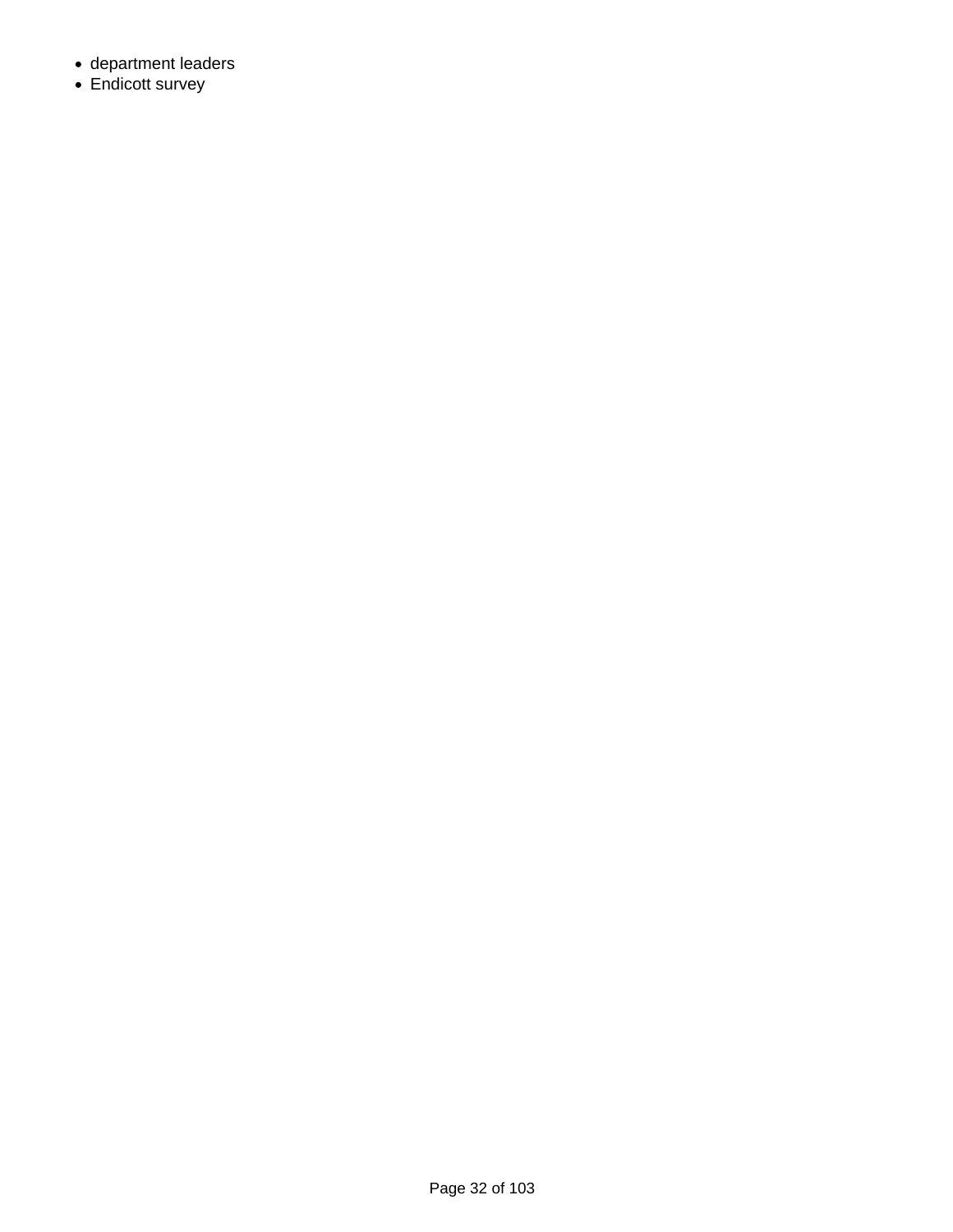- department leaders
- Endicott survey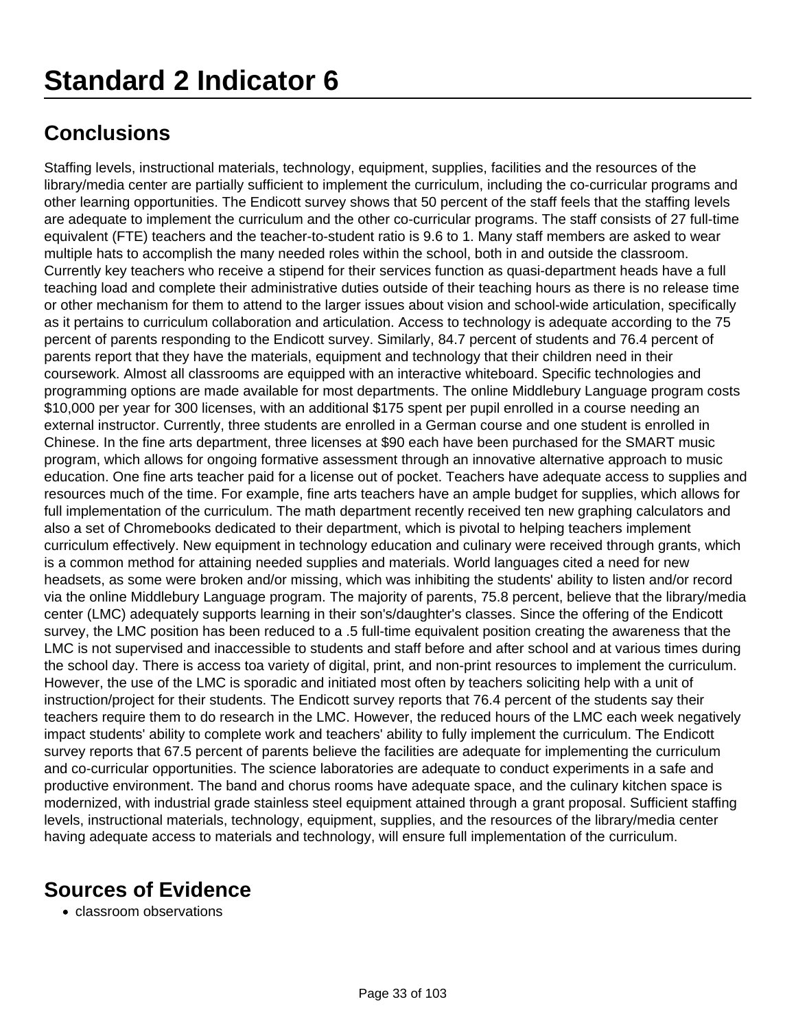# Standard 2 Indicator 6

## Conclusions

Staffing levels, instructional materials, technology, equipment, supplies, facilities and the resources of the library/media center are partially sufficient to implement the curriculum, including the co-curricular programs and other learning opportunities. The Endicott survey shows that 50 percent of the staff feels that the staffing levels are adequate to implement the curriculum and the other co-curricular programs. The staff consists of 27 full-time equivalent (FTE) teachers and the teacher-to-student ratio is 9.6 to 1. Many staff members are asked to wear multiple hats to accomplish the many needed roles within the school, both in and outside the classroom. Currently key teachers who receive a stipend for their services function as quasi-department heads have a full teaching load and complete their administrative duties outside of their teaching hours as there is no release time or other mechanism for them to attend to the larger issues about vision and school-wide articulation, specifically as it pertains to curriculum collaboration and articulation. Access to technology is adequate according to the 75 percent of parents responding to the Endicott survey. Similarly, 84.7 percent of students and 76.4 percent of parents report that they have the materials, equipment and technology that their children need in their coursework. Almost all classrooms are equipped with an interactive whiteboard. Specific technologies and programming options are made available for most departments. The online Middlebury Language program costs $10,000 per year for 300 licenses, with an additional $175 spent per pupil enrolled in a course needing an external instructor. Currently, three students are enrolled in a German course and one student is enrolled in Chinese. In the fine arts department, three licenses at $90 each have been purchased for the SMART music program, which allows for ongoing formative assessment through an innovative alternative approach to music education. One fine arts teacher paid for a license out of pocket. Teachers have adequate access to supplies and resources much of the time. For example, fine arts teachers have an ample budget for supplies, which allows for full implementation of the curriculum. The math department recently received ten new graphing calculators and also a set of Chromebooks dedicated to their department, which is pivotal to helping teachers implement curriculum effectively. New equipment in technology education and culinary were received through grants, which is a common method for attaining needed supplies and materials. World languages cited a need for new headsets, as some were broken and/or missing, which was inhibiting the students' ability to listen and/or record via the online Middlebury Language program. The majority of parents, 75.8 percent, believe that the library/media center (LMC) adequately supports learning in their son's/daughter's classes. Since the offering of the Endicott survey, the LMC position has been reduced to a .5 full-time equivalent position creating the awareness that the LMC is not supervised and inaccessible to students and staff before and after school and at various times during the school day. There is access toa variety of digital, print, and non-print resources to implement the curriculum. However, the use of the LMC is sporadic and initiated most often by teachers soliciting help with a unit of instruction/project for their students. The Endicott survey reports that 76.4 percent of the students say their teachers require them to do research in the LMC. However, the reduced hours of the LMC each week negatively impact students' ability to complete work and teachers' ability to fully implement the curriculum. The Endicott survey reports that 67.5 percent of parents believe the facilities are adequate for implementing the curriculum and co-curricular opportunities. The science laboratories are adequate to conduct experiments in a safe and productive environment. The band and chorus rooms have adequate space, and the culinary kitchen space is modernized, with industrial grade stainless steel equipment attained through a grant proposal. Sufficient staffing levels, instructional materials, technology, equipment, supplies, and the resources of the library/media center having adequate access to materials and technology, will ensure full implementation of the curriculum.

## Sources of Evidence

- classroom observations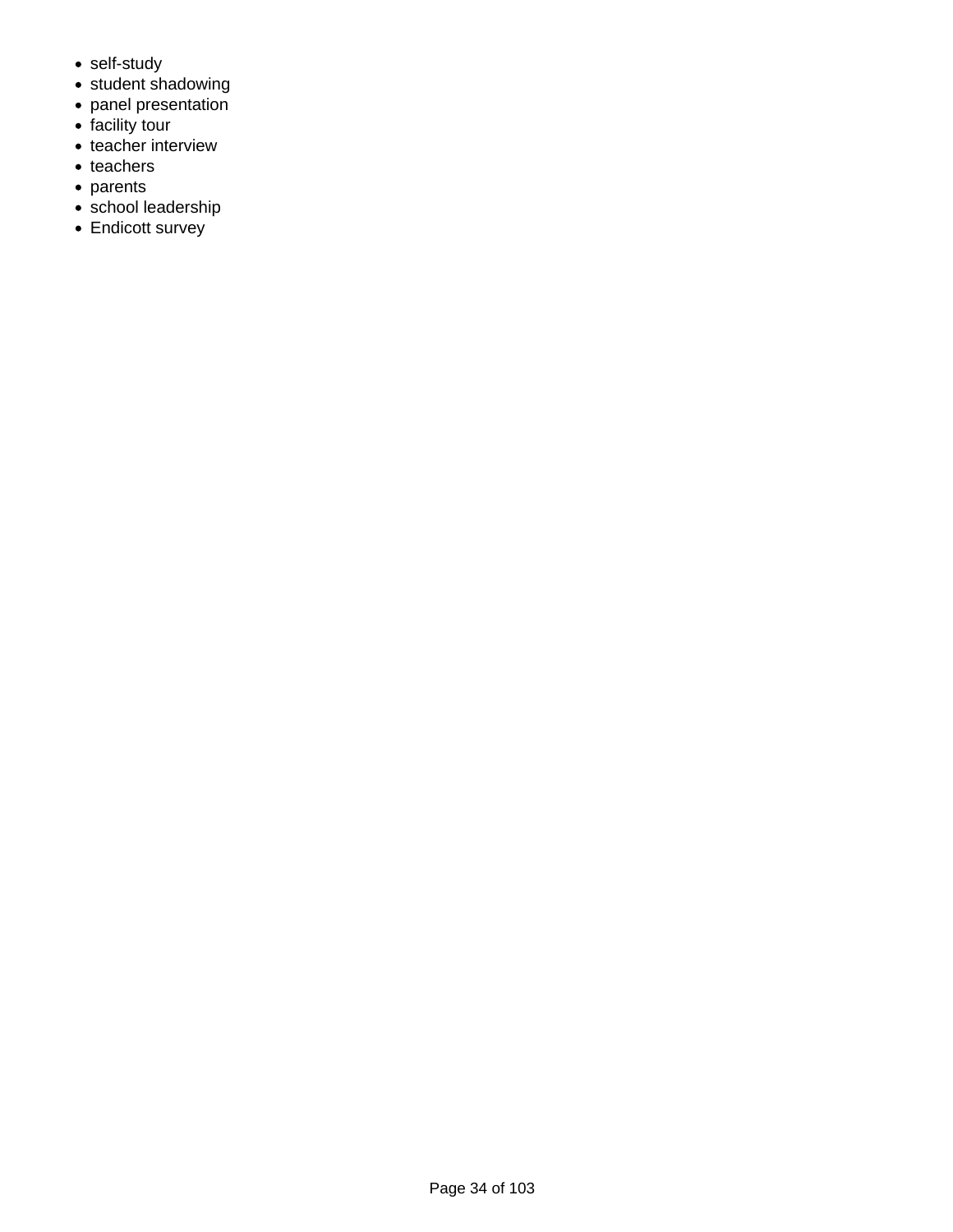- self-study
- student shadowing
- panel presentation
- facility tour
- teacher interview
- teachers
- parents
- school leadership
- Endicott survey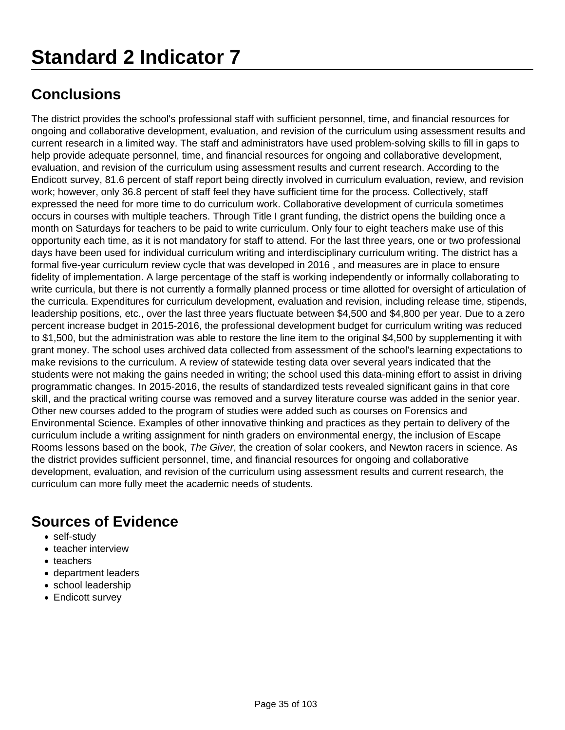# Standard 2 Indicator 7

## Conclusions

The district provides the school's professional staff with sufficient personnel, time, and financial resources for ongoing and collaborative development, evaluation, and revision of the curriculum using assessment results and current research in a limited way. The staff and administrators have used problem-solving skills to fill in gaps to help provide adequate personnel, time, and financial resources for ongoing and collaborative development, evaluation, and revision of the curriculum using assessment results and current research. According to the Endicott survey, 81.6 percent of staff report being directly involved in curriculum evaluation, review, and revision work; however, only 36.8 percent of staff feel they have sufficient time for the process. Collectively, staff expressed the need for more time to do curriculum work. Collaborative development of curricula sometimes occurs in courses with multiple teachers. Through Title I grant funding, the district opens the building once a month on Saturdays for teachers to be paid to write curriculum. Only four to eight teachers make use of this opportunity each time, as it is not mandatory for staff to attend. For the last three years, one or two professional days have been used for individual curriculum writing and interdisciplinary curriculum writing. The district has a formal five-year curriculum review cycle that was developed in 2016 , and measures are in place to ensure fidelity of implementation. A large percentage of the staff is working independently or informally collaborating to write curricula, but there is not currently a formally planned process or time allotted for oversight of articulation of the curricula. Expenditures for curriculum development, evaluation and revision, including release time, stipends, leadership positions, etc., over the last three years fluctuate between $4,500 and $4,800 per year. Due to a zero percent increase budget in 2015-2016, the professional development budget for curriculum writing was reduced to $1,500, but the administration was able to restore the line item to the original $4,500 by supplementing it with grant money. The school uses archived data collected from assessment of the school's learning expectations to make revisions to the curriculum. A review of statewide testing data over several years indicated that the students were not making the gains needed in writing; the school used this data-mining effort to assist in driving programmatic changes. In 2015-2016, the results of standardized tests revealed significant gains in that core skill, and the practical writing course was removed and a survey literature course was added in the senior year. Other new courses added to the program of studies were added such as courses on Forensics and Environmental Science. Examples of other innovative thinking and practices as they pertain to delivery of the curriculum include a writing assignment for ninth graders on environmental energy, the inclusion of Escape Rooms lessons based on the book, *The Giver*, the creation of solar cookers, and Newton racers in science. As the district provides sufficient personnel, time, and financial resources for ongoing and collaborative development, evaluation, and revision of the curriculum using assessment results and current research, the curriculum can more fully meet the academic needs of students.

## Sources of Evidence

- self-study
- teacher interview
- teachers
- department leaders
- school leadership
- Endicott survey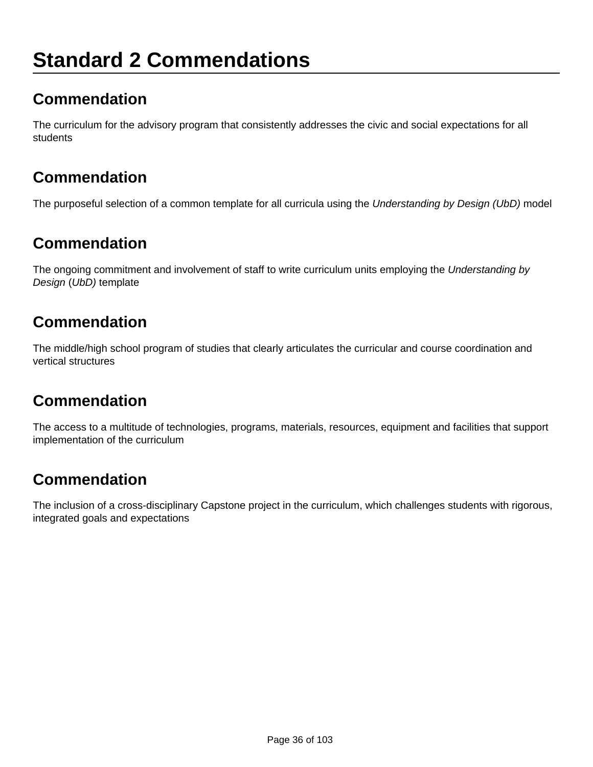# Standard 2 Commendations

## Commendation

The curriculum for the advisory program that consistently addresses the civic and social expectations for all students

## Commendation

The purposeful selection of a common template for all curricula using the *Understanding by Design (UbD)* model

## Commendation

The ongoing commitment and involvement of staff to write curriculum units employing the *Understanding by Design* (*UbD)* template

## Commendation

The middle/high school program of studies that clearly articulates the curricular and course coordination and vertical structures

## Commendation

The access to a multitude of technologies, programs, materials, resources, equipment and facilities that support implementation of the curriculum

## Commendation

The inclusion of a cross-disciplinary Capstone project in the curriculum, which challenges students with rigorous, integrated goals and expectations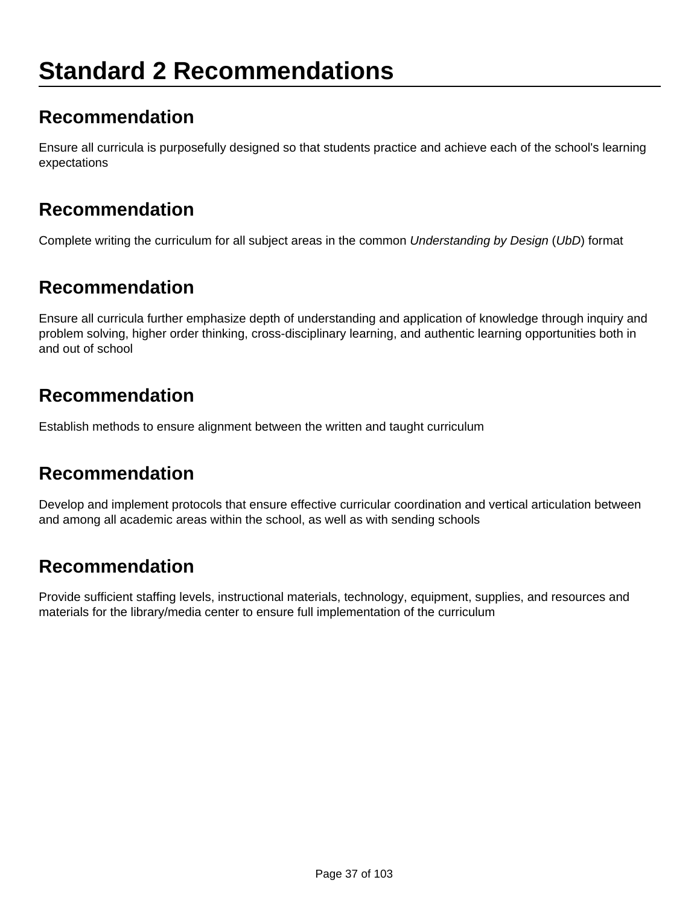# Standard 2 Recommendations

## Recommendation

Ensure all curricula is purposefully designed so that students practice and achieve each of the school's learning expectations

## Recommendation

Complete writing the curriculum for all subject areas in the common *Understanding by Design* (*UbD*) format

## Recommendation

Ensure all curricula further emphasize depth of understanding and application of knowledge through inquiry and problem solving, higher order thinking, cross-disciplinary learning, and authentic learning opportunities both in and out of school

## Recommendation

Establish methods to ensure alignment between the written and taught curriculum

## Recommendation

Develop and implement protocols that ensure effective curricular coordination and vertical articulation between and among all academic areas within the school, as well as with sending schools

## Recommendation

Provide sufficient staffing levels, instructional materials, technology, equipment, supplies, and resources and materials for the library/media center to ensure full implementation of the curriculum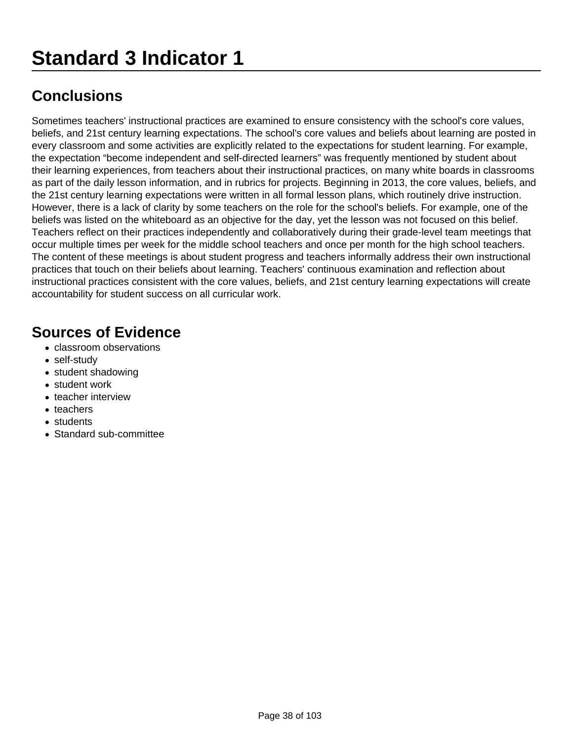# Standard 3 Indicator 1

## Conclusions

Sometimes teachers' instructional practices are examined to ensure consistency with the school's core values, beliefs, and 21st century learning expectations. The school's core values and beliefs about learning are posted in every classroom and some activities are explicitly related to the expectations for student learning. For example, the expectation “become independent and self-directed learners” was frequently mentioned by student about their learning experiences, from teachers about their instructional practices, on many white boards in classrooms as part of the daily lesson information, and in rubrics for projects. Beginning in 2013, the core values, beliefs, and the 21st century learning expectations were written in all formal lesson plans, which routinely drive instruction. However, there is a lack of clarity by some teachers on the role for the school's beliefs. For example, one of the beliefs was listed on the whiteboard as an objective for the day, yet the lesson was not focused on this belief. Teachers reflect on their practices independently and collaboratively during their grade-level team meetings that occur multiple times per week for the middle school teachers and once per month for the high school teachers. The content of these meetings is about student progress and teachers informally address their own instructional practices that touch on their beliefs about learning. Teachers' continuous examination and reflection about instructional practices consistent with the core values, beliefs, and 21st century learning expectations will create accountability for student success on all curricular work.

## Sources of Evidence

- classroom observations
- self-study
- student shadowing
- student work
- teacher interview
- teachers
- students
- Standard sub-committee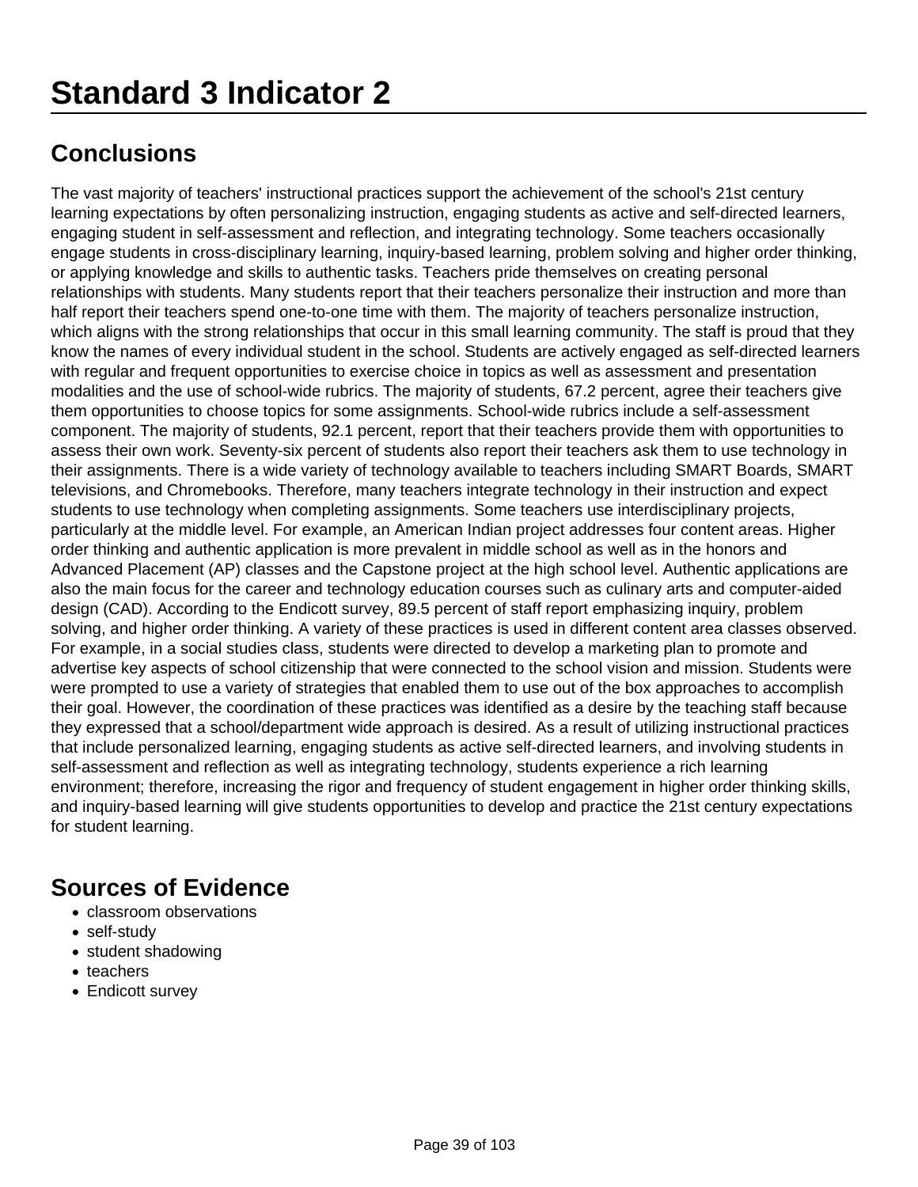# Standard 3 Indicator 2

## Conclusions

The vast majority of teachers' instructional practices support the achievement of the school's 21st century learning expectations by often personalizing instruction, engaging students as active and self-directed learners, engaging student in self-assessment and reflection, and integrating technology. Some teachers occasionally engage students in cross-disciplinary learning, inquiry-based learning, problem solving and higher order thinking, or applying knowledge and skills to authentic tasks. Teachers pride themselves on creating personal relationships with students. Many students report that their teachers personalize their instruction and more than half report their teachers spend one-to-one time with them. The majority of teachers personalize instruction, which aligns with the strong relationships that occur in this small learning community. The staff is proud that they know the names of every individual student in the school. Students are actively engaged as self-directed learners with regular and frequent opportunities to exercise choice in topics as well as assessment and presentation modalities and the use of school-wide rubrics. The majority of students, 67.2 percent, agree their teachers give them opportunities to choose topics for some assignments. School-wide rubrics include a self-assessment component. The majority of students, 92.1 percent, report that their teachers provide them with opportunities to assess their own work. Seventy-six percent of students also report their teachers ask them to use technology in their assignments. There is a wide variety of technology available to teachers including SMART Boards, SMART televisions, and Chromebooks. Therefore, many teachers integrate technology in their instruction and expect students to use technology when completing assignments. Some teachers use interdisciplinary projects, particularly at the middle level. For example, an American Indian project addresses four content areas. Higher order thinking and authentic application is more prevalent in middle school as well as in the honors and Advanced Placement (AP) classes and the Capstone project at the high school level. Authentic applications are also the main focus for the career and technology education courses such as culinary arts and computer-aided design (CAD). According to the Endicott survey, 89.5 percent of staff report emphasizing inquiry, problem solving, and higher order thinking. A variety of these practices is used in different content area classes observed. For example, in a social studies class, students were directed to develop a marketing plan to promote and advertise key aspects of school citizenship that were connected to the school vision and mission. Students were were prompted to use a variety of strategies that enabled them to use out of the box approaches to accomplish their goal. However, the coordination of these practices was identified as a desire by the teaching staff because they expressed that a school/department wide approach is desired. As a result of utilizing instructional practices that include personalized learning, engaging students as active self-directed learners, and involving students in self-assessment and reflection as well as integrating technology, students experience a rich learning environment; therefore, increasing the rigor and frequency of student engagement in higher order thinking skills, and inquiry-based learning will give students opportunities to develop and practice the 21st century expectations for student learning.

## Sources of Evidence

- classroom observations
- self-study
- student shadowing
- teachers
- Endicott survey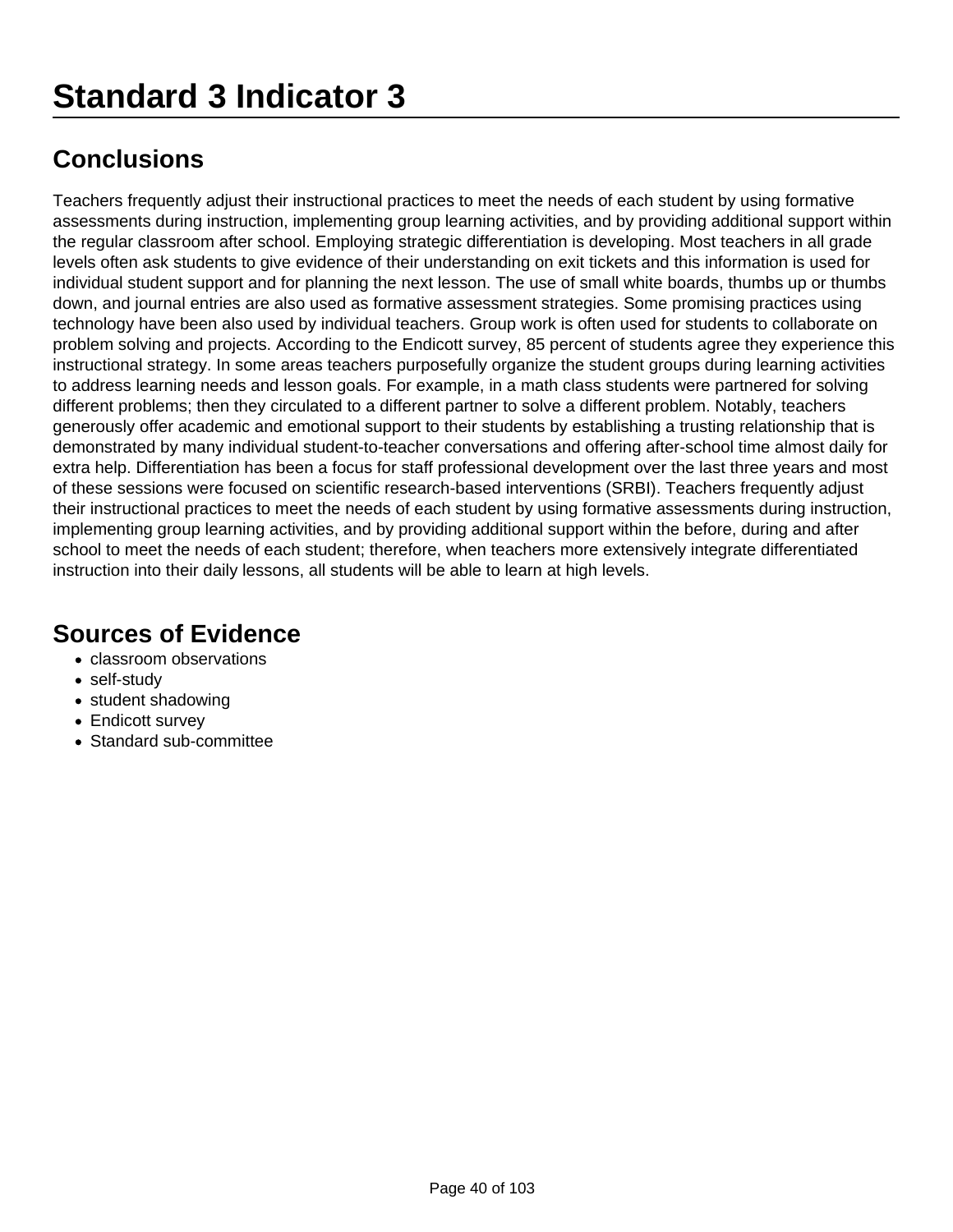# Standard 3 Indicator 3

## Conclusions

Teachers frequently adjust their instructional practices to meet the needs of each student by using formative assessments during instruction, implementing group learning activities, and by providing additional support within the regular classroom after school. Employing strategic differentiation is developing. Most teachers in all grade levels often ask students to give evidence of their understanding on exit tickets and this information is used for individual student support and for planning the next lesson. The use of small white boards, thumbs up or thumbs down, and journal entries are also used as formative assessment strategies. Some promising practices using technology have been also used by individual teachers. Group work is often used for students to collaborate on problem solving and projects. According to the Endicott survey, 85 percent of students agree they experience this instructional strategy. In some areas teachers purposefully organize the student groups during learning activities to address learning needs and lesson goals. For example, in a math class students were partnered for solving different problems; then they circulated to a different partner to solve a different problem. Notably, teachers generously offer academic and emotional support to their students by establishing a trusting relationship that is demonstrated by many individual student-to-teacher conversations and offering after-school time almost daily for extra help. Differentiation has been a focus for staff professional development over the last three years and most of these sessions were focused on scientific research-based interventions (SRBI). Teachers frequently adjust their instructional practices to meet the needs of each student by using formative assessments during instruction, implementing group learning activities, and by providing additional support within the before, during and after school to meet the needs of each student; therefore, when teachers more extensively integrate differentiated instruction into their daily lessons, all students will be able to learn at high levels.

## Sources of Evidence

- classroom observations
- self-study
- student shadowing
- Endicott survey
- Standard sub-committee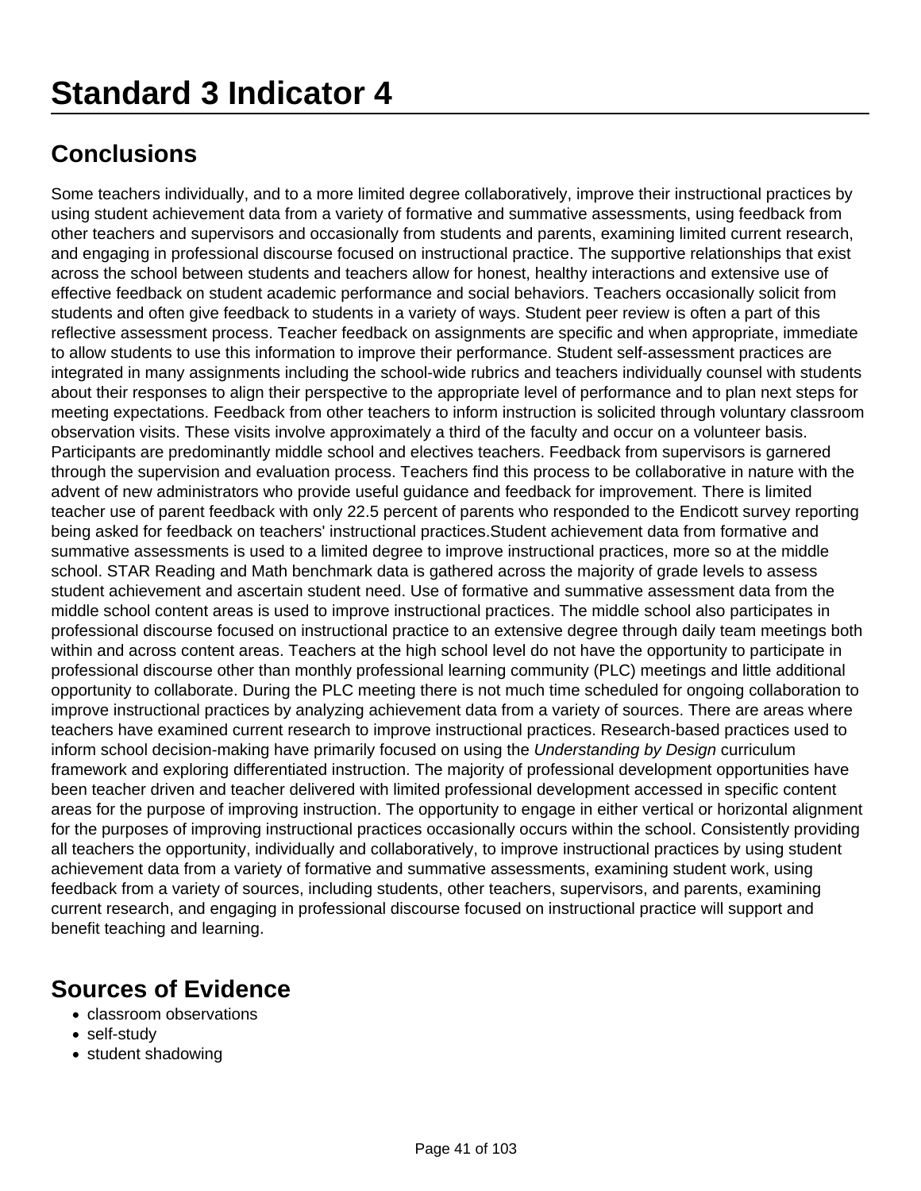# Standard 3 Indicator 4

## Conclusions

Some teachers individually, and to a more limited degree collaboratively, improve their instructional practices by using student achievement data from a variety of formative and summative assessments, using feedback from other teachers and supervisors and occasionally from students and parents, examining limited current research, and engaging in professional discourse focused on instructional practice. The supportive relationships that exist across the school between students and teachers allow for honest, healthy interactions and extensive use of effective feedback on student academic performance and social behaviors. Teachers occasionally solicit from students and often give feedback to students in a variety of ways. Student peer review is often a part of this reflective assessment process. Teacher feedback on assignments are specific and when appropriate, immediate to allow students to use this information to improve their performance. Student self-assessment practices are integrated in many assignments including the school-wide rubrics and teachers individually counsel with students about their responses to align their perspective to the appropriate level of performance and to plan next steps for meeting expectations. Feedback from other teachers to inform instruction is solicited through voluntary classroom observation visits. These visits involve approximately a third of the faculty and occur on a volunteer basis. Participants are predominantly middle school and electives teachers. Feedback from supervisors is garnered through the supervision and evaluation process. Teachers find this process to be collaborative in nature with the advent of new administrators who provide useful guidance and feedback for improvement. There is limited teacher use of parent feedback with only 22.5 percent of parents who responded to the Endicott survey reporting being asked for feedback on teachers' instructional practices.Student achievement data from formative and summative assessments is used to a limited degree to improve instructional practices, more so at the middle school. STAR Reading and Math benchmark data is gathered across the majority of grade levels to assess student achievement and ascertain student need. Use of formative and summative assessment data from the middle school content areas is used to improve instructional practices. The middle school also participates in professional discourse focused on instructional practice to an extensive degree through daily team meetings both within and across content areas. Teachers at the high school level do not have the opportunity to participate in professional discourse other than monthly professional learning community (PLC) meetings and little additional opportunity to collaborate. During the PLC meeting there is not much time scheduled for ongoing collaboration to improve instructional practices by analyzing achievement data from a variety of sources. There are areas where teachers have examined current research to improve instructional practices. Research-based practices used to inform school decision-making have primarily focused on using the *Understanding by Design* curriculum framework and exploring differentiated instruction. The majority of professional development opportunities have been teacher driven and teacher delivered with limited professional development accessed in specific content areas for the purpose of improving instruction. The opportunity to engage in either vertical or horizontal alignment for the purposes of improving instructional practices occasionally occurs within the school. Consistently providing all teachers the opportunity, individually and collaboratively, to improve instructional practices by using student achievement data from a variety of formative and summative assessments, examining student work, using feedback from a variety of sources, including students, other teachers, supervisors, and parents, examining current research, and engaging in professional discourse focused on instructional practice will support and benefit teaching and learning.

## Sources of Evidence

- classroom observations
- self-study
- student shadowing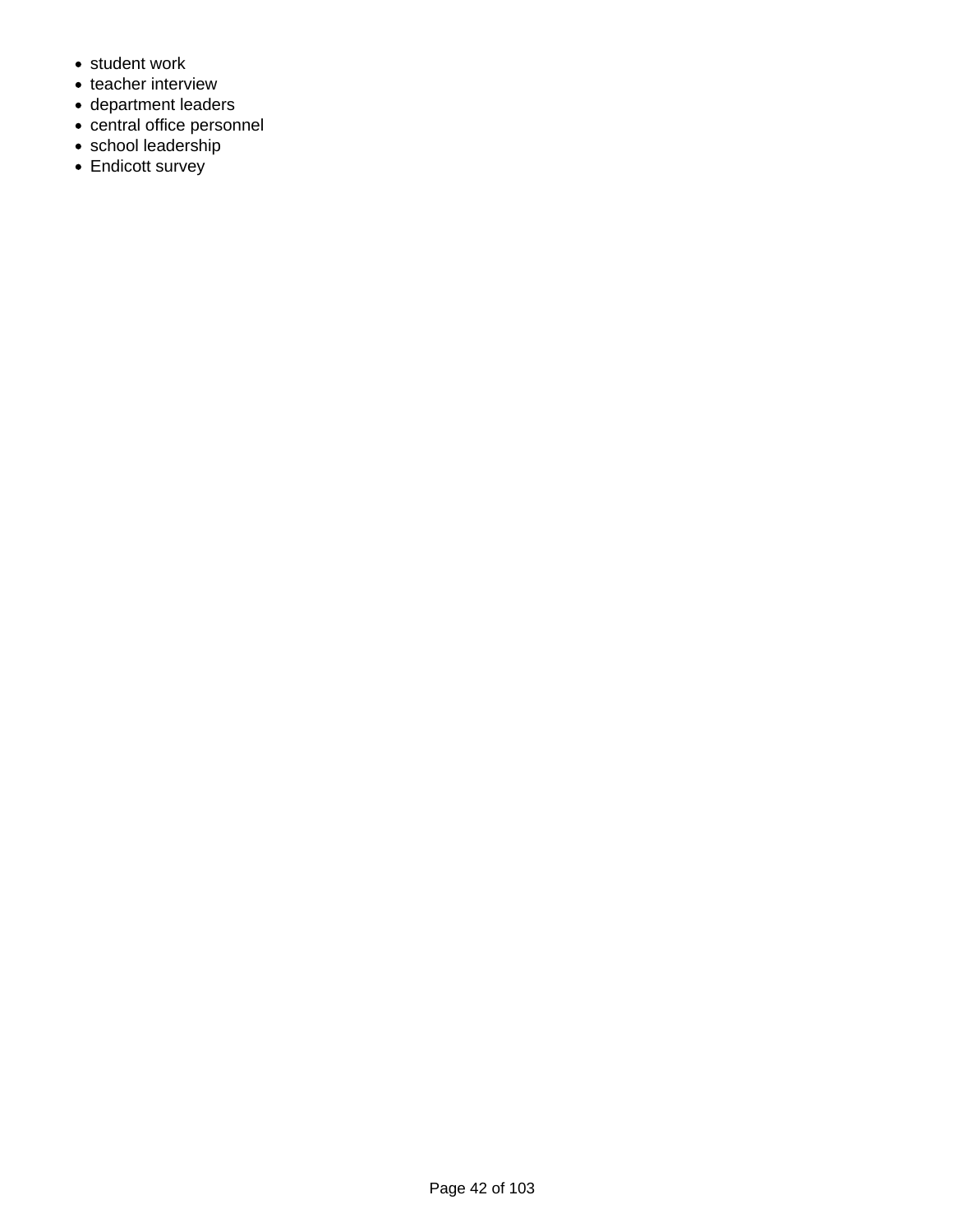- student work
- teacher interview
- department leaders
- central office personnel
- school leadership
- Endicott survey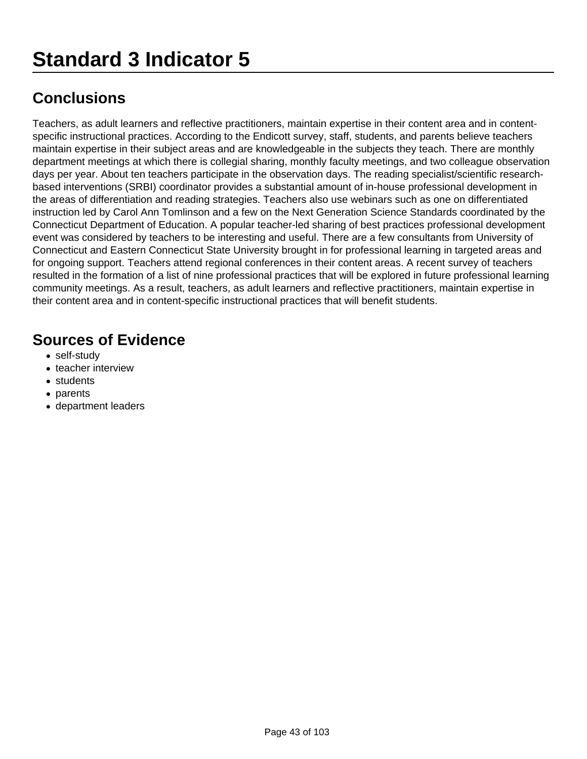# Standard 3 Indicator 5

## Conclusions

Teachers, as adult learners and reflective practitioners, maintain expertise in their content area and in content-specific instructional practices. According to the Endicott survey, staff, students, and parents believe teachers maintain expertise in their subject areas and are knowledgeable in the subjects they teach. There are monthly department meetings at which there is collegial sharing, monthly faculty meetings, and two colleague observation days per year. About ten teachers participate in the observation days. The reading specialist/scientific research-based interventions (SRBI) coordinator provides a substantial amount of in-house professional development in the areas of differentiation and reading strategies. Teachers also use webinars such as one on differentiated instruction led by Carol Ann Tomlinson and a few on the Next Generation Science Standards coordinated by the Connecticut Department of Education. A popular teacher-led sharing of best practices professional development event was considered by teachers to be interesting and useful. There are a few consultants from University of Connecticut and Eastern Connecticut State University brought in for professional learning in targeted areas and for ongoing support. Teachers attend regional conferences in their content areas. A recent survey of teachers resulted in the formation of a list of nine professional practices that will be explored in future professional learning community meetings. As a result, teachers, as adult learners and reflective practitioners, maintain expertise in their content area and in content-specific instructional practices that will benefit students.

## Sources of Evidence

- self-study
- teacher interview
- students
- parents
- department leaders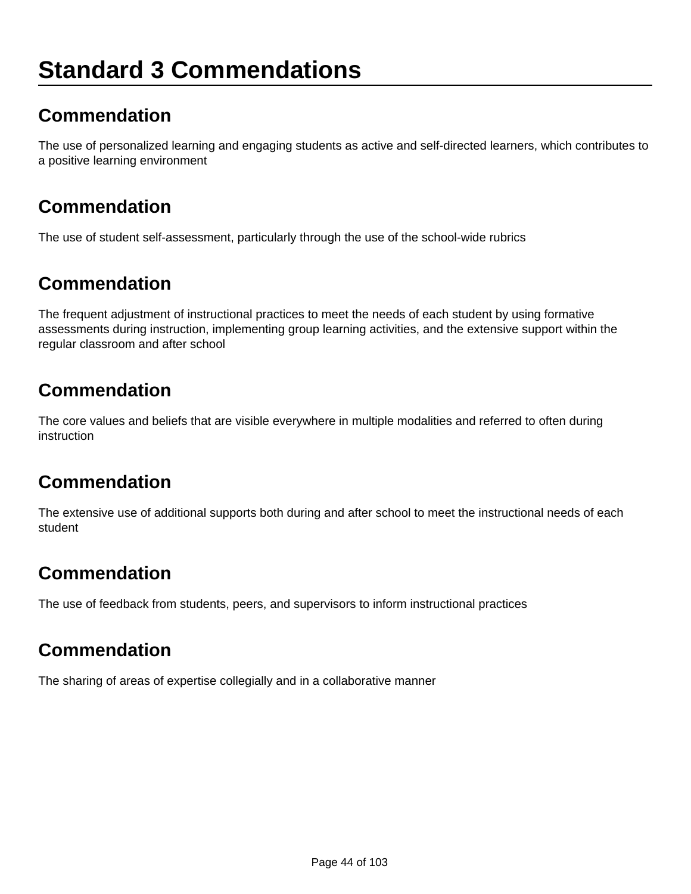# Standard 3 Commendations

## Commendation

The use of personalized learning and engaging students as active and self-directed learners, which contributes to a positive learning environment

## Commendation

The use of student self-assessment, particularly through the use of the school-wide rubrics

## Commendation

The frequent adjustment of instructional practices to meet the needs of each student by using formative assessments during instruction, implementing group learning activities, and the extensive support within the regular classroom and after school

## Commendation

The core values and beliefs that are visible everywhere in multiple modalities and referred to often during instruction

## Commendation

The extensive use of additional supports both during and after school to meet the instructional needs of each student

## Commendation

The use of feedback from students, peers, and supervisors to inform instructional practices

## Commendation

The sharing of areas of expertise collegially and in a collaborative manner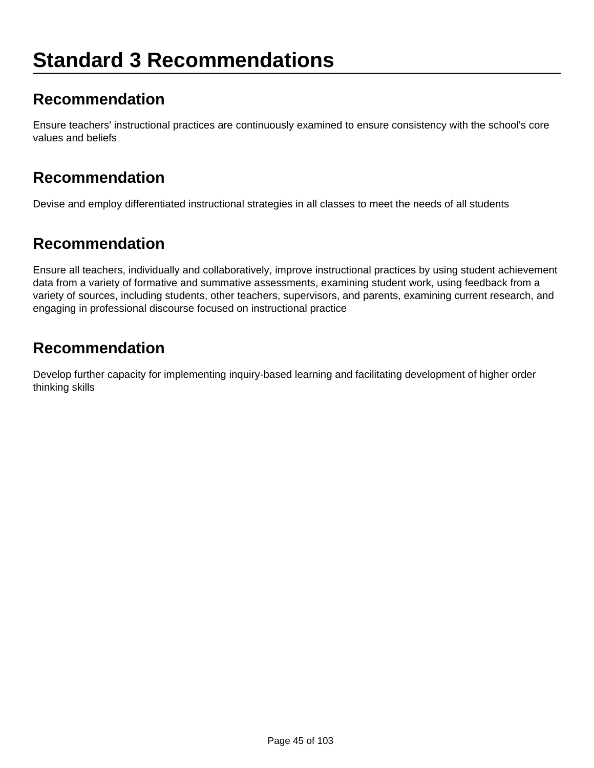# Standard 3 Recommendations

## Recommendation

Ensure teachers' instructional practices are continuously examined to ensure consistency with the school's core values and beliefs

## Recommendation

Devise and employ differentiated instructional strategies in all classes to meet the needs of all students

## Recommendation

Ensure all teachers, individually and collaboratively, improve instructional practices by using student achievement data from a variety of formative and summative assessments, examining student work, using feedback from a variety of sources, including students, other teachers, supervisors, and parents, examining current research, and engaging in professional discourse focused on instructional practice

## Recommendation

Develop further capacity for implementing inquiry-based learning and facilitating development of higher order thinking skills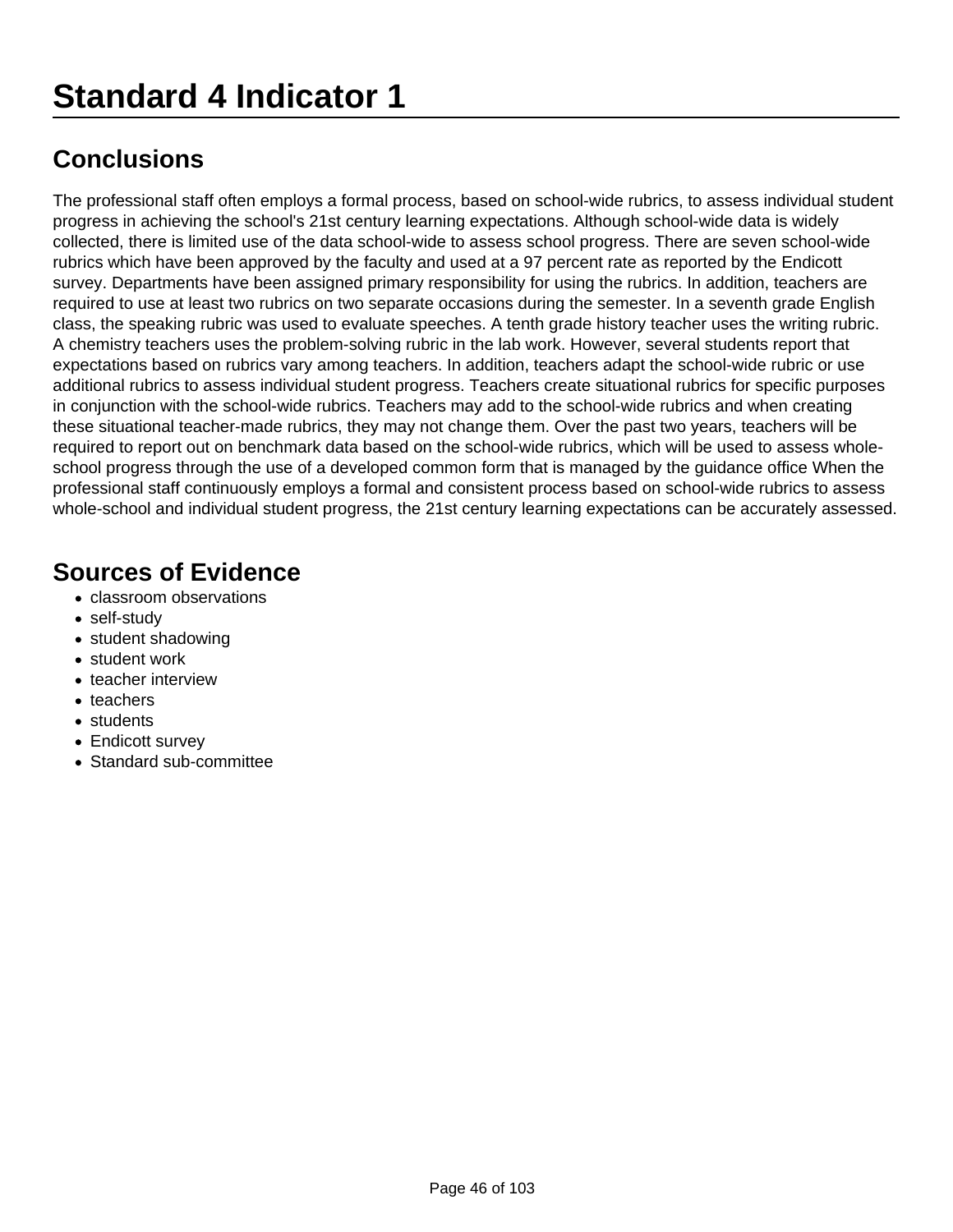# Standard 4 Indicator 1

## Conclusions

The professional staff often employs a formal process, based on school-wide rubrics, to assess individual student progress in achieving the school's 21st century learning expectations. Although school-wide data is widely collected, there is limited use of the data school-wide to assess school progress. There are seven school-wide rubrics which have been approved by the faculty and used at a 97 percent rate as reported by the Endicott survey. Departments have been assigned primary responsibility for using the rubrics. In addition, teachers are required to use at least two rubrics on two separate occasions during the semester. In a seventh grade English class, the speaking rubric was used to evaluate speeches. A tenth grade history teacher uses the writing rubric. A chemistry teachers uses the problem-solving rubric in the lab work. However, several students report that expectations based on rubrics vary among teachers. In addition, teachers adapt the school-wide rubric or use additional rubrics to assess individual student progress. Teachers create situational rubrics for specific purposes in conjunction with the school-wide rubrics. Teachers may add to the school-wide rubrics and when creating these situational teacher-made rubrics, they may not change them. Over the past two years, teachers will be required to report out on benchmark data based on the school-wide rubrics, which will be used to assess whole-school progress through the use of a developed common form that is managed by the guidance office When the professional staff continuously employs a formal and consistent process based on school-wide rubrics to assess whole-school and individual student progress, the 21st century learning expectations can be accurately assessed.

## Sources of Evidence

- classroom observations
- self-study
- student shadowing
- student work
- teacher interview
- teachers
- students
- Endicott survey
- Standard sub-committee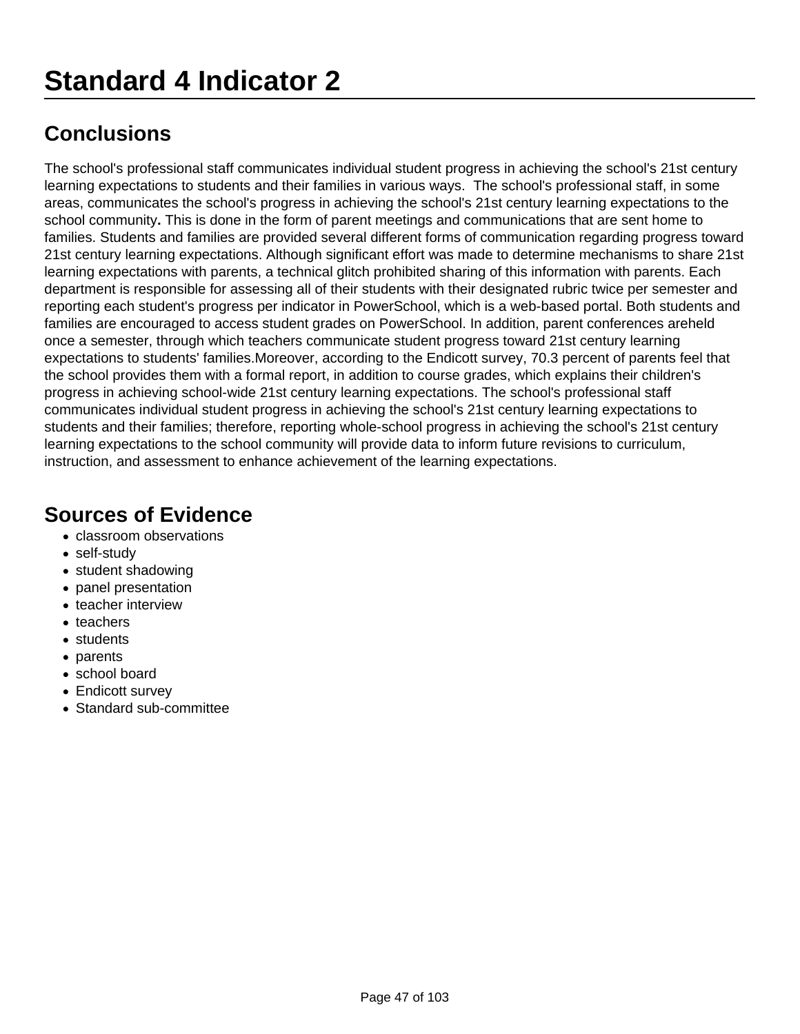# Standard 4 Indicator 2

## Conclusions

The school's professional staff communicates individual student progress in achieving the school's 21st century learning expectations to students and their families in various ways.  The school's professional staff, in some areas, communicates the school's progress in achieving the school's 21st century learning expectations to the school community**.** This is done in the form of parent meetings and communications that are sent home to families. Students and families are provided several different forms of communication regarding progress toward 21st century learning expectations. Although significant effort was made to determine mechanisms to share 21st learning expectations with parents, a technical glitch prohibited sharing of this information with parents. Each department is responsible for assessing all of their students with their designated rubric twice per semester and reporting each student's progress per indicator in PowerSchool, which is a web-based portal. Both students and families are encouraged to access student grades on PowerSchool. In addition, parent conferences areheld once a semester, through which teachers communicate student progress toward 21st century learning expectations to students' families.Moreover, according to the Endicott survey, 70.3 percent of parents feel that the school provides them with a formal report, in addition to course grades, which explains their children's progress in achieving school-wide 21st century learning expectations. The school's professional staff communicates individual student progress in achieving the school's 21st century learning expectations to students and their families; therefore, reporting whole-school progress in achieving the school's 21st century learning expectations to the school community will provide data to inform future revisions to curriculum, instruction, and assessment to enhance achievement of the learning expectations.

## Sources of Evidence

- classroom observations
- self-study
- student shadowing
- panel presentation
- teacher interview
- teachers
- students
- parents
- school board
- Endicott survey
- Standard sub-committee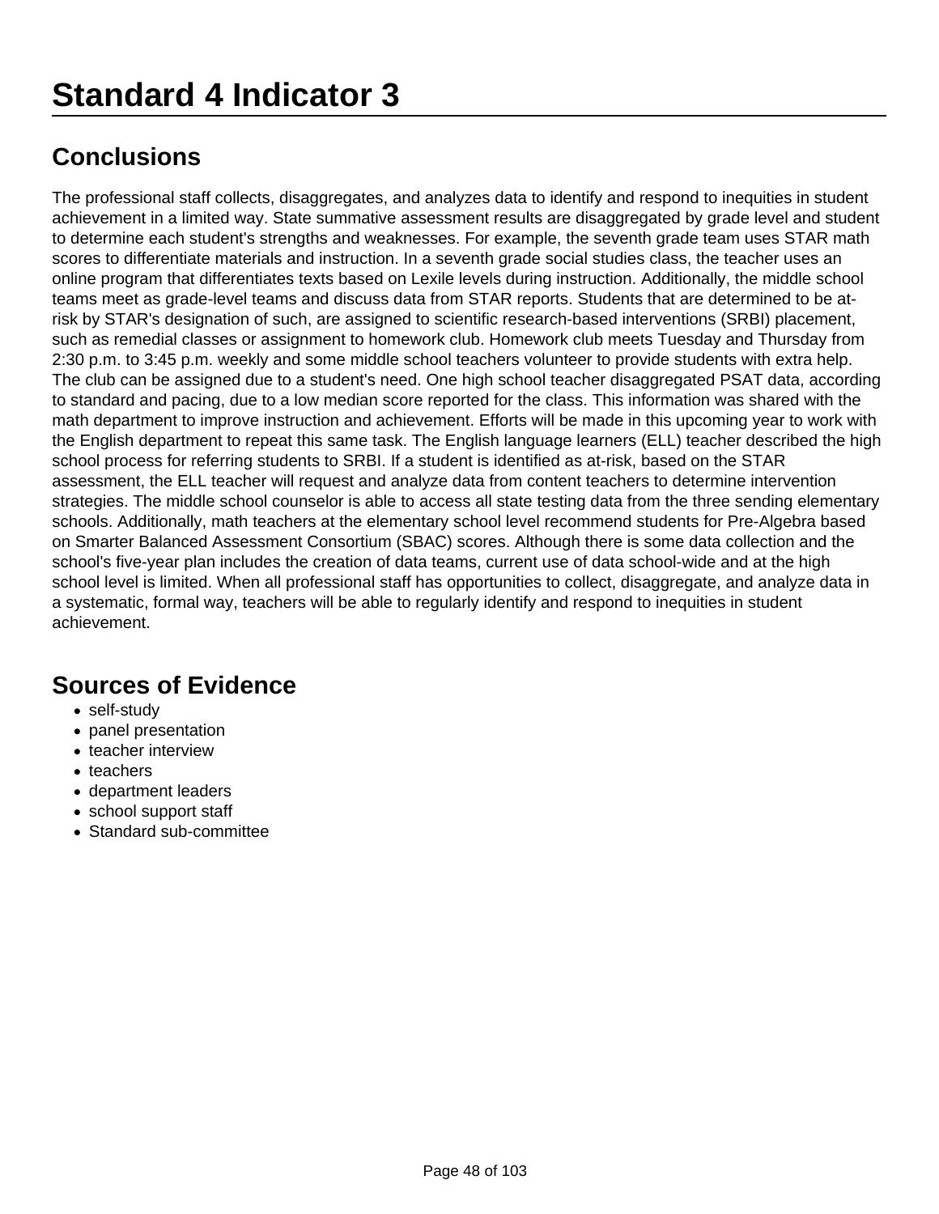# Standard 4 Indicator 3

## Conclusions

The professional staff collects, disaggregates, and analyzes data to identify and respond to inequities in student achievement in a limited way. State summative assessment results are disaggregated by grade level and student to determine each student's strengths and weaknesses. For example, the seventh grade team uses STAR math scores to differentiate materials and instruction. In a seventh grade social studies class, the teacher uses an online program that differentiates texts based on Lexile levels during instruction. Additionally, the middle school teams meet as grade-level teams and discuss data from STAR reports. Students that are determined to be at-risk by STAR's designation of such, are assigned to scientific research-based interventions (SRBI) placement, such as remedial classes or assignment to homework club. Homework club meets Tuesday and Thursday from 2:30 p.m. to 3:45 p.m. weekly and some middle school teachers volunteer to provide students with extra help. The club can be assigned due to a student's need. One high school teacher disaggregated PSAT data, according to standard and pacing, due to a low median score reported for the class. This information was shared with the math department to improve instruction and achievement. Efforts will be made in this upcoming year to work with the English department to repeat this same task. The English language learners (ELL) teacher described the high school process for referring students to SRBI. If a student is identified as at-risk, based on the STAR assessment, the ELL teacher will request and analyze data from content teachers to determine intervention strategies. The middle school counselor is able to access all state testing data from the three sending elementary schools. Additionally, math teachers at the elementary school level recommend students for Pre-Algebra based on Smarter Balanced Assessment Consortium (SBAC) scores. Although there is some data collection and the school's five-year plan includes the creation of data teams, current use of data school-wide and at the high school level is limited. When all professional staff has opportunities to collect, disaggregate, and analyze data in a systematic, formal way, teachers will be able to regularly identify and respond to inequities in student achievement.

## Sources of Evidence

- self-study
- panel presentation
- teacher interview
- teachers
- department leaders
- school support staff
- Standard sub-committee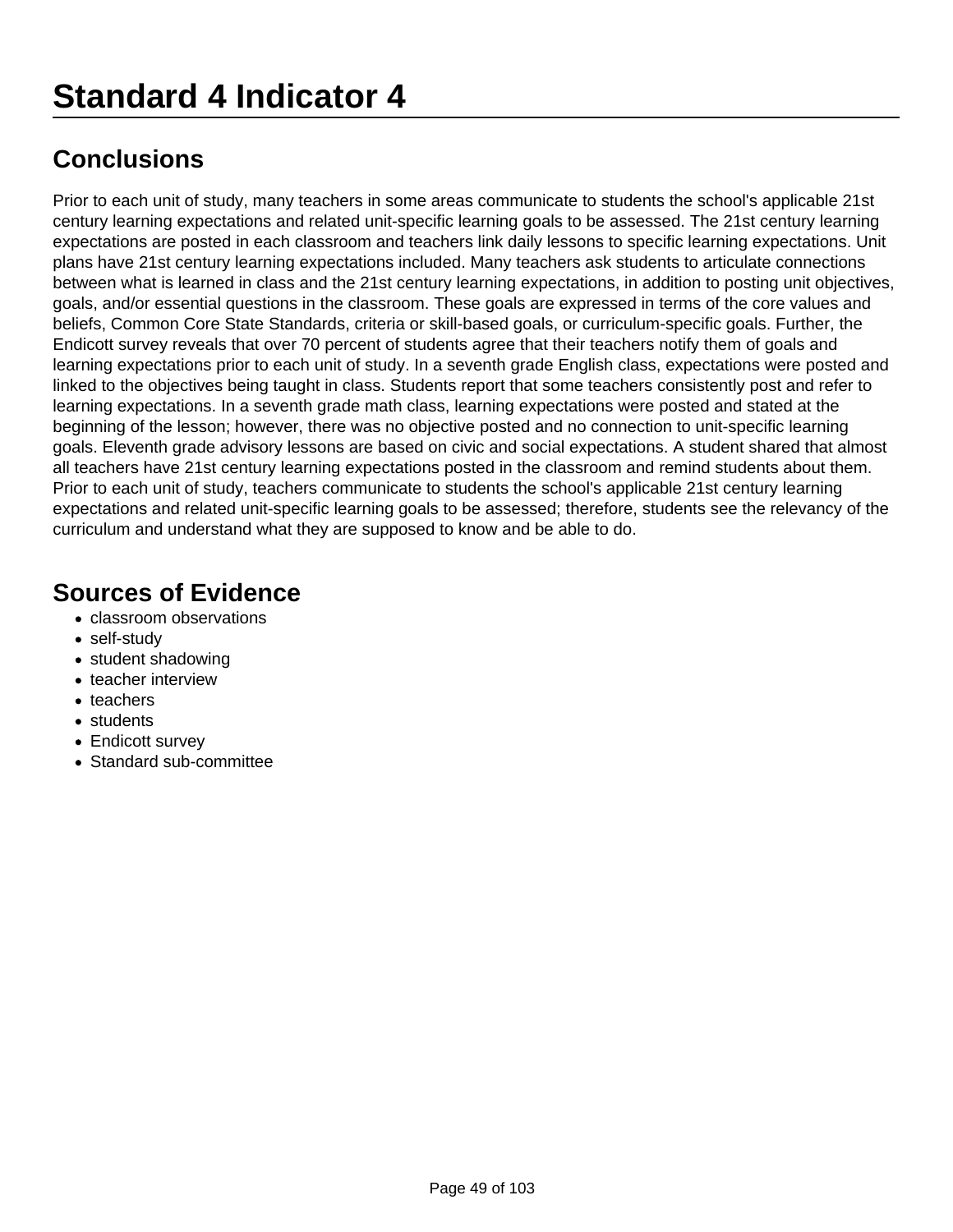# Standard 4 Indicator 4

## Conclusions

Prior to each unit of study, many teachers in some areas communicate to students the school's applicable 21st century learning expectations and related unit-specific learning goals to be assessed. The 21st century learning expectations are posted in each classroom and teachers link daily lessons to specific learning expectations. Unit plans have 21st century learning expectations included. Many teachers ask students to articulate connections between what is learned in class and the 21st century learning expectations, in addition to posting unit objectives, goals, and/or essential questions in the classroom. These goals are expressed in terms of the core values and beliefs, Common Core State Standards, criteria or skill-based goals, or curriculum-specific goals. Further, the Endicott survey reveals that over 70 percent of students agree that their teachers notify them of goals and learning expectations prior to each unit of study. In a seventh grade English class, expectations were posted and linked to the objectives being taught in class. Students report that some teachers consistently post and refer to learning expectations. In a seventh grade math class, learning expectations were posted and stated at the beginning of the lesson; however, there was no objective posted and no connection to unit-specific learning goals. Eleventh grade advisory lessons are based on civic and social expectations. A student shared that almost all teachers have 21st century learning expectations posted in the classroom and remind students about them. Prior to each unit of study, teachers communicate to students the school's applicable 21st century learning expectations and related unit-specific learning goals to be assessed; therefore, students see the relevancy of the curriculum and understand what they are supposed to know and be able to do.

## Sources of Evidence

- classroom observations
- self-study
- student shadowing
- teacher interview
- teachers
- students
- Endicott survey
- Standard sub-committee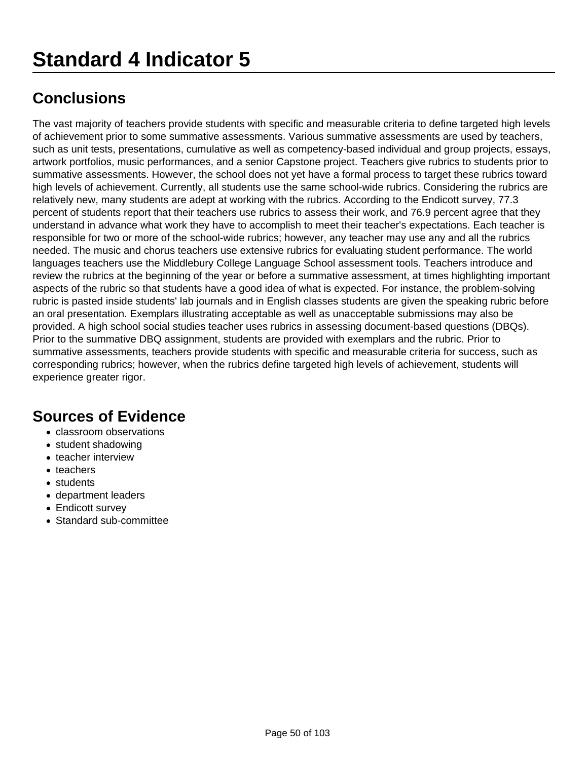# Standard 4 Indicator 5

## Conclusions

The vast majority of teachers provide students with specific and measurable criteria to define targeted high levels of achievement prior to some summative assessments. Various summative assessments are used by teachers, such as unit tests, presentations, cumulative as well as competency-based individual and group projects, essays, artwork portfolios, music performances, and a senior Capstone project. Teachers give rubrics to students prior to summative assessments. However, the school does not yet have a formal process to target these rubrics toward high levels of achievement. Currently, all students use the same school-wide rubrics. Considering the rubrics are relatively new, many students are adept at working with the rubrics. According to the Endicott survey, 77.3 percent of students report that their teachers use rubrics to assess their work, and 76.9 percent agree that they understand in advance what work they have to accomplish to meet their teacher's expectations. Each teacher is responsible for two or more of the school-wide rubrics; however, any teacher may use any and all the rubrics needed. The music and chorus teachers use extensive rubrics for evaluating student performance. The world languages teachers use the Middlebury College Language School assessment tools. Teachers introduce and review the rubrics at the beginning of the year or before a summative assessment, at times highlighting important aspects of the rubric so that students have a good idea of what is expected. For instance, the problem-solving rubric is pasted inside students' lab journals and in English classes students are given the speaking rubric before an oral presentation. Exemplars illustrating acceptable as well as unacceptable submissions may also be provided. A high school social studies teacher uses rubrics in assessing document-based questions (DBQs). Prior to the summative DBQ assignment, students are provided with exemplars and the rubric. Prior to summative assessments, teachers provide students with specific and measurable criteria for success, such as corresponding rubrics; however, when the rubrics define targeted high levels of achievement, students will experience greater rigor.

## Sources of Evidence

- classroom observations
- student shadowing
- teacher interview
- teachers
- students
- department leaders
- Endicott survey
- Standard sub-committee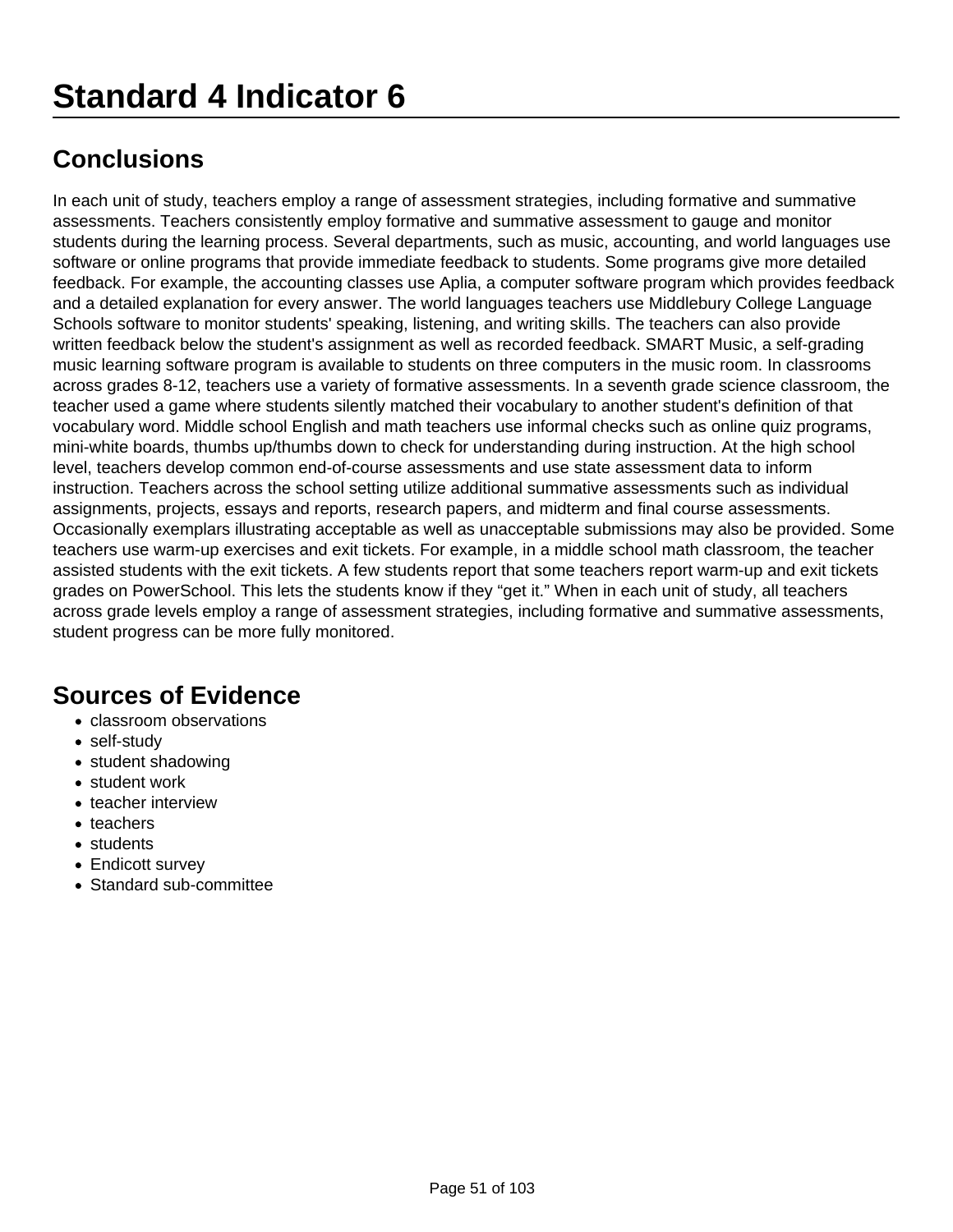# Standard 4 Indicator 6

## Conclusions

In each unit of study, teachers employ a range of assessment strategies, including formative and summative assessments. Teachers consistently employ formative and summative assessment to gauge and monitor students during the learning process. Several departments, such as music, accounting, and world languages use software or online programs that provide immediate feedback to students. Some programs give more detailed feedback. For example, the accounting classes use Aplia, a computer software program which provides feedback and a detailed explanation for every answer. The world languages teachers use Middlebury College Language Schools software to monitor students' speaking, listening, and writing skills. The teachers can also provide written feedback below the student's assignment as well as recorded feedback. SMART Music, a self-grading music learning software program is available to students on three computers in the music room. In classrooms across grades 8-12, teachers use a variety of formative assessments. In a seventh grade science classroom, the teacher used a game where students silently matched their vocabulary to another student's definition of that vocabulary word. Middle school English and math teachers use informal checks such as online quiz programs, mini-white boards, thumbs up/thumbs down to check for understanding during instruction. At the high school level, teachers develop common end-of-course assessments and use state assessment data to inform instruction. Teachers across the school setting utilize additional summative assessments such as individual assignments, projects, essays and reports, research papers, and midterm and final course assessments. Occasionally exemplars illustrating acceptable as well as unacceptable submissions may also be provided. Some teachers use warm-up exercises and exit tickets. For example, in a middle school math classroom, the teacher assisted students with the exit tickets. A few students report that some teachers report warm-up and exit tickets grades on PowerSchool. This lets the students know if they "get it." When in each unit of study, all teachers across grade levels employ a range of assessment strategies, including formative and summative assessments, student progress can be more fully monitored.

## Sources of Evidence

- classroom observations
- self-study
- student shadowing
- student work
- teacher interview
- teachers
- students
- Endicott survey
- Standard sub-committee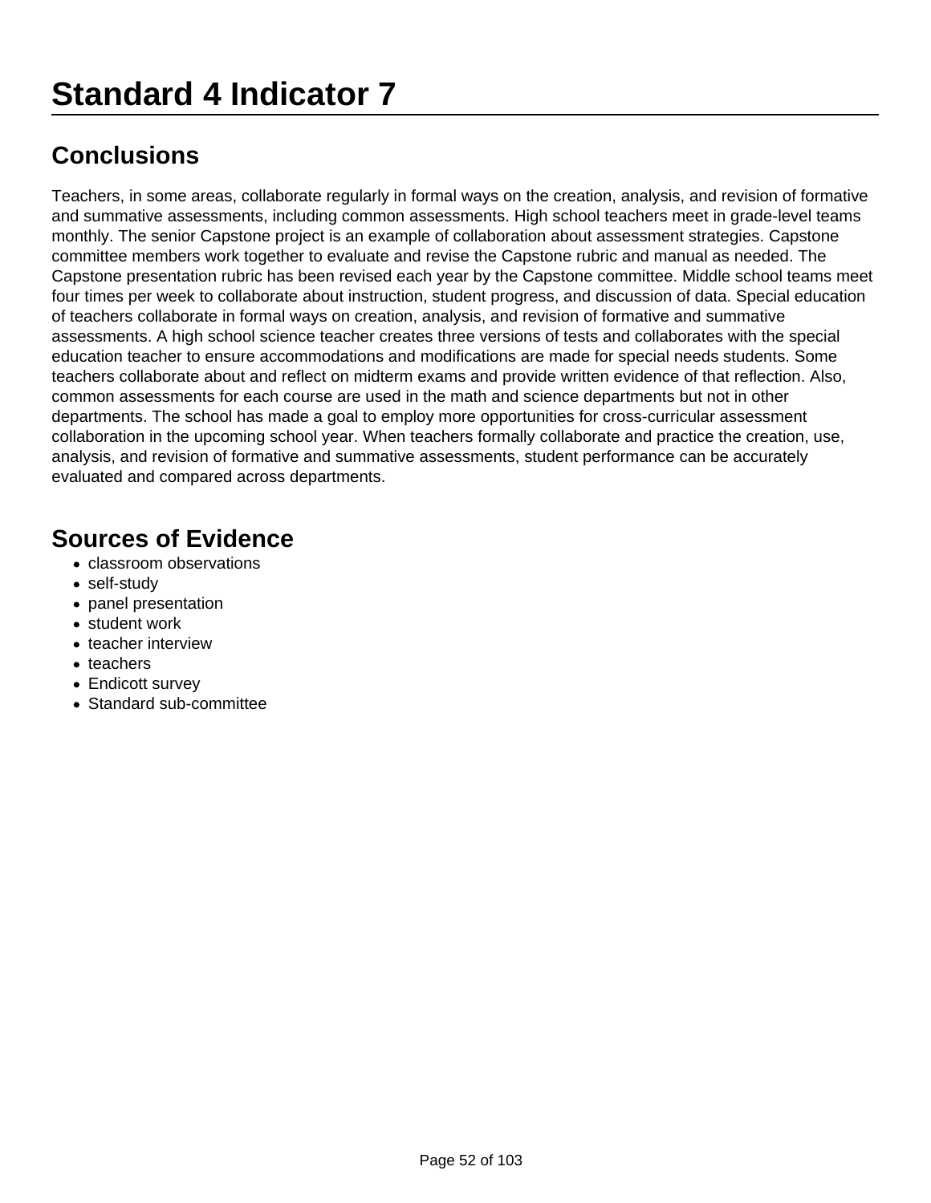# Standard 4 Indicator 7

## Conclusions

Teachers, in some areas, collaborate regularly in formal ways on the creation, analysis, and revision of formative and summative assessments, including common assessments. High school teachers meet in grade-level teams monthly. The senior Capstone project is an example of collaboration about assessment strategies. Capstone committee members work together to evaluate and revise the Capstone rubric and manual as needed. The Capstone presentation rubric has been revised each year by the Capstone committee. Middle school teams meet four times per week to collaborate about instruction, student progress, and discussion of data. Special education of teachers collaborate in formal ways on creation, analysis, and revision of formative and summative assessments. A high school science teacher creates three versions of tests and collaborates with the special education teacher to ensure accommodations and modifications are made for special needs students. Some teachers collaborate about and reflect on midterm exams and provide written evidence of that reflection. Also, common assessments for each course are used in the math and science departments but not in other departments. The school has made a goal to employ more opportunities for cross-curricular assessment collaboration in the upcoming school year. When teachers formally collaborate and practice the creation, use, analysis, and revision of formative and summative assessments, student performance can be accurately evaluated and compared across departments.

## Sources of Evidence

- classroom observations
- self-study
- panel presentation
- student work
- teacher interview
- teachers
- Endicott survey
- Standard sub-committee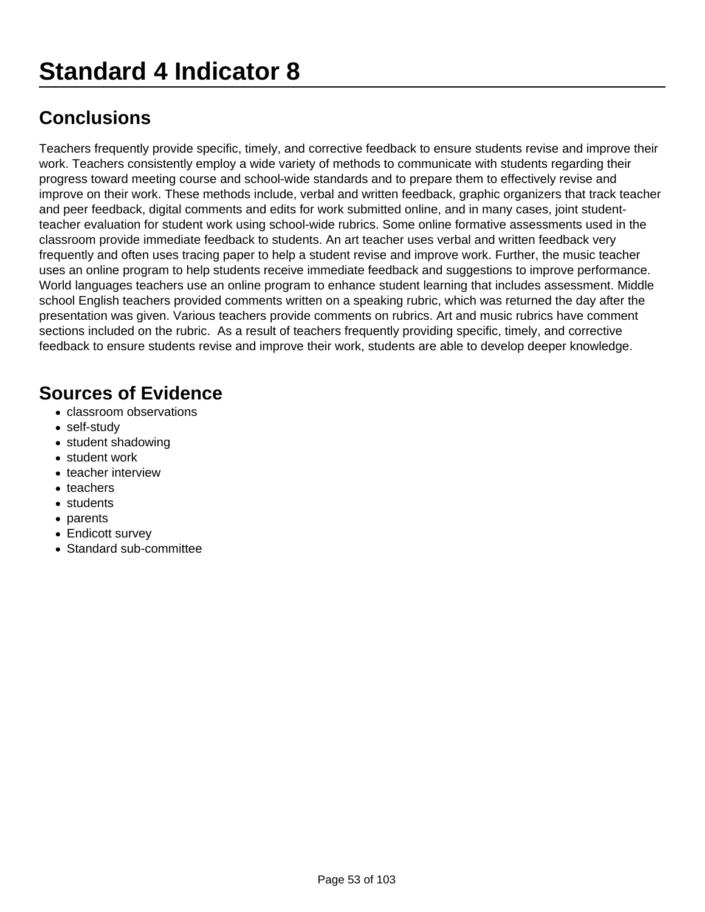# Standard 4 Indicator 8

## Conclusions

Teachers frequently provide specific, timely, and corrective feedback to ensure students revise and improve their work. Teachers consistently employ a wide variety of methods to communicate with students regarding their progress toward meeting course and school-wide standards and to prepare them to effectively revise and improve on their work. These methods include, verbal and written feedback, graphic organizers that track teacher and peer feedback, digital comments and edits for work submitted online, and in many cases, joint student-teacher evaluation for student work using school-wide rubrics. Some online formative assessments used in the classroom provide immediate feedback to students. An art teacher uses verbal and written feedback very frequently and often uses tracing paper to help a student revise and improve work. Further, the music teacher uses an online program to help students receive immediate feedback and suggestions to improve performance. World languages teachers use an online program to enhance student learning that includes assessment. Middle school English teachers provided comments written on a speaking rubric, which was returned the day after the presentation was given. Various teachers provide comments on rubrics. Art and music rubrics have comment sections included on the rubric.  As a result of teachers frequently providing specific, timely, and corrective feedback to ensure students revise and improve their work, students are able to develop deeper knowledge.

## Sources of Evidence

- classroom observations
- self-study
- student shadowing
- student work
- teacher interview
- teachers
- students
- parents
- Endicott survey
- Standard sub-committee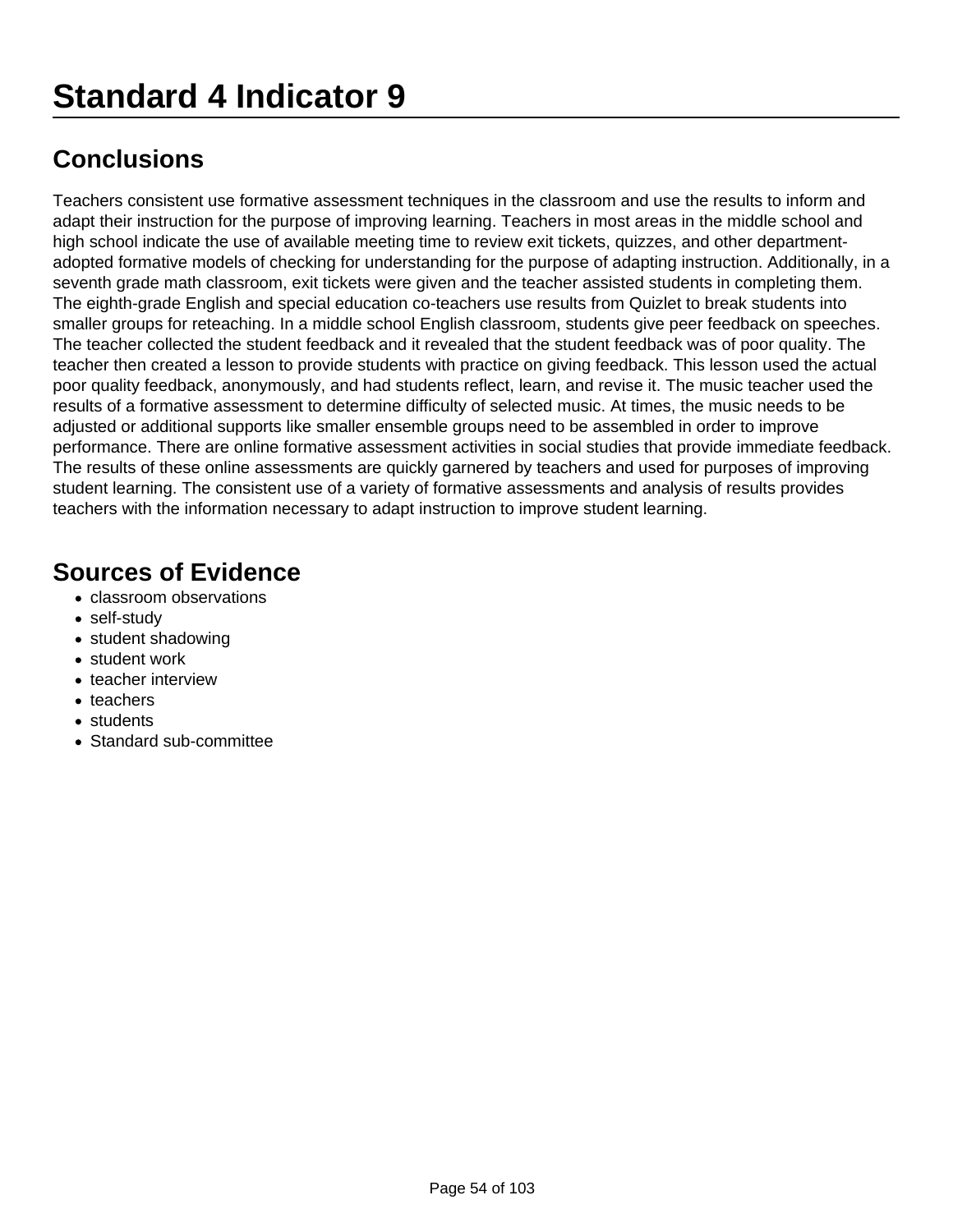# Standard 4 Indicator 9

## Conclusions

Teachers consistent use formative assessment techniques in the classroom and use the results to inform and adapt their instruction for the purpose of improving learning. Teachers in most areas in the middle school and high school indicate the use of available meeting time to review exit tickets, quizzes, and other department-adopted formative models of checking for understanding for the purpose of adapting instruction. Additionally, in a seventh grade math classroom, exit tickets were given and the teacher assisted students in completing them. The eighth-grade English and special education co-teachers use results from Quizlet to break students into smaller groups for reteaching. In a middle school English classroom, students give peer feedback on speeches. The teacher collected the student feedback and it revealed that the student feedback was of poor quality. The teacher then created a lesson to provide students with practice on giving feedback. This lesson used the actual poor quality feedback, anonymously, and had students reflect, learn, and revise it. The music teacher used the results of a formative assessment to determine difficulty of selected music. At times, the music needs to be adjusted or additional supports like smaller ensemble groups need to be assembled in order to improve performance. There are online formative assessment activities in social studies that provide immediate feedback. The results of these online assessments are quickly garnered by teachers and used for purposes of improving student learning. The consistent use of a variety of formative assessments and analysis of results provides teachers with the information necessary to adapt instruction to improve student learning.

## Sources of Evidence

- classroom observations
- self-study
- student shadowing
- student work
- teacher interview
- teachers
- students
- Standard sub-committee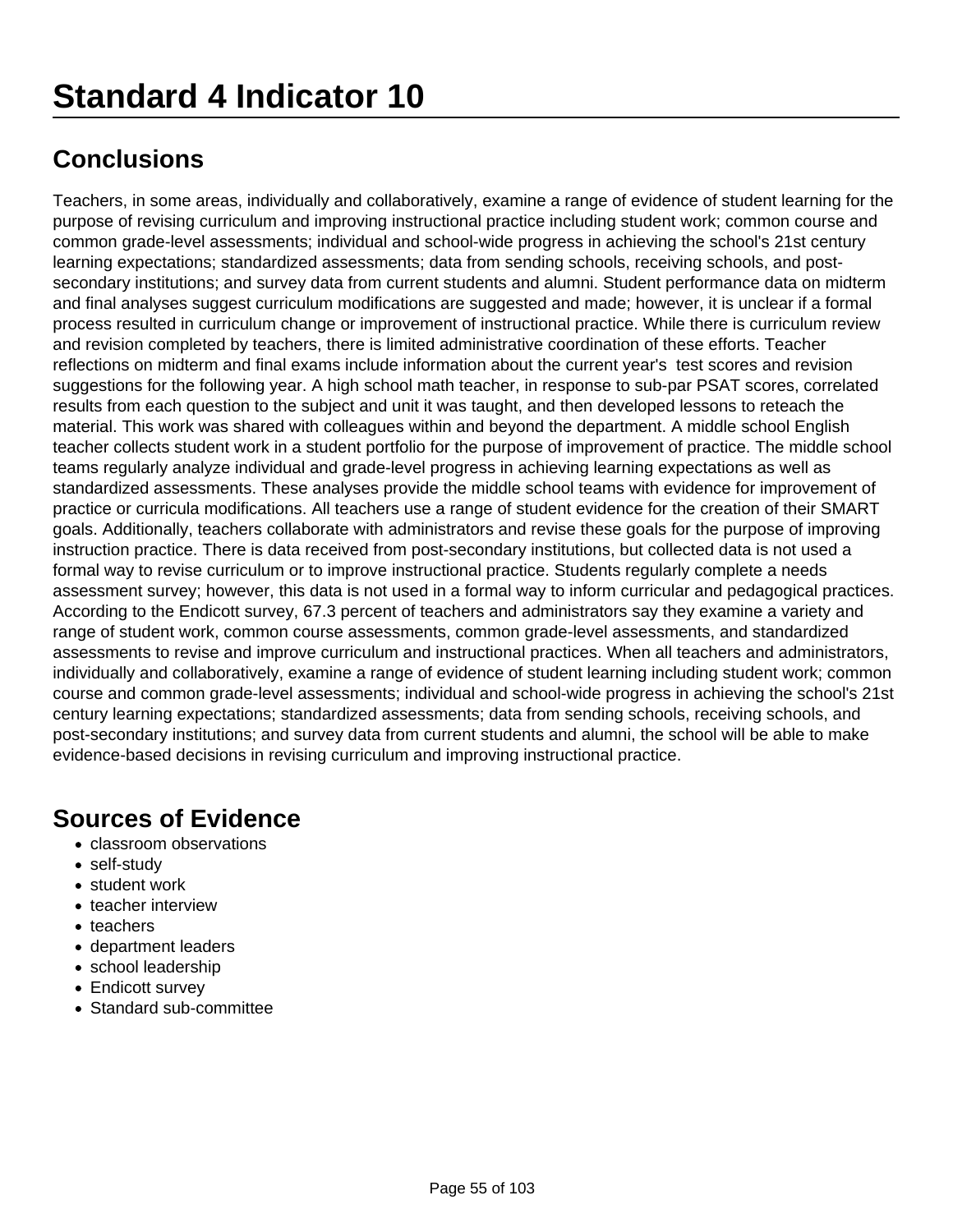# Standard 4 Indicator 10

## Conclusions

Teachers, in some areas, individually and collaboratively, examine a range of evidence of student learning for the purpose of revising curriculum and improving instructional practice including student work; common course and common grade-level assessments; individual and school-wide progress in achieving the school's 21st century learning expectations; standardized assessments; data from sending schools, receiving schools, and post-secondary institutions; and survey data from current students and alumni. Student performance data on midterm and final analyses suggest curriculum modifications are suggested and made; however, it is unclear if a formal process resulted in curriculum change or improvement of instructional practice. While there is curriculum review and revision completed by teachers, there is limited administrative coordination of these efforts. Teacher reflections on midterm and final exams include information about the current year's  test scores and revision suggestions for the following year. A high school math teacher, in response to sub-par PSAT scores, correlated results from each question to the subject and unit it was taught, and then developed lessons to reteach the material. This work was shared with colleagues within and beyond the department. A middle school English teacher collects student work in a student portfolio for the purpose of improvement of practice. The middle school teams regularly analyze individual and grade-level progress in achieving learning expectations as well as standardized assessments. These analyses provide the middle school teams with evidence for improvement of practice or curricula modifications. All teachers use a range of student evidence for the creation of their SMART goals. Additionally, teachers collaborate with administrators and revise these goals for the purpose of improving instruction practice. There is data received from post-secondary institutions, but collected data is not used a formal way to revise curriculum or to improve instructional practice. Students regularly complete a needs assessment survey; however, this data is not used in a formal way to inform curricular and pedagogical practices. According to the Endicott survey, 67.3 percent of teachers and administrators say they examine a variety and range of student work, common course assessments, common grade-level assessments, and standardized assessments to revise and improve curriculum and instructional practices. When all teachers and administrators, individually and collaboratively, examine a range of evidence of student learning including student work; common course and common grade-level assessments; individual and school-wide progress in achieving the school's 21st century learning expectations; standardized assessments; data from sending schools, receiving schools, and post-secondary institutions; and survey data from current students and alumni, the school will be able to make evidence-based decisions in revising curriculum and improving instructional practice.

## Sources of Evidence

- classroom observations
- self-study
- student work
- teacher interview
- teachers
- department leaders
- school leadership
- Endicott survey
- Standard sub-committee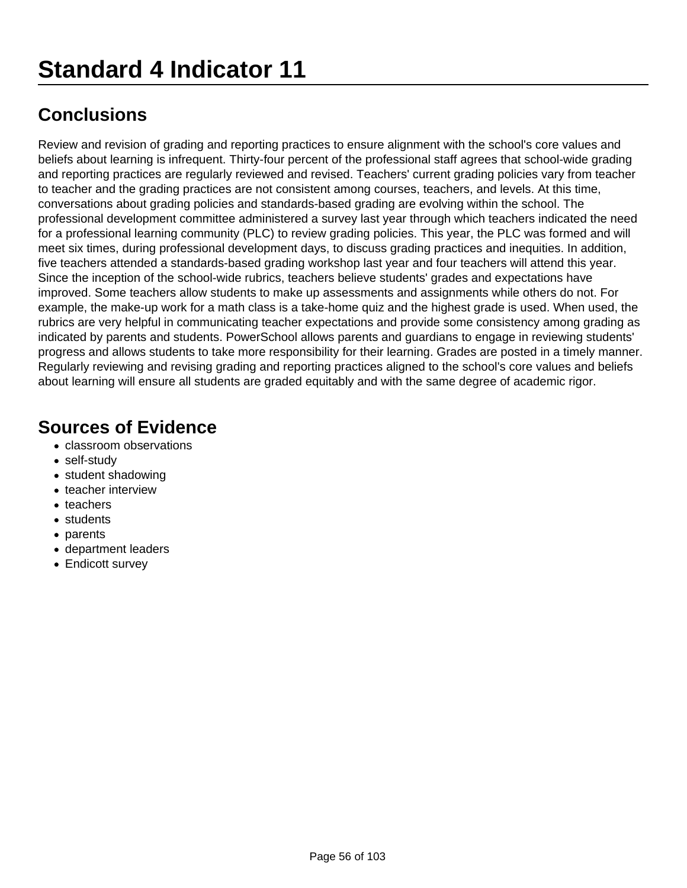# Standard 4 Indicator 11

## Conclusions

Review and revision of grading and reporting practices to ensure alignment with the school's core values and beliefs about learning is infrequent. Thirty-four percent of the professional staff agrees that school-wide grading and reporting practices are regularly reviewed and revised. Teachers' current grading policies vary from teacher to teacher and the grading practices are not consistent among courses, teachers, and levels. At this time, conversations about grading policies and standards-based grading are evolving within the school. The professional development committee administered a survey last year through which teachers indicated the need for a professional learning community (PLC) to review grading policies. This year, the PLC was formed and will meet six times, during professional development days, to discuss grading practices and inequities. In addition, five teachers attended a standards-based grading workshop last year and four teachers will attend this year. Since the inception of the school-wide rubrics, teachers believe students' grades and expectations have improved. Some teachers allow students to make up assessments and assignments while others do not. For example, the make-up work for a math class is a take-home quiz and the highest grade is used. When used, the rubrics are very helpful in communicating teacher expectations and provide some consistency among grading as indicated by parents and students. PowerSchool allows parents and guardians to engage in reviewing students' progress and allows students to take more responsibility for their learning. Grades are posted in a timely manner. Regularly reviewing and revising grading and reporting practices aligned to the school's core values and beliefs about learning will ensure all students are graded equitably and with the same degree of academic rigor.

## Sources of Evidence

- classroom observations
- self-study
- student shadowing
- teacher interview
- teachers
- students
- parents
- department leaders
- Endicott survey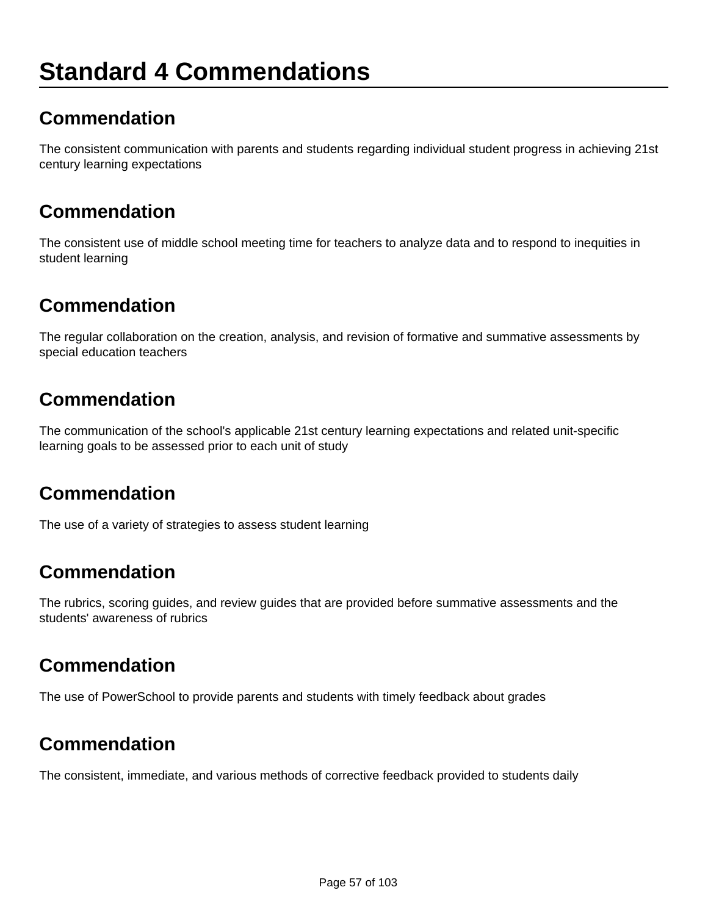# Standard 4 Commendations

## Commendation

The consistent communication with parents and students regarding individual student progress in achieving 21st century learning expectations

## Commendation

The consistent use of middle school meeting time for teachers to analyze data and to respond to inequities in student learning

## Commendation

The regular collaboration on the creation, analysis, and revision of formative and summative assessments by special education teachers

## Commendation

The communication of the school's applicable 21st century learning expectations and related unit-specific learning goals to be assessed prior to each unit of study

## Commendation

The use of a variety of strategies to assess student learning

## Commendation

The rubrics, scoring guides, and review guides that are provided before summative assessments and the students' awareness of rubrics

## Commendation

The use of PowerSchool to provide parents and students with timely feedback about grades

## Commendation

The consistent, immediate, and various methods of corrective feedback provided to students daily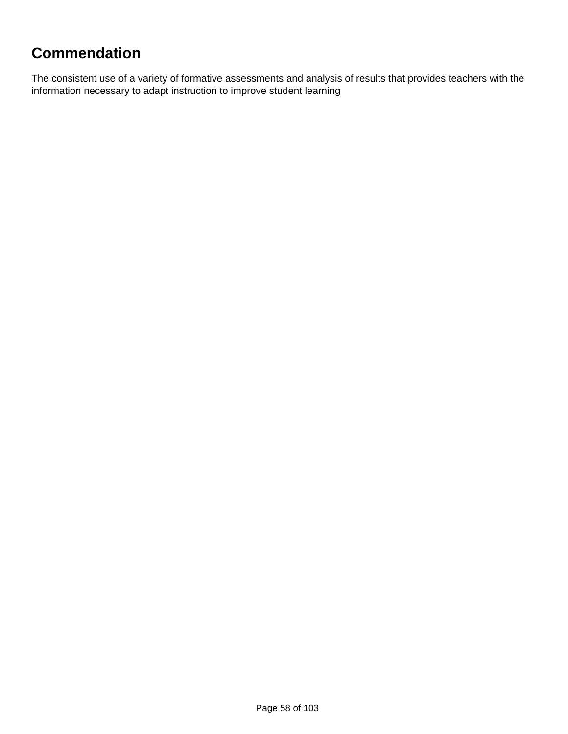## Commendation

The consistent use of a variety of formative assessments and analysis of results that provides teachers with the information necessary to adapt instruction to improve student learning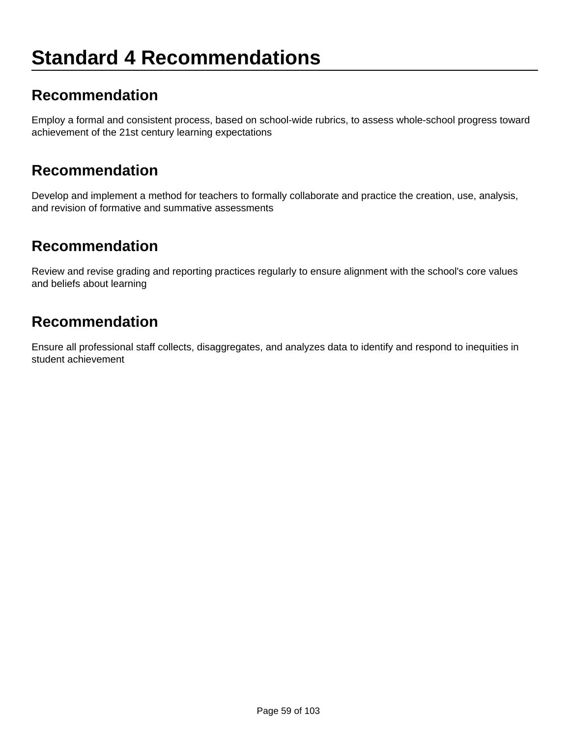# Standard 4 Recommendations

## Recommendation

Employ a formal and consistent process, based on school-wide rubrics, to assess whole-school progress toward achievement of the 21st century learning expectations

## Recommendation

Develop and implement a method for teachers to formally collaborate and practice the creation, use, analysis, and revision of formative and summative assessments

## Recommendation

Review and revise grading and reporting practices regularly to ensure alignment with the school's core values and beliefs about learning

## Recommendation

Ensure all professional staff collects, disaggregates, and analyzes data to identify and respond to inequities in student achievement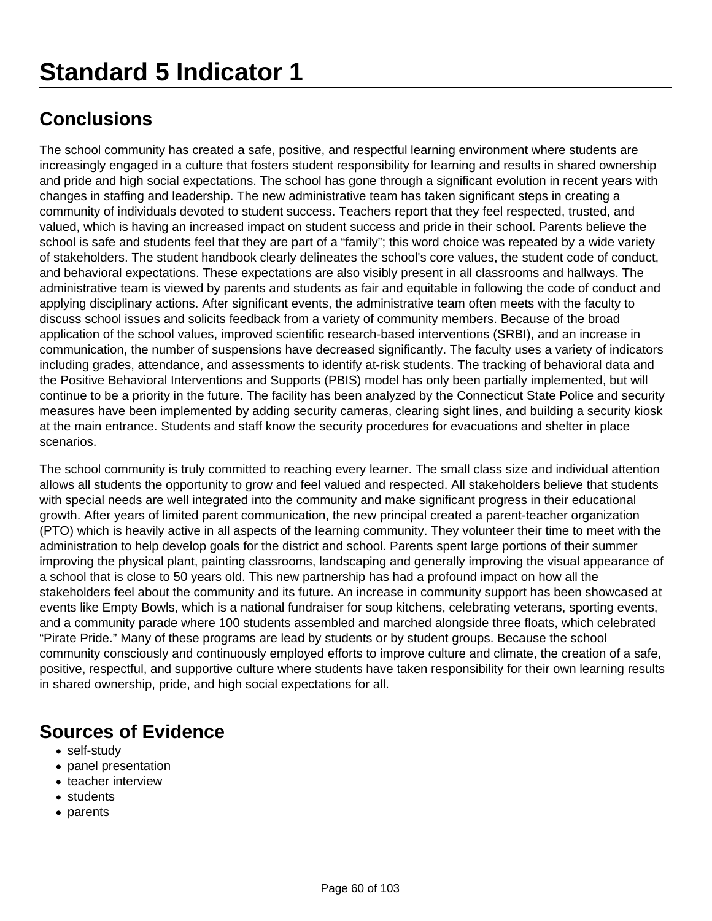# Standard 5 Indicator 1

## Conclusions

The school community has created a safe, positive, and respectful learning environment where students are increasingly engaged in a culture that fosters student responsibility for learning and results in shared ownership and pride and high social expectations. The school has gone through a significant evolution in recent years with changes in staffing and leadership. The new administrative team has taken significant steps in creating a community of individuals devoted to student success. Teachers report that they feel respected, trusted, and valued, which is having an increased impact on student success and pride in their school. Parents believe the school is safe and students feel that they are part of a "family"; this word choice was repeated by a wide variety of stakeholders. The student handbook clearly delineates the school's core values, the student code of conduct, and behavioral expectations. These expectations are also visibly present in all classrooms and hallways. The administrative team is viewed by parents and students as fair and equitable in following the code of conduct and applying disciplinary actions. After significant events, the administrative team often meets with the faculty to discuss school issues and solicits feedback from a variety of community members. Because of the broad application of the school values, improved scientific research-based interventions (SRBI), and an increase in communication, the number of suspensions have decreased significantly. The faculty uses a variety of indicators including grades, attendance, and assessments to identify at-risk students. The tracking of behavioral data and the Positive Behavioral Interventions and Supports (PBIS) model has only been partially implemented, but will continue to be a priority in the future. The facility has been analyzed by the Connecticut State Police and security measures have been implemented by adding security cameras, clearing sight lines, and building a security kiosk at the main entrance. Students and staff know the security procedures for evacuations and shelter in place scenarios.

The school community is truly committed to reaching every learner. The small class size and individual attention allows all students the opportunity to grow and feel valued and respected. All stakeholders believe that students with special needs are well integrated into the community and make significant progress in their educational growth. After years of limited parent communication, the new principal created a parent-teacher organization (PTO) which is heavily active in all aspects of the learning community. They volunteer their time to meet with the administration to help develop goals for the district and school. Parents spent large portions of their summer improving the physical plant, painting classrooms, landscaping and generally improving the visual appearance of a school that is close to 50 years old. This new partnership has had a profound impact on how all the stakeholders feel about the community and its future. An increase in community support has been showcased at events like Empty Bowls, which is a national fundraiser for soup kitchens, celebrating veterans, sporting events, and a community parade where 100 students assembled and marched alongside three floats, which celebrated "Pirate Pride." Many of these programs are lead by students or by student groups. Because the school community consciously and continuously employed efforts to improve culture and climate, the creation of a safe, positive, respectful, and supportive culture where students have taken responsibility for their own learning results in shared ownership, pride, and high social expectations for all.

## Sources of Evidence

- self-study
- panel presentation
- teacher interview
- students
- parents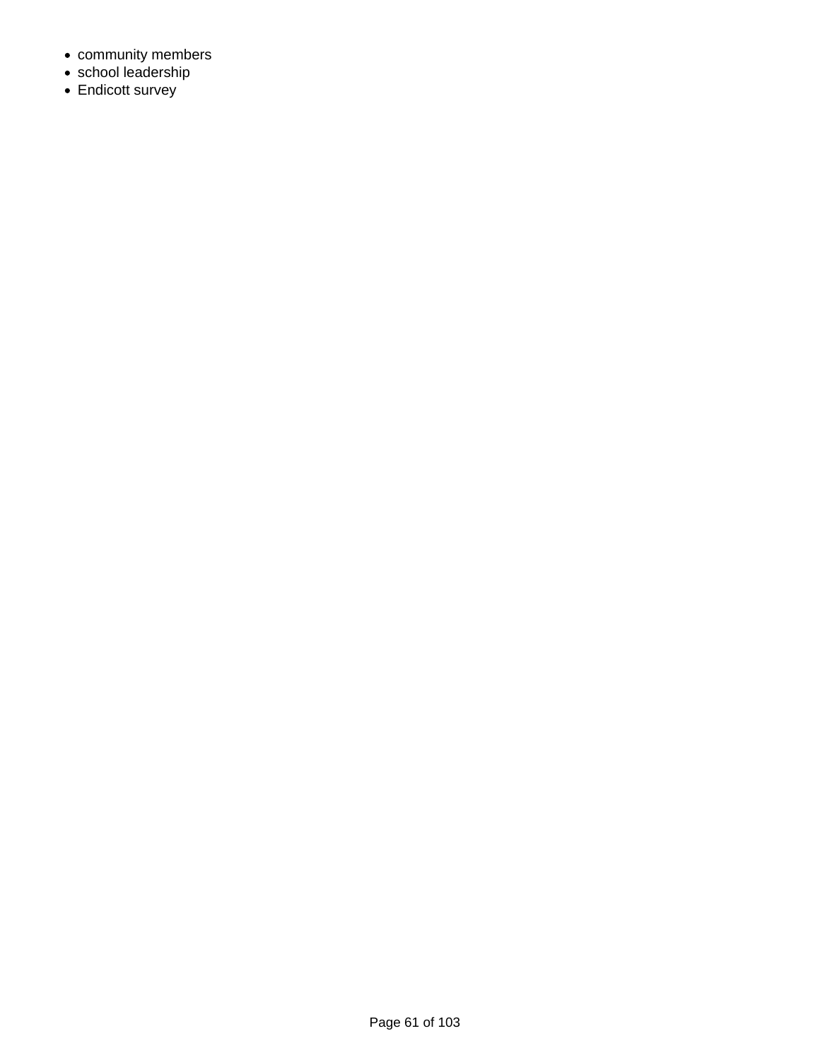- community members
- school leadership
- Endicott survey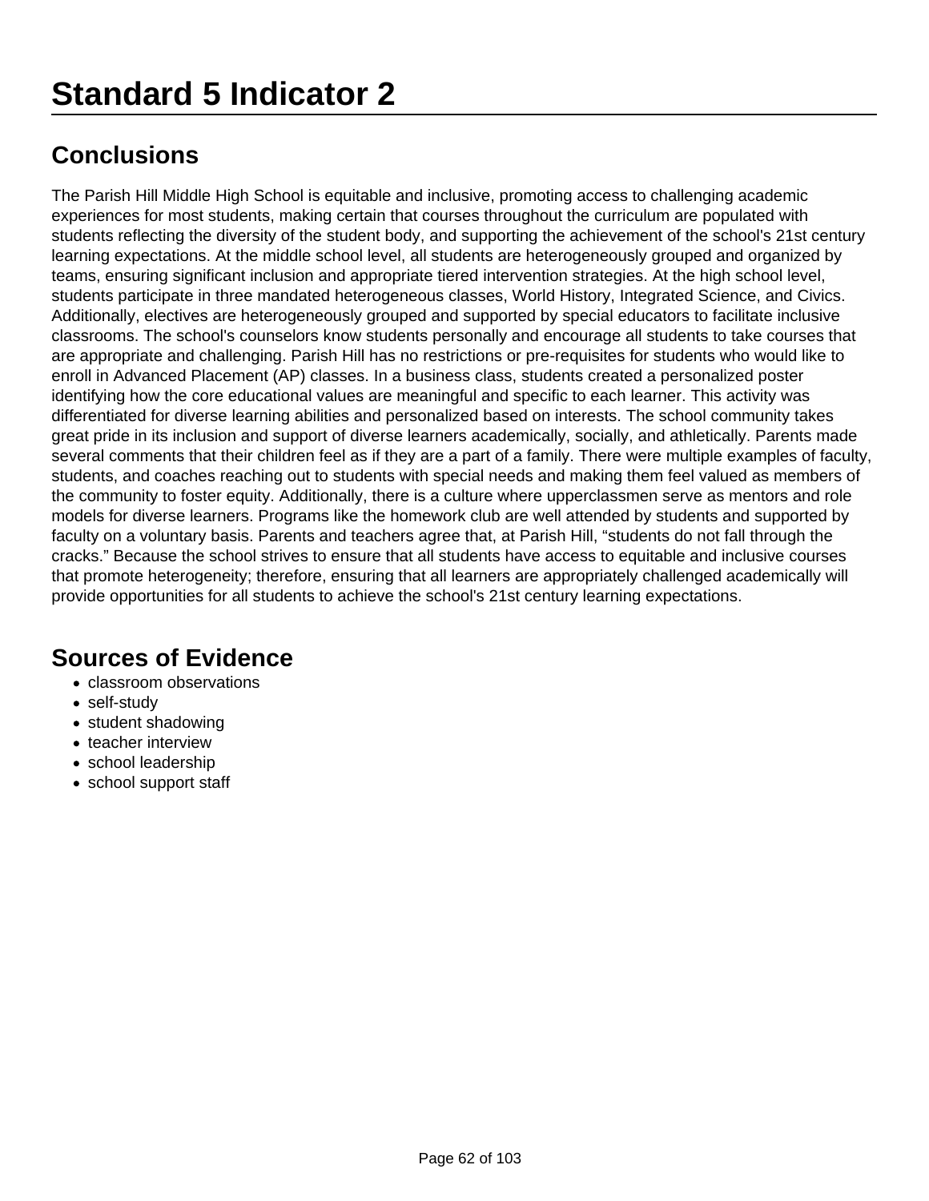# Standard 5 Indicator 2

## Conclusions

The Parish Hill Middle High School is equitable and inclusive, promoting access to challenging academic experiences for most students, making certain that courses throughout the curriculum are populated with students reflecting the diversity of the student body, and supporting the achievement of the school's 21st century learning expectations. At the middle school level, all students are heterogeneously grouped and organized by teams, ensuring significant inclusion and appropriate tiered intervention strategies. At the high school level, students participate in three mandated heterogeneous classes, World History, Integrated Science, and Civics. Additionally, electives are heterogeneously grouped and supported by special educators to facilitate inclusive classrooms. The school's counselors know students personally and encourage all students to take courses that are appropriate and challenging. Parish Hill has no restrictions or pre-requisites for students who would like to enroll in Advanced Placement (AP) classes. In a business class, students created a personalized poster identifying how the core educational values are meaningful and specific to each learner. This activity was differentiated for diverse learning abilities and personalized based on interests. The school community takes great pride in its inclusion and support of diverse learners academically, socially, and athletically. Parents made several comments that their children feel as if they are a part of a family. There were multiple examples of faculty, students, and coaches reaching out to students with special needs and making them feel valued as members of the community to foster equity. Additionally, there is a culture where upperclassmen serve as mentors and role models for diverse learners. Programs like the homework club are well attended by students and supported by faculty on a voluntary basis. Parents and teachers agree that, at Parish Hill, “students do not fall through the cracks.” Because the school strives to ensure that all students have access to equitable and inclusive courses that promote heterogeneity; therefore, ensuring that all learners are appropriately challenged academically will provide opportunities for all students to achieve the school's 21st century learning expectations.

## Sources of Evidence

- classroom observations
- self-study
- student shadowing
- teacher interview
- school leadership
- school support staff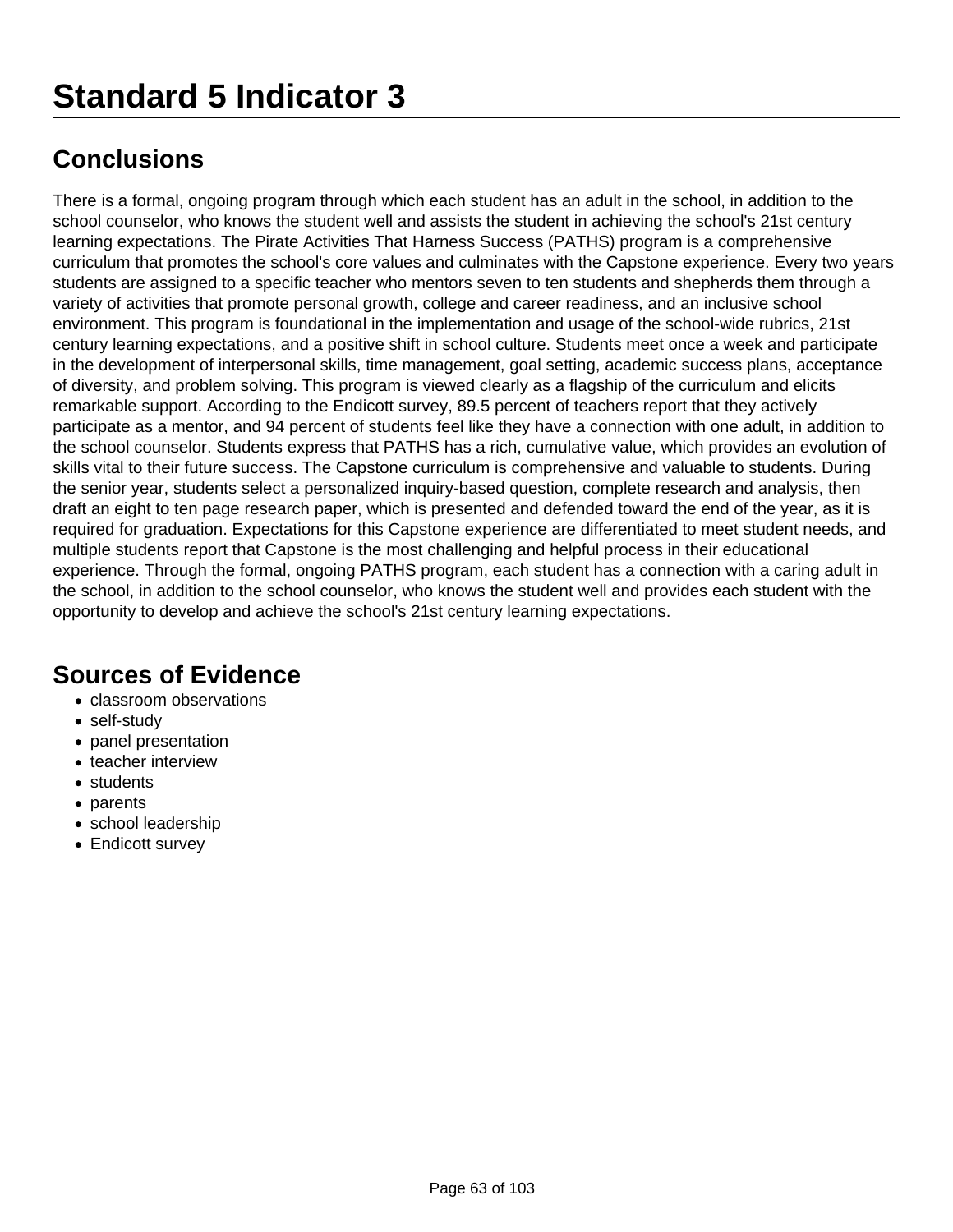# Standard 5 Indicator 3

## Conclusions

There is a formal, ongoing program through which each student has an adult in the school, in addition to the school counselor, who knows the student well and assists the student in achieving the school's 21st century learning expectations. The Pirate Activities That Harness Success (PATHS) program is a comprehensive curriculum that promotes the school's core values and culminates with the Capstone experience. Every two years students are assigned to a specific teacher who mentors seven to ten students and shepherds them through a variety of activities that promote personal growth, college and career readiness, and an inclusive school environment. This program is foundational in the implementation and usage of the school-wide rubrics, 21st century learning expectations, and a positive shift in school culture. Students meet once a week and participate in the development of interpersonal skills, time management, goal setting, academic success plans, acceptance of diversity, and problem solving. This program is viewed clearly as a flagship of the curriculum and elicits remarkable support. According to the Endicott survey, 89.5 percent of teachers report that they actively participate as a mentor, and 94 percent of students feel like they have a connection with one adult, in addition to the school counselor. Students express that PATHS has a rich, cumulative value, which provides an evolution of skills vital to their future success. The Capstone curriculum is comprehensive and valuable to students. During the senior year, students select a personalized inquiry-based question, complete research and analysis, then draft an eight to ten page research paper, which is presented and defended toward the end of the year, as it is required for graduation. Expectations for this Capstone experience are differentiated to meet student needs, and multiple students report that Capstone is the most challenging and helpful process in their educational experience. Through the formal, ongoing PATHS program, each student has a connection with a caring adult in the school, in addition to the school counselor, who knows the student well and provides each student with the opportunity to develop and achieve the school's 21st century learning expectations.

## Sources of Evidence

- classroom observations
- self-study
- panel presentation
- teacher interview
- students
- parents
- school leadership
- Endicott survey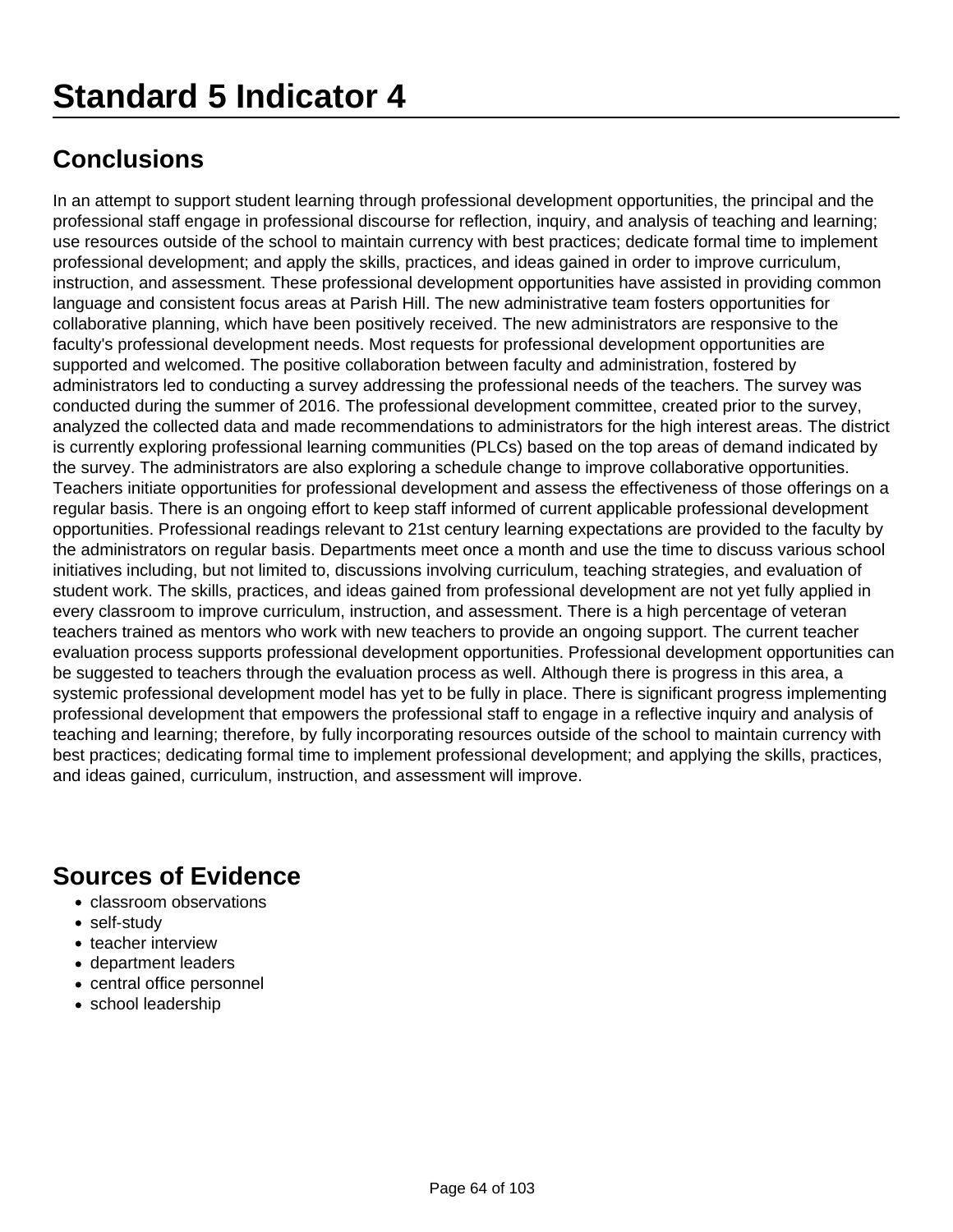# Standard 5 Indicator 4

## Conclusions

In an attempt to support student learning through professional development opportunities, the principal and the professional staff engage in professional discourse for reflection, inquiry, and analysis of teaching and learning; use resources outside of the school to maintain currency with best practices; dedicate formal time to implement professional development; and apply the skills, practices, and ideas gained in order to improve curriculum, instruction, and assessment. These professional development opportunities have assisted in providing common language and consistent focus areas at Parish Hill. The new administrative team fosters opportunities for collaborative planning, which have been positively received. The new administrators are responsive to the faculty's professional development needs. Most requests for professional development opportunities are supported and welcomed. The positive collaboration between faculty and administration, fostered by administrators led to conducting a survey addressing the professional needs of the teachers. The survey was conducted during the summer of 2016. The professional development committee, created prior to the survey, analyzed the collected data and made recommendations to administrators for the high interest areas. The district is currently exploring professional learning communities (PLCs) based on the top areas of demand indicated by the survey. The administrators are also exploring a schedule change to improve collaborative opportunities. Teachers initiate opportunities for professional development and assess the effectiveness of those offerings on a regular basis. There is an ongoing effort to keep staff informed of current applicable professional development opportunities. Professional readings relevant to 21st century learning expectations are provided to the faculty by the administrators on regular basis. Departments meet once a month and use the time to discuss various school initiatives including, but not limited to, discussions involving curriculum, teaching strategies, and evaluation of student work. The skills, practices, and ideas gained from professional development are not yet fully applied in every classroom to improve curriculum, instruction, and assessment. There is a high percentage of veteran teachers trained as mentors who work with new teachers to provide an ongoing support. The current teacher evaluation process supports professional development opportunities. Professional development opportunities can be suggested to teachers through the evaluation process as well. Although there is progress in this area, a systemic professional development model has yet to be fully in place. There is significant progress implementing professional development that empowers the professional staff to engage in a reflective inquiry and analysis of teaching and learning; therefore, by fully incorporating resources outside of the school to maintain currency with best practices; dedicating formal time to implement professional development; and applying the skills, practices, and ideas gained, curriculum, instruction, and assessment will improve.

## Sources of Evidence

- classroom observations
- self-study
- teacher interview
- department leaders
- central office personnel
- school leadership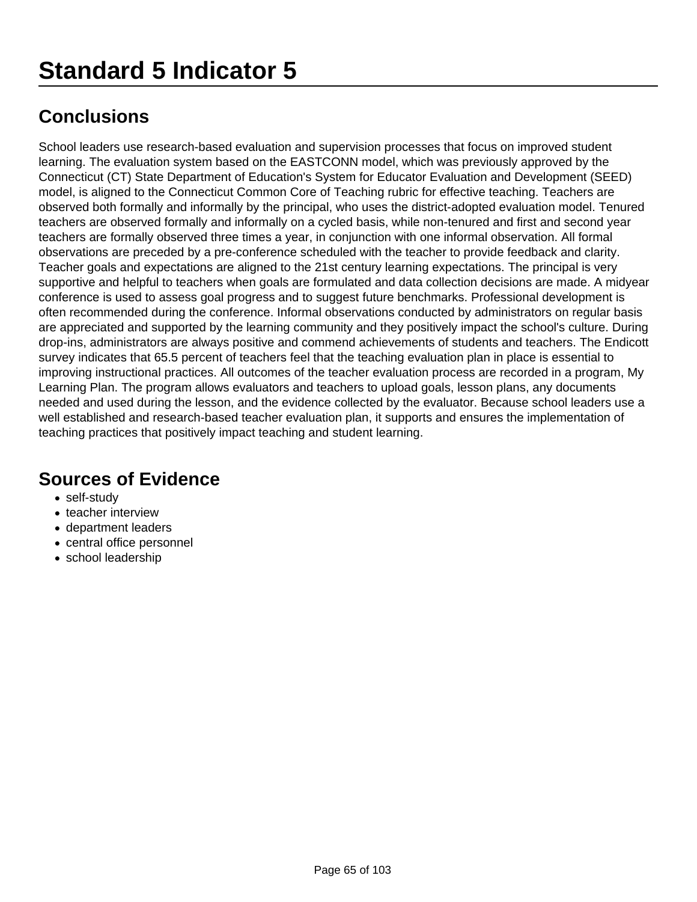# Standard 5 Indicator 5

## Conclusions

School leaders use research-based evaluation and supervision processes that focus on improved student learning. The evaluation system based on the EASTCONN model, which was previously approved by the Connecticut (CT) State Department of Education's System for Educator Evaluation and Development (SEED) model, is aligned to the Connecticut Common Core of Teaching rubric for effective teaching. Teachers are observed both formally and informally by the principal, who uses the district-adopted evaluation model. Tenured teachers are observed formally and informally on a cycled basis, while non-tenured and first and second year teachers are formally observed three times a year, in conjunction with one informal observation. All formal observations are preceded by a pre-conference scheduled with the teacher to provide feedback and clarity. Teacher goals and expectations are aligned to the 21st century learning expectations. The principal is very supportive and helpful to teachers when goals are formulated and data collection decisions are made. A midyear conference is used to assess goal progress and to suggest future benchmarks. Professional development is often recommended during the conference. Informal observations conducted by administrators on regular basis are appreciated and supported by the learning community and they positively impact the school's culture. During drop-ins, administrators are always positive and commend achievements of students and teachers. The Endicott survey indicates that 65.5 percent of teachers feel that the teaching evaluation plan in place is essential to improving instructional practices. All outcomes of the teacher evaluation process are recorded in a program, My Learning Plan. The program allows evaluators and teachers to upload goals, lesson plans, any documents needed and used during the lesson, and the evidence collected by the evaluator. Because school leaders use a well established and research-based teacher evaluation plan, it supports and ensures the implementation of teaching practices that positively impact teaching and student learning.

## Sources of Evidence

- self-study
- teacher interview
- department leaders
- central office personnel
- school leadership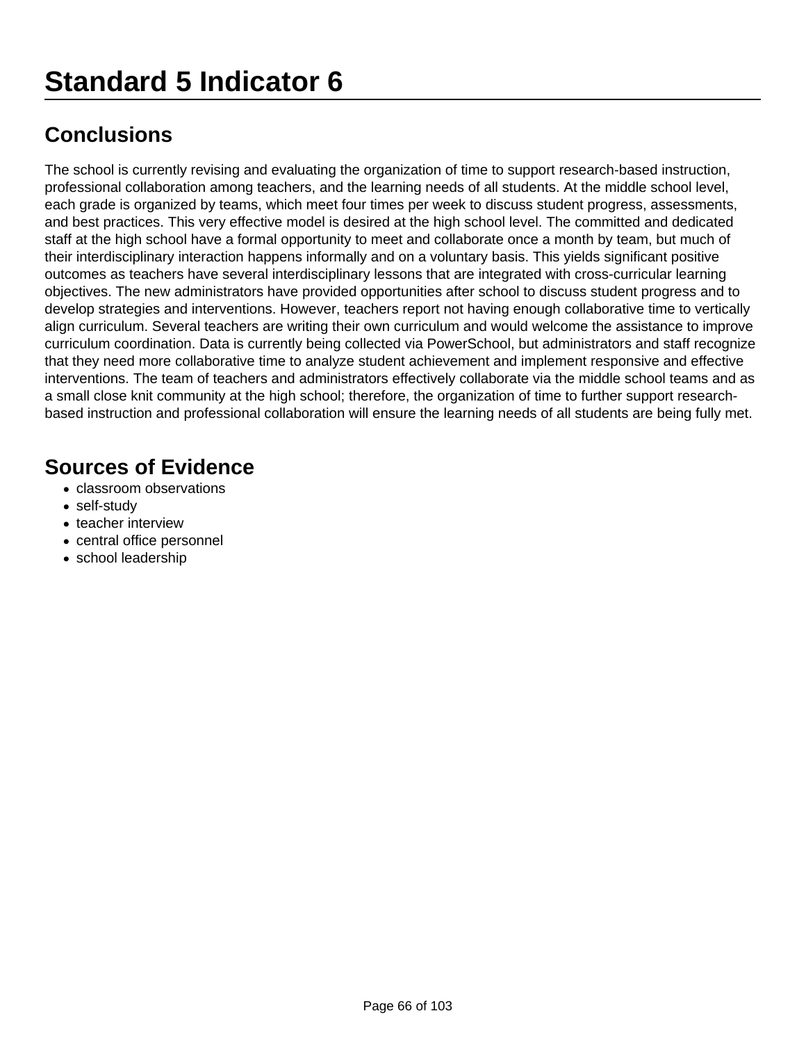# Standard 5 Indicator 6

## Conclusions

The school is currently revising and evaluating the organization of time to support research-based instruction, professional collaboration among teachers, and the learning needs of all students. At the middle school level, each grade is organized by teams, which meet four times per week to discuss student progress, assessments, and best practices. This very effective model is desired at the high school level. The committed and dedicated staff at the high school have a formal opportunity to meet and collaborate once a month by team, but much of their interdisciplinary interaction happens informally and on a voluntary basis. This yields significant positive outcomes as teachers have several interdisciplinary lessons that are integrated with cross-curricular learning objectives. The new administrators have provided opportunities after school to discuss student progress and to develop strategies and interventions. However, teachers report not having enough collaborative time to vertically align curriculum. Several teachers are writing their own curriculum and would welcome the assistance to improve curriculum coordination. Data is currently being collected via PowerSchool, but administrators and staff recognize that they need more collaborative time to analyze student achievement and implement responsive and effective interventions. The team of teachers and administrators effectively collaborate via the middle school teams and as a small close knit community at the high school; therefore, the organization of time to further support research-based instruction and professional collaboration will ensure the learning needs of all students are being fully met.

## Sources of Evidence

- classroom observations
- self-study
- teacher interview
- central office personnel
- school leadership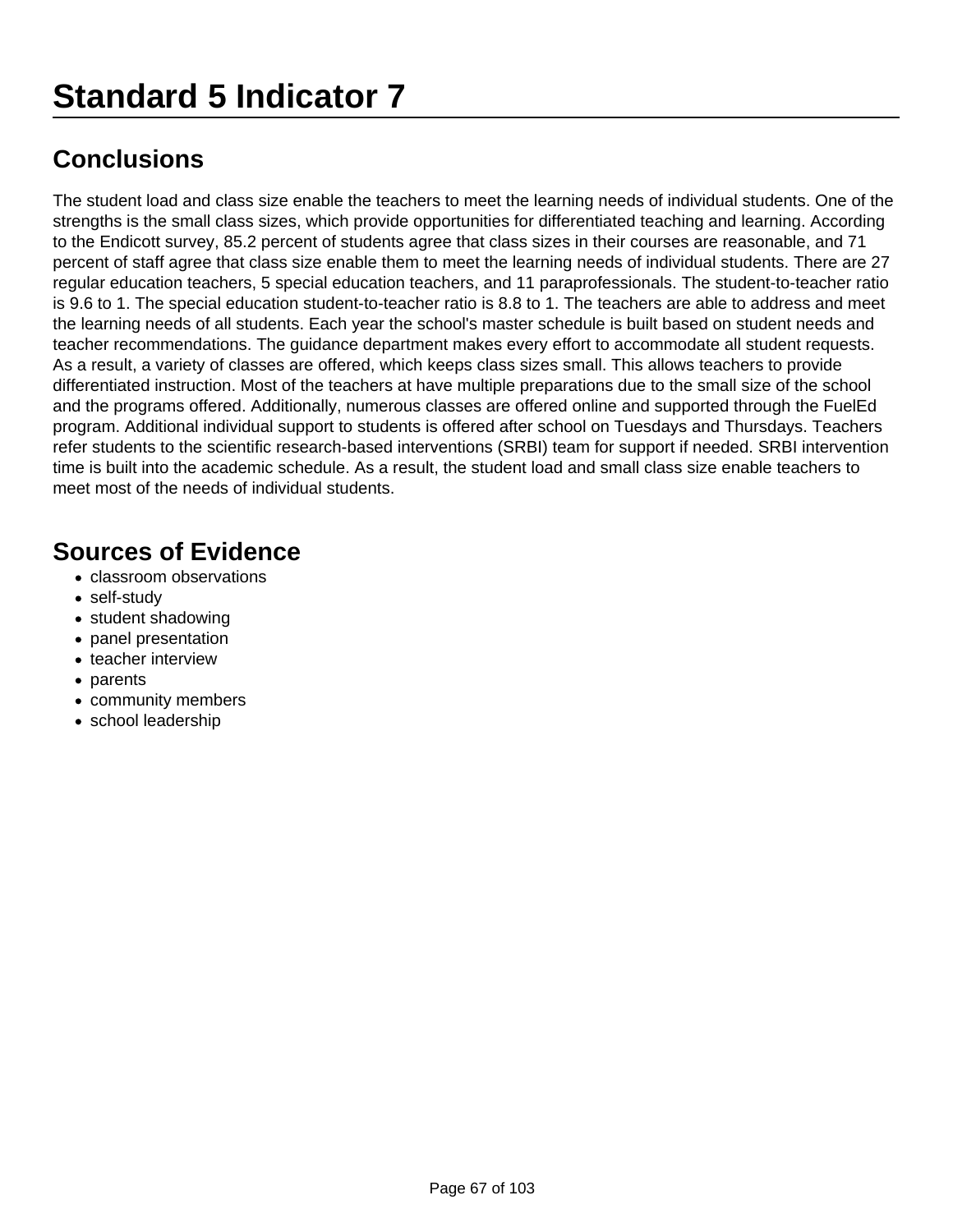# Standard 5 Indicator 7

## Conclusions

The student load and class size enable the teachers to meet the learning needs of individual students. One of the strengths is the small class sizes, which provide opportunities for differentiated teaching and learning. According to the Endicott survey, 85.2 percent of students agree that class sizes in their courses are reasonable, and 71 percent of staff agree that class size enable them to meet the learning needs of individual students. There are 27 regular education teachers, 5 special education teachers, and 11 paraprofessionals. The student-to-teacher ratio is 9.6 to 1. The special education student-to-teacher ratio is 8.8 to 1. The teachers are able to address and meet the learning needs of all students. Each year the school's master schedule is built based on student needs and teacher recommendations. The guidance department makes every effort to accommodate all student requests. As a result, a variety of classes are offered, which keeps class sizes small. This allows teachers to provide differentiated instruction. Most of the teachers at have multiple preparations due to the small size of the school and the programs offered. Additionally, numerous classes are offered online and supported through the FuelEd program. Additional individual support to students is offered after school on Tuesdays and Thursdays. Teachers refer students to the scientific research-based interventions (SRBI) team for support if needed. SRBI intervention time is built into the academic schedule. As a result, the student load and small class size enable teachers to meet most of the needs of individual students.

## Sources of Evidence

- classroom observations
- self-study
- student shadowing
- panel presentation
- teacher interview
- parents
- community members
- school leadership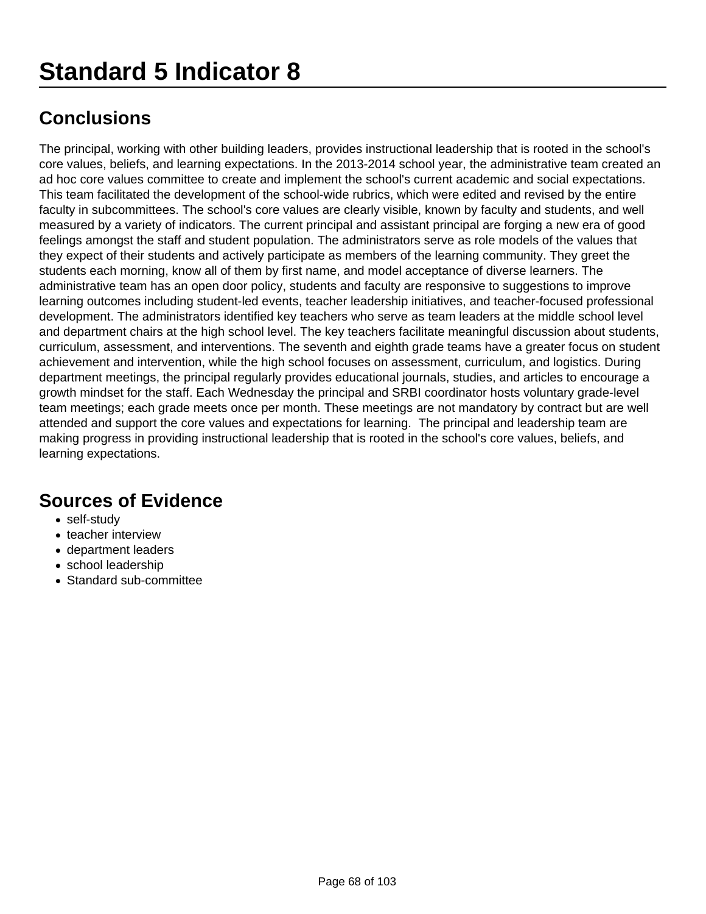# Standard 5 Indicator 8

## Conclusions

The principal, working with other building leaders, provides instructional leadership that is rooted in the school's core values, beliefs, and learning expectations. In the 2013-2014 school year, the administrative team created an ad hoc core values committee to create and implement the school's current academic and social expectations. This team facilitated the development of the school-wide rubrics, which were edited and revised by the entire faculty in subcommittees. The school's core values are clearly visible, known by faculty and students, and well measured by a variety of indicators. The current principal and assistant principal are forging a new era of good feelings amongst the staff and student population. The administrators serve as role models of the values that they expect of their students and actively participate as members of the learning community. They greet the students each morning, know all of them by first name, and model acceptance of diverse learners. The administrative team has an open door policy, students and faculty are responsive to suggestions to improve learning outcomes including student-led events, teacher leadership initiatives, and teacher-focused professional development. The administrators identified key teachers who serve as team leaders at the middle school level and department chairs at the high school level. The key teachers facilitate meaningful discussion about students, curriculum, assessment, and interventions. The seventh and eighth grade teams have a greater focus on student achievement and intervention, while the high school focuses on assessment, curriculum, and logistics. During department meetings, the principal regularly provides educational journals, studies, and articles to encourage a growth mindset for the staff. Each Wednesday the principal and SRBI coordinator hosts voluntary grade-level team meetings; each grade meets once per month. These meetings are not mandatory by contract but are well attended and support the core values and expectations for learning. The principal and leadership team are making progress in providing instructional leadership that is rooted in the school's core values, beliefs, and learning expectations.

## Sources of Evidence

- self-study
- teacher interview
- department leaders
- school leadership
- Standard sub-committee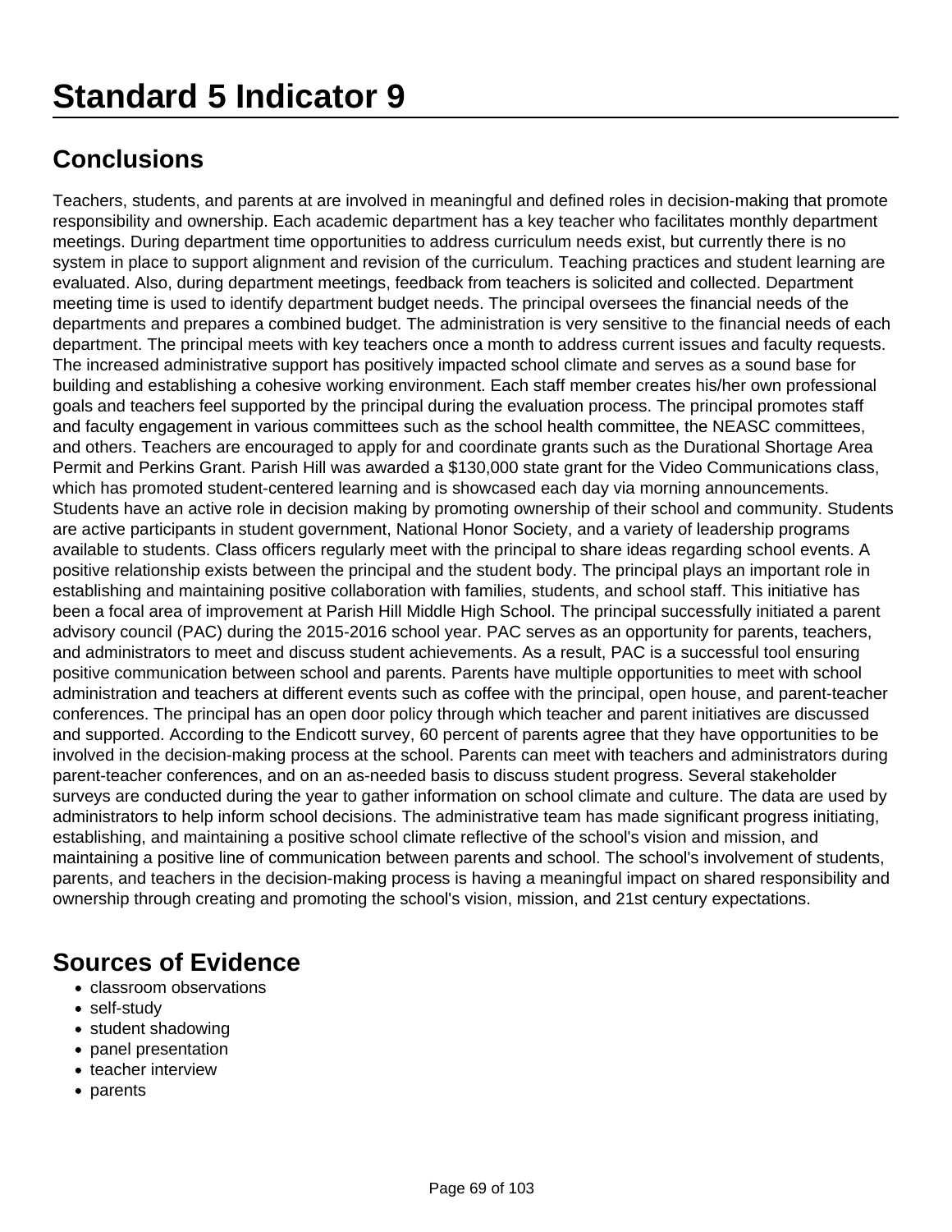# Standard 5 Indicator 9

## Conclusions

Teachers, students, and parents at are involved in meaningful and defined roles in decision-making that promote responsibility and ownership. Each academic department has a key teacher who facilitates monthly department meetings. During department time opportunities to address curriculum needs exist, but currently there is no system in place to support alignment and revision of the curriculum. Teaching practices and student learning are evaluated. Also, during department meetings, feedback from teachers is solicited and collected. Department meeting time is used to identify department budget needs. The principal oversees the financial needs of the departments and prepares a combined budget. The administration is very sensitive to the financial needs of each department. The principal meets with key teachers once a month to address current issues and faculty requests. The increased administrative support has positively impacted school climate and serves as a sound base for building and establishing a cohesive working environment. Each staff member creates his/her own professional goals and teachers feel supported by the principal during the evaluation process. The principal promotes staff and faculty engagement in various committees such as the school health committee, the NEASC committees, and others. Teachers are encouraged to apply for and coordinate grants such as the Durational Shortage Area Permit and Perkins Grant. Parish Hill was awarded a $130,000 state grant for the Video Communications class, which has promoted student-centered learning and is showcased each day via morning announcements. Students have an active role in decision making by promoting ownership of their school and community. Students are active participants in student government, National Honor Society, and a variety of leadership programs available to students. Class officers regularly meet with the principal to share ideas regarding school events. A positive relationship exists between the principal and the student body. The principal plays an important role in establishing and maintaining positive collaboration with families, students, and school staff. This initiative has been a focal area of improvement at Parish Hill Middle High School. The principal successfully initiated a parent advisory council (PAC) during the 2015-2016 school year. PAC serves as an opportunity for parents, teachers, and administrators to meet and discuss student achievements. As a result, PAC is a successful tool ensuring positive communication between school and parents. Parents have multiple opportunities to meet with school administration and teachers at different events such as coffee with the principal, open house, and parent-teacher conferences. The principal has an open door policy through which teacher and parent initiatives are discussed and supported. According to the Endicott survey, 60 percent of parents agree that they have opportunities to be involved in the decision-making process at the school. Parents can meet with teachers and administrators during parent-teacher conferences, and on an as-needed basis to discuss student progress. Several stakeholder surveys are conducted during the year to gather information on school climate and culture. The data are used by administrators to help inform school decisions. The administrative team has made significant progress initiating, establishing, and maintaining a positive school climate reflective of the school's vision and mission, and maintaining a positive line of communication between parents and school. The school's involvement of students, parents, and teachers in the decision-making process is having a meaningful impact on shared responsibility and ownership through creating and promoting the school's vision, mission, and 21st century expectations.

## Sources of Evidence

- classroom observations
- self-study
- student shadowing
- panel presentation
- teacher interview
- parents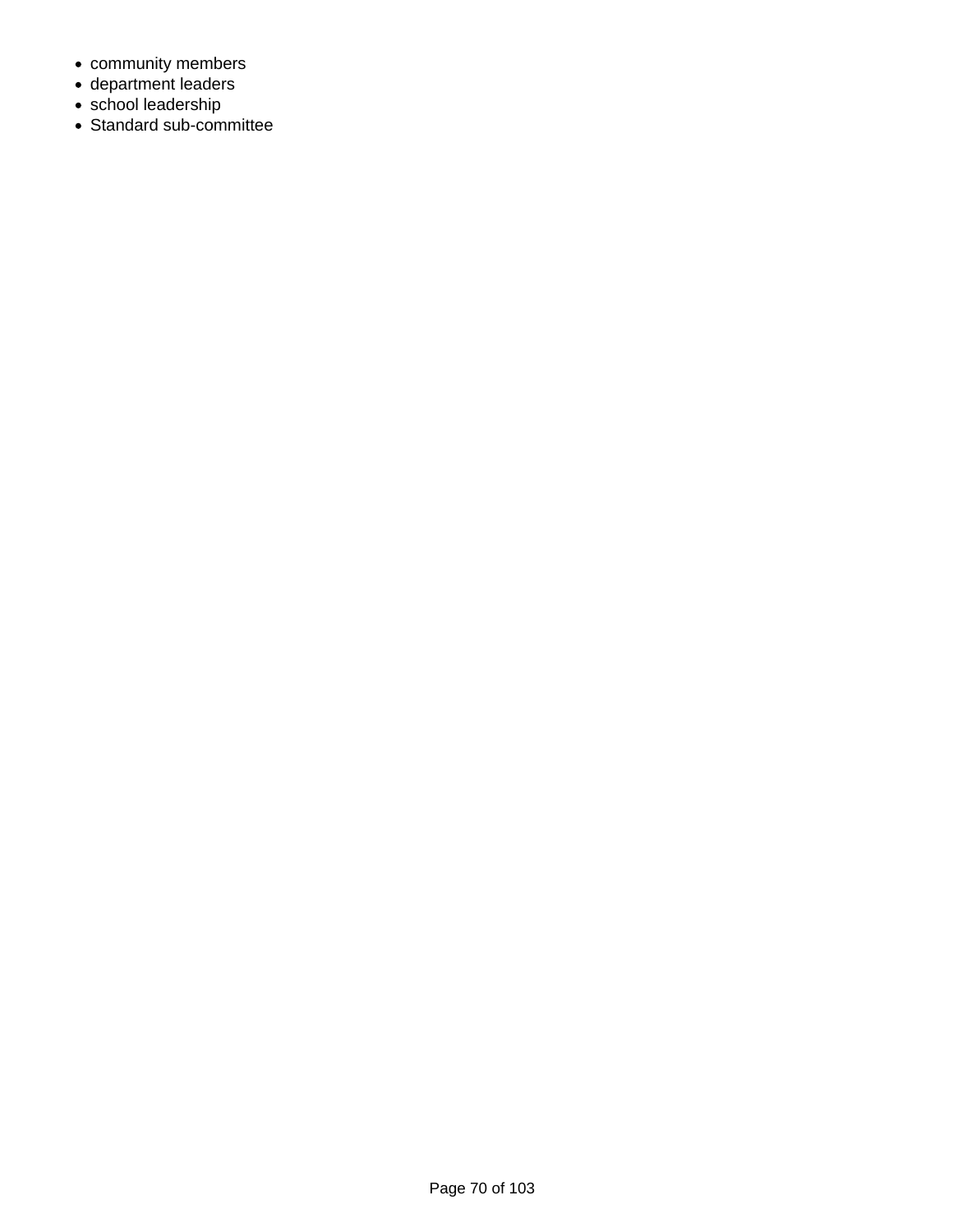- community members
- department leaders
- school leadership
- Standard sub-committee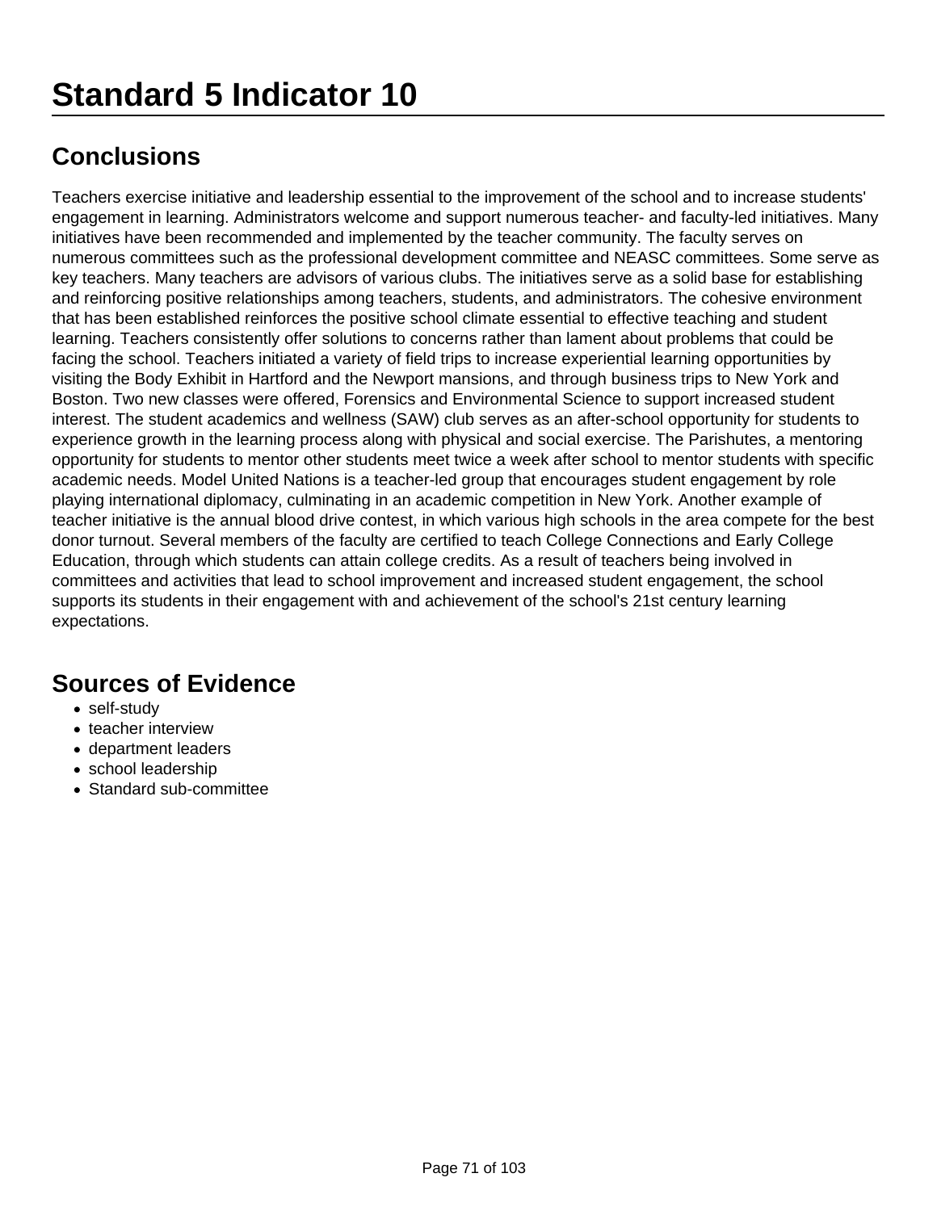# Standard 5 Indicator 10

## Conclusions

Teachers exercise initiative and leadership essential to the improvement of the school and to increase students' engagement in learning. Administrators welcome and support numerous teacher- and faculty-led initiatives. Many initiatives have been recommended and implemented by the teacher community. The faculty serves on numerous committees such as the professional development committee and NEASC committees. Some serve as key teachers. Many teachers are advisors of various clubs. The initiatives serve as a solid base for establishing and reinforcing positive relationships among teachers, students, and administrators. The cohesive environment that has been established reinforces the positive school climate essential to effective teaching and student learning. Teachers consistently offer solutions to concerns rather than lament about problems that could be facing the school. Teachers initiated a variety of field trips to increase experiential learning opportunities by visiting the Body Exhibit in Hartford and the Newport mansions, and through business trips to New York and Boston. Two new classes were offered, Forensics and Environmental Science to support increased student interest. The student academics and wellness (SAW) club serves as an after-school opportunity for students to experience growth in the learning process along with physical and social exercise. The Parishutes, a mentoring opportunity for students to mentor other students meet twice a week after school to mentor students with specific academic needs. Model United Nations is a teacher-led group that encourages student engagement by role playing international diplomacy, culminating in an academic competition in New York. Another example of teacher initiative is the annual blood drive contest, in which various high schools in the area compete for the best donor turnout. Several members of the faculty are certified to teach College Connections and Early College Education, through which students can attain college credits. As a result of teachers being involved in committees and activities that lead to school improvement and increased student engagement, the school supports its students in their engagement with and achievement of the school's 21st century learning expectations.

## Sources of Evidence

- self-study
- teacher interview
- department leaders
- school leadership
- Standard sub-committee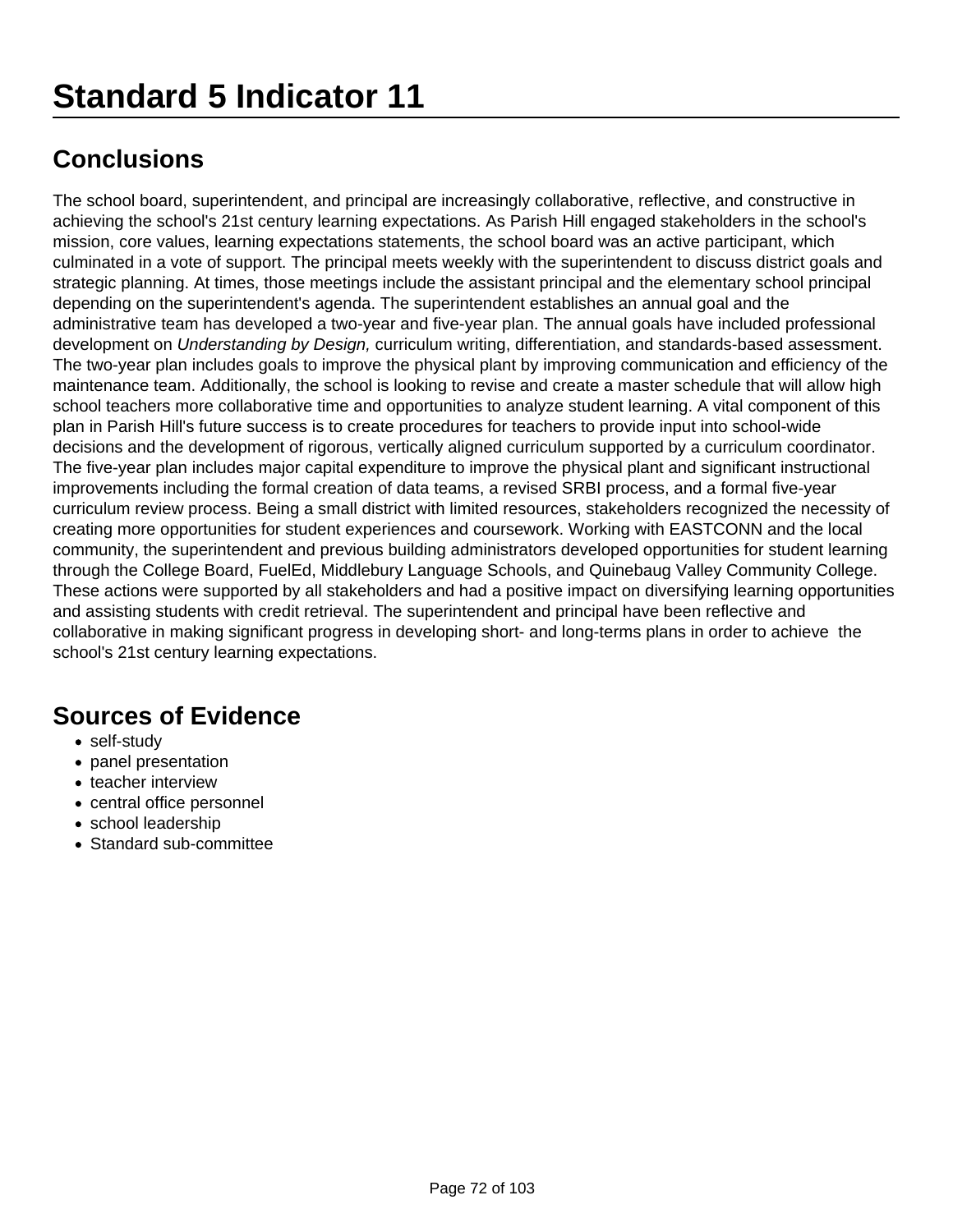# Standard 5 Indicator 11

## Conclusions

The school board, superintendent, and principal are increasingly collaborative, reflective, and constructive in achieving the school's 21st century learning expectations. As Parish Hill engaged stakeholders in the school's mission, core values, learning expectations statements, the school board was an active participant, which culminated in a vote of support. The principal meets weekly with the superintendent to discuss district goals and strategic planning. At times, those meetings include the assistant principal and the elementary school principal depending on the superintendent's agenda. The superintendent establishes an annual goal and the administrative team has developed a two-year and five-year plan. The annual goals have included professional development on *Understanding by Design,* curriculum writing, differentiation, and standards-based assessment. The two-year plan includes goals to improve the physical plant by improving communication and efficiency of the maintenance team. Additionally, the school is looking to revise and create a master schedule that will allow high school teachers more collaborative time and opportunities to analyze student learning. A vital component of this plan in Parish Hill's future success is to create procedures for teachers to provide input into school-wide decisions and the development of rigorous, vertically aligned curriculum supported by a curriculum coordinator. The five-year plan includes major capital expenditure to improve the physical plant and significant instructional improvements including the formal creation of data teams, a revised SRBI process, and a formal five-year curriculum review process. Being a small district with limited resources, stakeholders recognized the necessity of creating more opportunities for student experiences and coursework. Working with EASTCONN and the local community, the superintendent and previous building administrators developed opportunities for student learning through the College Board, FuelEd, Middlebury Language Schools, and Quinebaug Valley Community College. These actions were supported by all stakeholders and had a positive impact on diversifying learning opportunities and assisting students with credit retrieval. The superintendent and principal have been reflective and collaborative in making significant progress in developing short- and long-terms plans in order to achieve the school's 21st century learning expectations.

## Sources of Evidence

- self-study
- panel presentation
- teacher interview
- central office personnel
- school leadership
- Standard sub-committee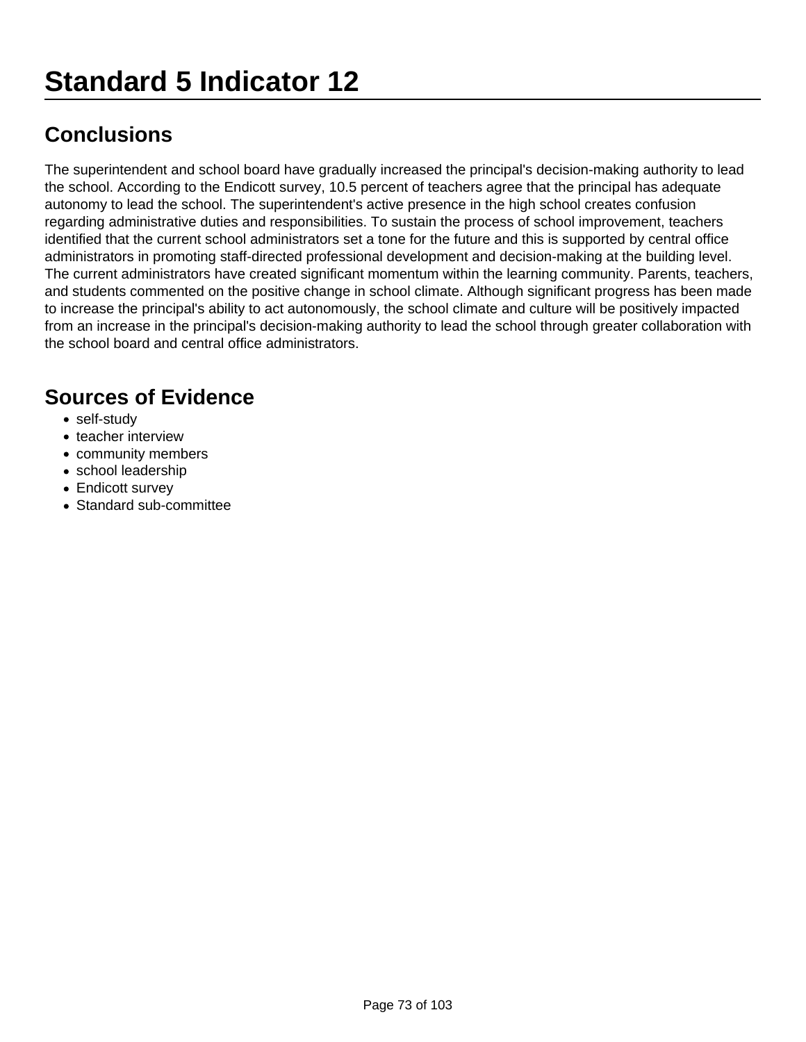# Standard 5 Indicator 12

## Conclusions

The superintendent and school board have gradually increased the principal's decision-making authority to lead the school. According to the Endicott survey, 10.5 percent of teachers agree that the principal has adequate autonomy to lead the school. The superintendent's active presence in the high school creates confusion regarding administrative duties and responsibilities. To sustain the process of school improvement, teachers identified that the current school administrators set a tone for the future and this is supported by central office administrators in promoting staff-directed professional development and decision-making at the building level. The current administrators have created significant momentum within the learning community. Parents, teachers, and students commented on the positive change in school climate. Although significant progress has been made to increase the principal's ability to act autonomously, the school climate and culture will be positively impacted from an increase in the principal's decision-making authority to lead the school through greater collaboration with the school board and central office administrators.

## Sources of Evidence

- self-study
- teacher interview
- community members
- school leadership
- Endicott survey
- Standard sub-committee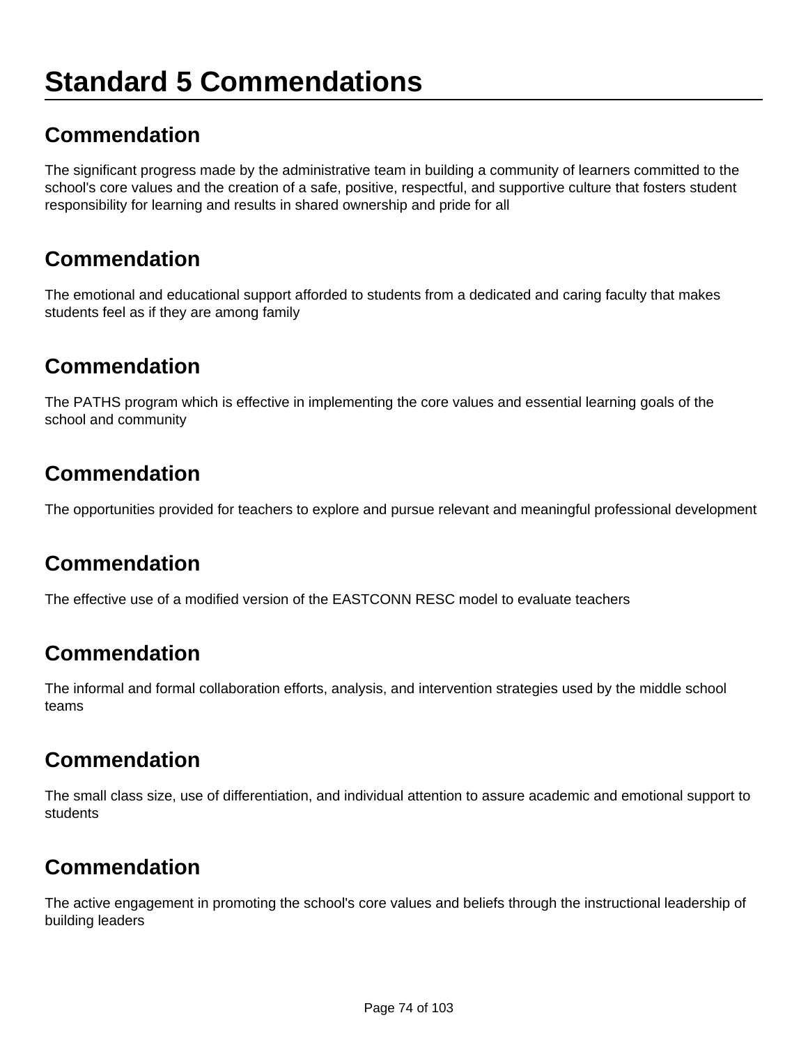# Standard 5 Commendations

## Commendation

The significant progress made by the administrative team in building a community of learners committed to the school's core values and the creation of a safe, positive, respectful, and supportive culture that fosters student responsibility for learning and results in shared ownership and pride for all

## Commendation

The emotional and educational support afforded to students from a dedicated and caring faculty that makes students feel as if they are among family

## Commendation

The PATHS program which is effective in implementing the core values and essential learning goals of the school and community

## Commendation

The opportunities provided for teachers to explore and pursue relevant and meaningful professional development

## Commendation

The effective use of a modified version of the EASTCONN RESC model to evaluate teachers

## Commendation

The informal and formal collaboration efforts, analysis, and intervention strategies used by the middle school teams

## Commendation

The small class size, use of differentiation, and individual attention to assure academic and emotional support to students

## Commendation

The active engagement in promoting the school's core values and beliefs through the instructional leadership of building leaders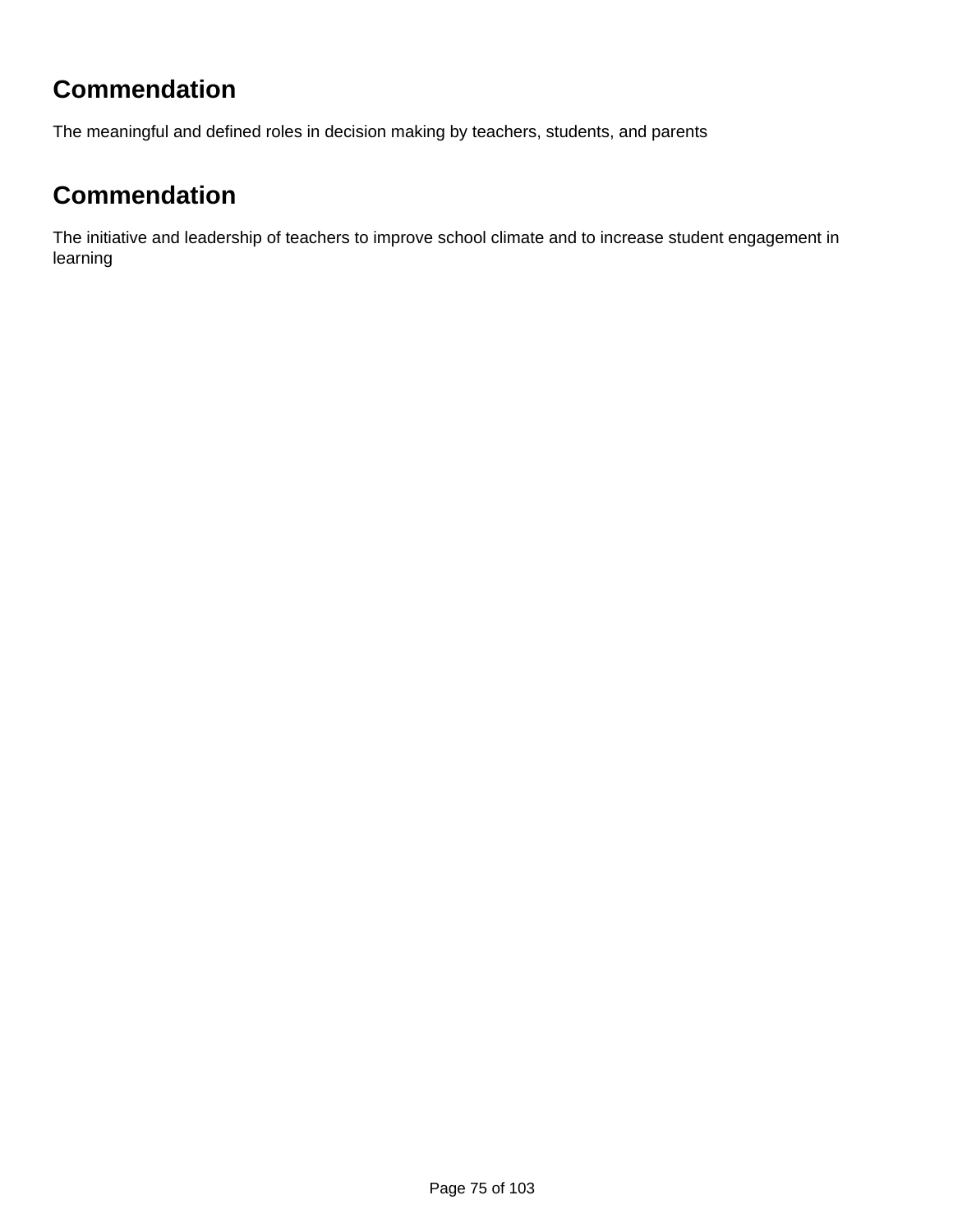## Commendation

The meaningful and defined roles in decision making by teachers, students, and parents

## Commendation

The initiative and leadership of teachers to improve school climate and to increase student engagement in learning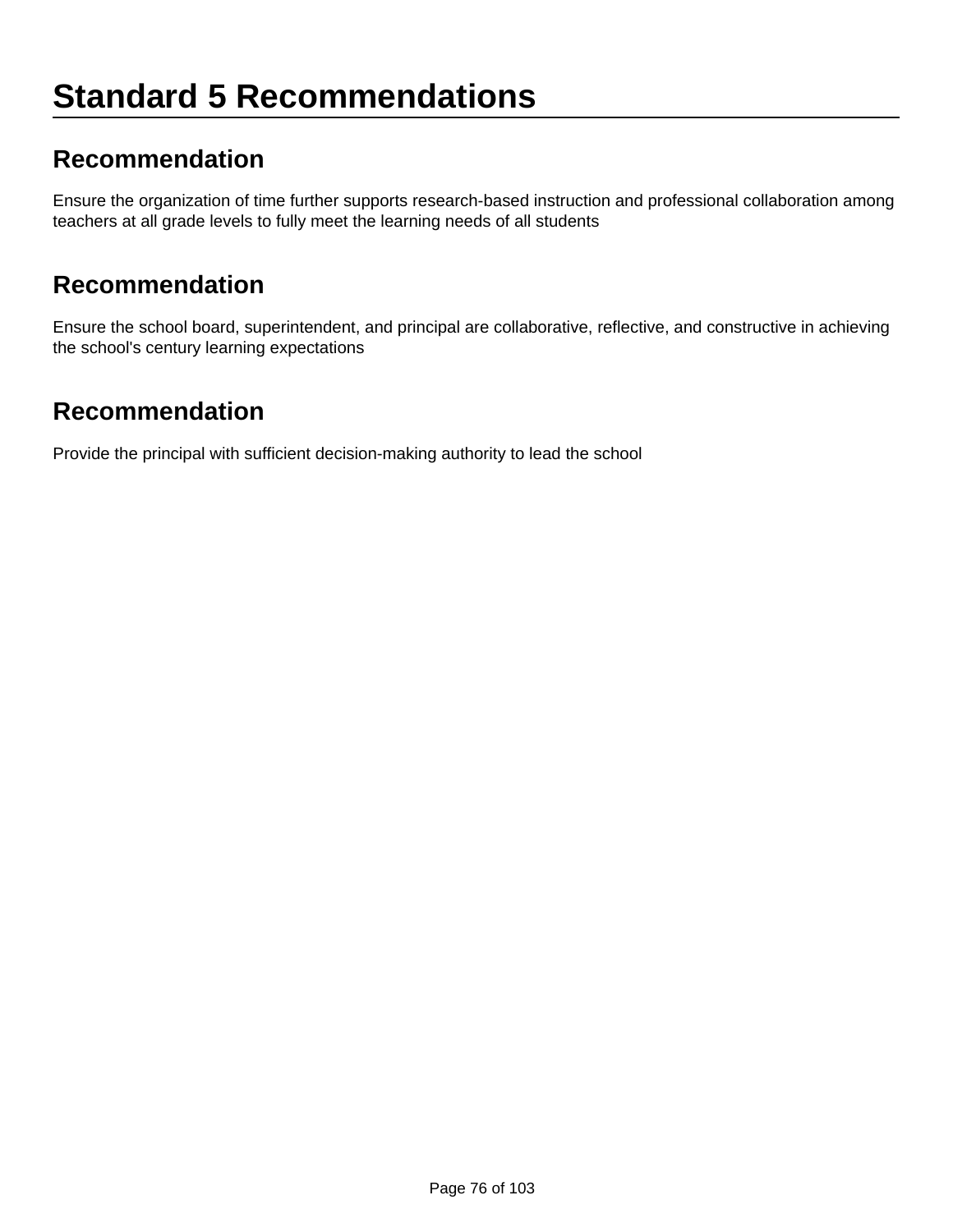# Standard 5 Recommendations

## Recommendation

Ensure the organization of time further supports research-based instruction and professional collaboration among teachers at all grade levels to fully meet the learning needs of all students

## Recommendation

Ensure the school board, superintendent, and principal are collaborative, reflective, and constructive in achieving the school's century learning expectations

## Recommendation

Provide the principal with sufficient decision-making authority to lead the school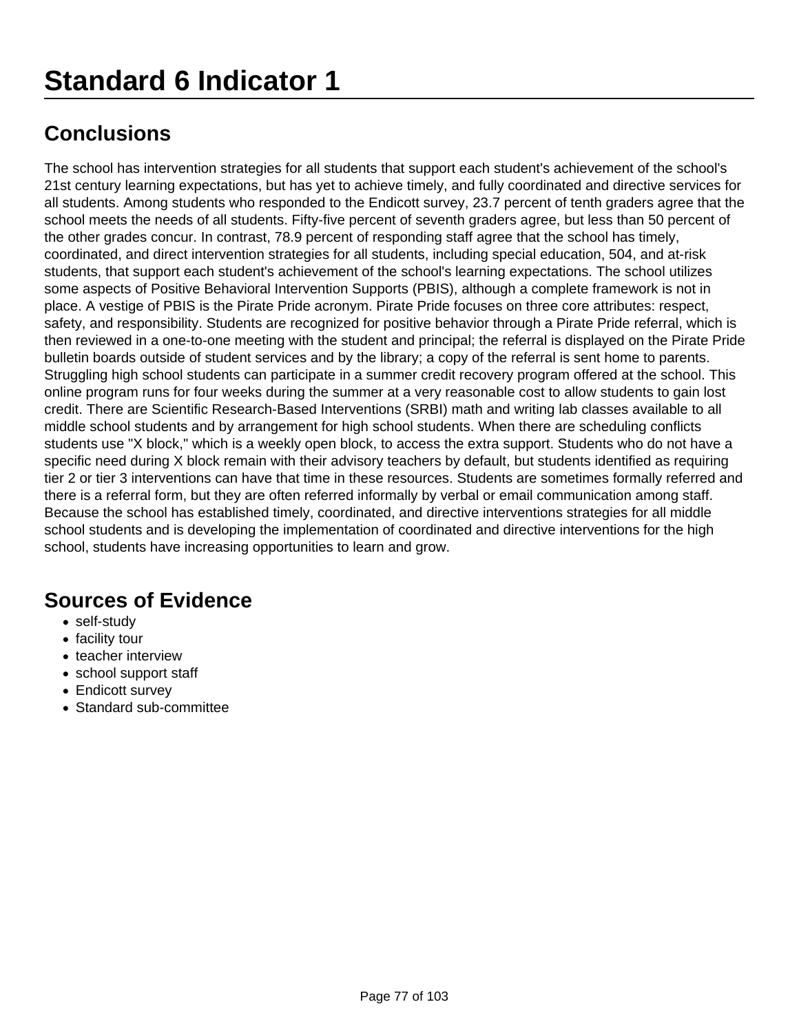# Standard 6 Indicator 1

## Conclusions

The school has intervention strategies for all students that support each student's achievement of the school's 21st century learning expectations, but has yet to achieve timely, and fully coordinated and directive services for all students. Among students who responded to the Endicott survey, 23.7 percent of tenth graders agree that the school meets the needs of all students. Fifty-five percent of seventh graders agree, but less than 50 percent of the other grades concur. In contrast, 78.9 percent of responding staff agree that the school has timely, coordinated, and direct intervention strategies for all students, including special education, 504, and at-risk students, that support each student's achievement of the school's learning expectations. The school utilizes some aspects of Positive Behavioral Intervention Supports (PBIS), although a complete framework is not in place. A vestige of PBIS is the Pirate Pride acronym. Pirate Pride focuses on three core attributes: respect, safety, and responsibility. Students are recognized for positive behavior through a Pirate Pride referral, which is then reviewed in a one-to-one meeting with the student and principal; the referral is displayed on the Pirate Pride bulletin boards outside of student services and by the library; a copy of the referral is sent home to parents. Struggling high school students can participate in a summer credit recovery program offered at the school. This online program runs for four weeks during the summer at a very reasonable cost to allow students to gain lost credit. There are Scientific Research-Based Interventions (SRBI) math and writing lab classes available to all middle school students and by arrangement for high school students. When there are scheduling conflicts students use "X block," which is a weekly open block, to access the extra support. Students who do not have a specific need during X block remain with their advisory teachers by default, but students identified as requiring tier 2 or tier 3 interventions can have that time in these resources. Students are sometimes formally referred and there is a referral form, but they are often referred informally by verbal or email communication among staff. Because the school has established timely, coordinated, and directive interventions strategies for all middle school students and is developing the implementation of coordinated and directive interventions for the high school, students have increasing opportunities to learn and grow.

## Sources of Evidence

- self-study
- facility tour
- teacher interview
- school support staff
- Endicott survey
- Standard sub-committee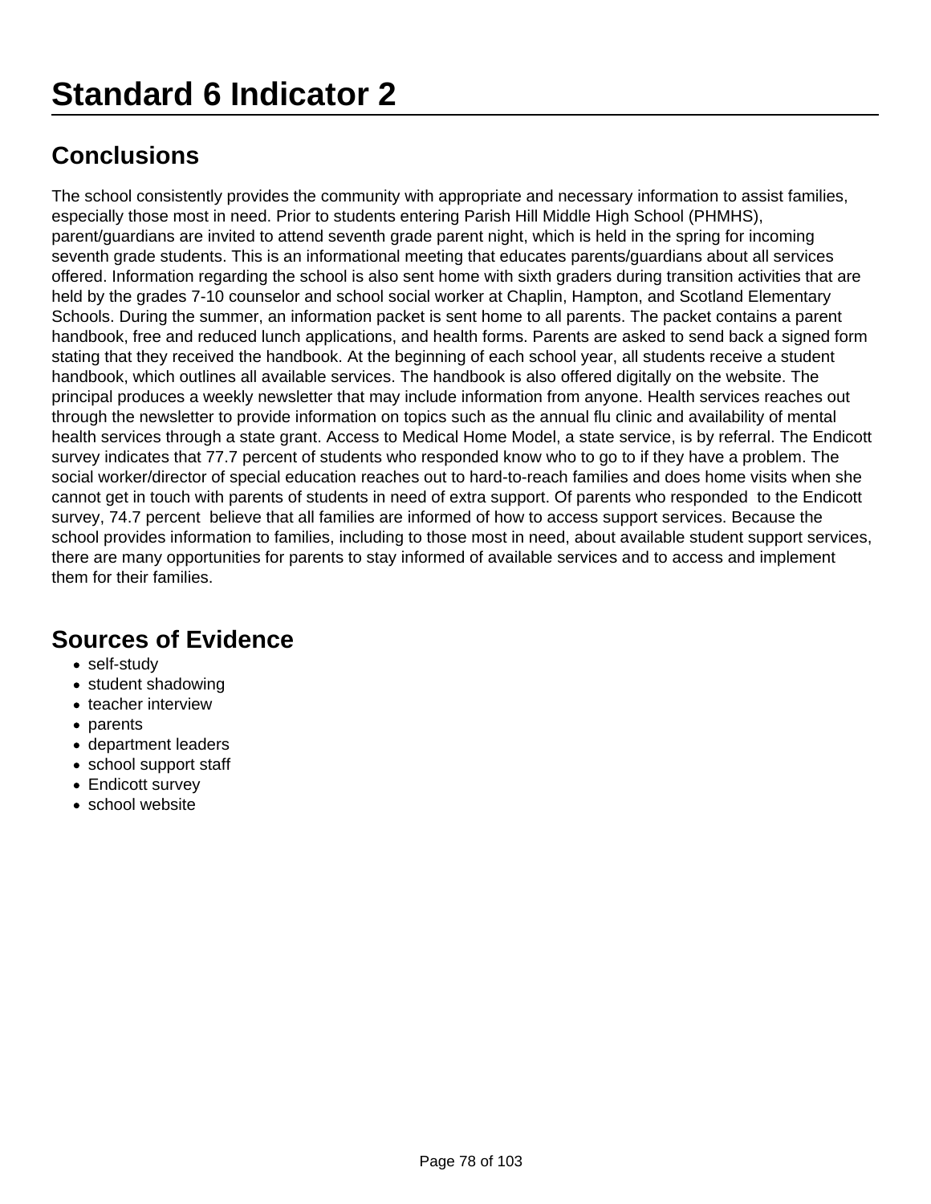# Standard 6 Indicator 2

## Conclusions

The school consistently provides the community with appropriate and necessary information to assist families, especially those most in need. Prior to students entering Parish Hill Middle High School (PHMHS), parent/guardians are invited to attend seventh grade parent night, which is held in the spring for incoming seventh grade students. This is an informational meeting that educates parents/guardians about all services offered. Information regarding the school is also sent home with sixth graders during transition activities that are held by the grades 7-10 counselor and school social worker at Chaplin, Hampton, and Scotland Elementary Schools. During the summer, an information packet is sent home to all parents. The packet contains a parent handbook, free and reduced lunch applications, and health forms. Parents are asked to send back a signed form stating that they received the handbook. At the beginning of each school year, all students receive a student handbook, which outlines all available services. The handbook is also offered digitally on the website. The principal produces a weekly newsletter that may include information from anyone. Health services reaches out through the newsletter to provide information on topics such as the annual flu clinic and availability of mental health services through a state grant. Access to Medical Home Model, a state service, is by referral. The Endicott survey indicates that 77.7 percent of students who responded know who to go to if they have a problem. The social worker/director of special education reaches out to hard-to-reach families and does home visits when she cannot get in touch with parents of students in need of extra support. Of parents who responded to the Endicott survey, 74.7 percent believe that all families are informed of how to access support services. Because the school provides information to families, including to those most in need, about available student support services, there are many opportunities for parents to stay informed of available services and to access and implement them for their families.

## Sources of Evidence

- self-study
- student shadowing
- teacher interview
- parents
- department leaders
- school support staff
- Endicott survey
- school website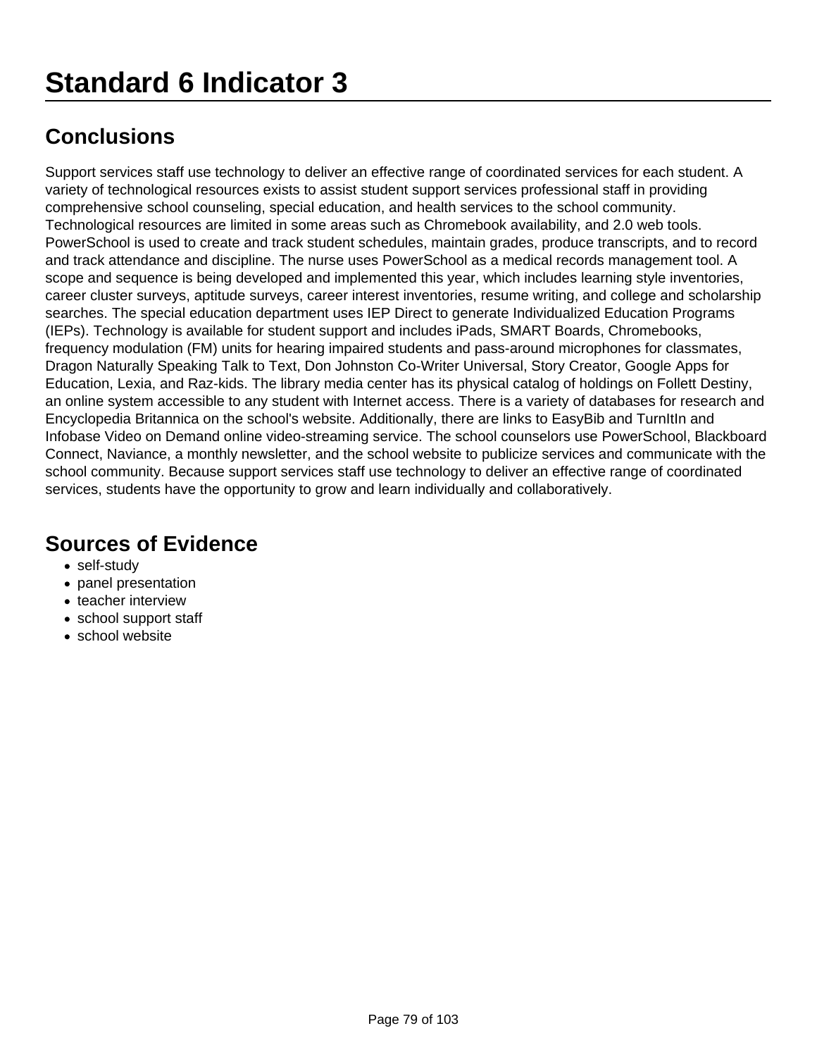# Standard 6 Indicator 3

## Conclusions

Support services staff use technology to deliver an effective range of coordinated services for each student. A variety of technological resources exists to assist student support services professional staff in providing comprehensive school counseling, special education, and health services to the school community. Technological resources are limited in some areas such as Chromebook availability, and 2.0 web tools. PowerSchool is used to create and track student schedules, maintain grades, produce transcripts, and to record and track attendance and discipline. The nurse uses PowerSchool as a medical records management tool. A scope and sequence is being developed and implemented this year, which includes learning style inventories, career cluster surveys, aptitude surveys, career interest inventories, resume writing, and college and scholarship searches. The special education department uses IEP Direct to generate Individualized Education Programs (IEPs). Technology is available for student support and includes iPads, SMART Boards, Chromebooks, frequency modulation (FM) units for hearing impaired students and pass-around microphones for classmates, Dragon Naturally Speaking Talk to Text, Don Johnston Co-Writer Universal, Story Creator, Google Apps for Education, Lexia, and Raz-kids. The library media center has its physical catalog of holdings on Follett Destiny, an online system accessible to any student with Internet access. There is a variety of databases for research and Encyclopedia Britannica on the school's website. Additionally, there are links to EasyBib and TurnItIn and Infobase Video on Demand online video-streaming service. The school counselors use PowerSchool, Blackboard Connect, Naviance, a monthly newsletter, and the school website to publicize services and communicate with the school community. Because support services staff use technology to deliver an effective range of coordinated services, students have the opportunity to grow and learn individually and collaboratively.

## Sources of Evidence

- self-study
- panel presentation
- teacher interview
- school support staff
- school website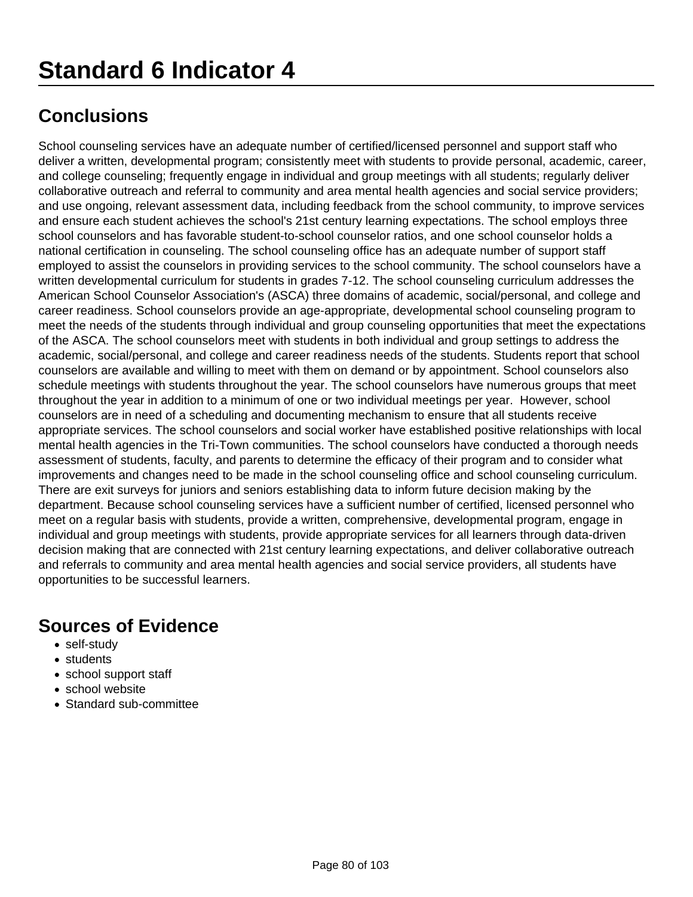# Standard 6 Indicator 4

## Conclusions

School counseling services have an adequate number of certified/licensed personnel and support staff who deliver a written, developmental program; consistently meet with students to provide personal, academic, career, and college counseling; frequently engage in individual and group meetings with all students; regularly deliver collaborative outreach and referral to community and area mental health agencies and social service providers; and use ongoing, relevant assessment data, including feedback from the school community, to improve services and ensure each student achieves the school's 21st century learning expectations. The school employs three school counselors and has favorable student-to-school counselor ratios, and one school counselor holds a national certification in counseling. The school counseling office has an adequate number of support staff employed to assist the counselors in providing services to the school community. The school counselors have a written developmental curriculum for students in grades 7-12. The school counseling curriculum addresses the American School Counselor Association's (ASCA) three domains of academic, social/personal, and college and career readiness. School counselors provide an age-appropriate, developmental school counseling program to meet the needs of the students through individual and group counseling opportunities that meet the expectations of the ASCA. The school counselors meet with students in both individual and group settings to address the academic, social/personal, and college and career readiness needs of the students. Students report that school counselors are available and willing to meet with them on demand or by appointment. School counselors also schedule meetings with students throughout the year. The school counselors have numerous groups that meet throughout the year in addition to a minimum of one or two individual meetings per year. However, school counselors are in need of a scheduling and documenting mechanism to ensure that all students receive appropriate services. The school counselors and social worker have established positive relationships with local mental health agencies in the Tri-Town communities. The school counselors have conducted a thorough needs assessment of students, faculty, and parents to determine the efficacy of their program and to consider what improvements and changes need to be made in the school counseling office and school counseling curriculum. There are exit surveys for juniors and seniors establishing data to inform future decision making by the department. Because school counseling services have a sufficient number of certified, licensed personnel who meet on a regular basis with students, provide a written, comprehensive, developmental program, engage in individual and group meetings with students, provide appropriate services for all learners through data-driven decision making that are connected with 21st century learning expectations, and deliver collaborative outreach and referrals to community and area mental health agencies and social service providers, all students have opportunities to be successful learners.

## Sources of Evidence

- self-study
- students
- school support staff
- school website
- Standard sub-committee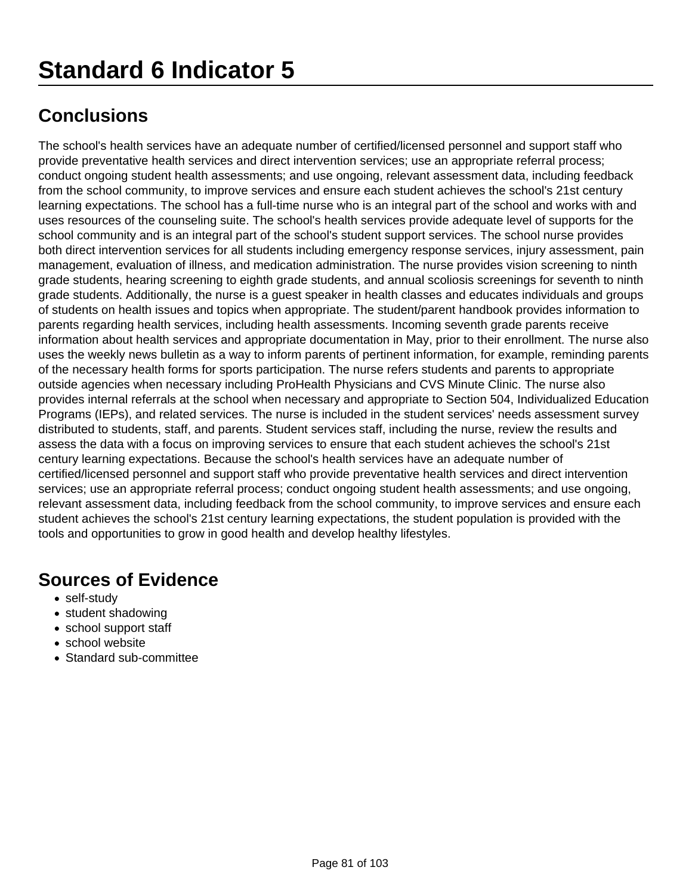# Standard 6 Indicator 5

## Conclusions

The school's health services have an adequate number of certified/licensed personnel and support staff who provide preventative health services and direct intervention services; use an appropriate referral process; conduct ongoing student health assessments; and use ongoing, relevant assessment data, including feedback from the school community, to improve services and ensure each student achieves the school's 21st century learning expectations. The school has a full-time nurse who is an integral part of the school and works with and uses resources of the counseling suite. The school's health services provide adequate level of supports for the school community and is an integral part of the school's student support services. The school nurse provides both direct intervention services for all students including emergency response services, injury assessment, pain management, evaluation of illness, and medication administration. The nurse provides vision screening to ninth grade students, hearing screening to eighth grade students, and annual scoliosis screenings for seventh to ninth grade students. Additionally, the nurse is a guest speaker in health classes and educates individuals and groups of students on health issues and topics when appropriate. The student/parent handbook provides information to parents regarding health services, including health assessments. Incoming seventh grade parents receive information about health services and appropriate documentation in May, prior to their enrollment. The nurse also uses the weekly news bulletin as a way to inform parents of pertinent information, for example, reminding parents of the necessary health forms for sports participation. The nurse refers students and parents to appropriate outside agencies when necessary including ProHealth Physicians and CVS Minute Clinic. The nurse also provides internal referrals at the school when necessary and appropriate to Section 504, Individualized Education Programs (IEPs), and related services. The nurse is included in the student services' needs assessment survey distributed to students, staff, and parents. Student services staff, including the nurse, review the results and assess the data with a focus on improving services to ensure that each student achieves the school's 21st century learning expectations. Because the school's health services have an adequate number of certified/licensed personnel and support staff who provide preventative health services and direct intervention services; use an appropriate referral process; conduct ongoing student health assessments; and use ongoing, relevant assessment data, including feedback from the school community, to improve services and ensure each student achieves the school's 21st century learning expectations, the student population is provided with the tools and opportunities to grow in good health and develop healthy lifestyles.

## Sources of Evidence

- self-study
- student shadowing
- school support staff
- school website
- Standard sub-committee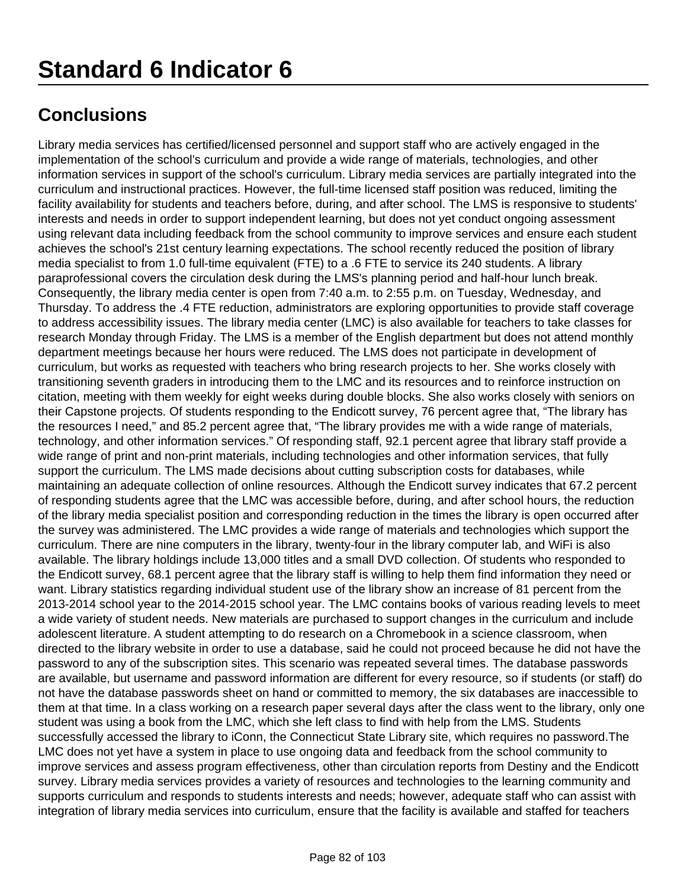# Standard 6 Indicator 6

## Conclusions

Library media services has certified/licensed personnel and support staff who are actively engaged in the implementation of the school's curriculum and provide a wide range of materials, technologies, and other information services in support of the school's curriculum. Library media services are partially integrated into the curriculum and instructional practices. However, the full-time licensed staff position was reduced, limiting the facility availability for students and teachers before, during, and after school. The LMS is responsive to students' interests and needs in order to support independent learning, but does not yet conduct ongoing assessment using relevant data including feedback from the school community to improve services and ensure each student achieves the school's 21st century learning expectations. The school recently reduced the position of library media specialist to from 1.0 full-time equivalent (FTE) to a .6 FTE to service its 240 students. A library paraprofessional covers the circulation desk during the LMS's planning period and half-hour lunch break. Consequently, the library media center is open from 7:40 a.m. to 2:55 p.m. on Tuesday, Wednesday, and Thursday. To address the .4 FTE reduction, administrators are exploring opportunities to provide staff coverage to address accessibility issues. The library media center (LMC) is also available for teachers to take classes for research Monday through Friday. The LMS is a member of the English department but does not attend monthly department meetings because her hours were reduced. The LMS does not participate in development of curriculum, but works as requested with teachers who bring research projects to her. She works closely with transitioning seventh graders in introducing them to the LMC and its resources and to reinforce instruction on citation, meeting with them weekly for eight weeks during double blocks. She also works closely with seniors on their Capstone projects. Of students responding to the Endicott survey, 76 percent agree that, “The library has the resources I need,” and 85.2 percent agree that, “The library provides me with a wide range of materials, technology, and other information services.” Of responding staff, 92.1 percent agree that library staff provide a wide range of print and non-print materials, including technologies and other information services, that fully support the curriculum. The LMS made decisions about cutting subscription costs for databases, while maintaining an adequate collection of online resources. Although the Endicott survey indicates that 67.2 percent of responding students agree that the LMC was accessible before, during, and after school hours, the reduction of the library media specialist position and corresponding reduction in the times the library is open occurred after the survey was administered. The LMC provides a wide range of materials and technologies which support the curriculum. There are nine computers in the library, twenty-four in the library computer lab, and WiFi is also available. The library holdings include 13,000 titles and a small DVD collection. Of students who responded to the Endicott survey, 68.1 percent agree that the library staff is willing to help them find information they need or want. Library statistics regarding individual student use of the library show an increase of 81 percent from the 2013-2014 school year to the 2014-2015 school year. The LMC contains books of various reading levels to meet a wide variety of student needs. New materials are purchased to support changes in the curriculum and include adolescent literature. A student attempting to do research on a Chromebook in a science classroom, when directed to the library website in order to use a database, said he could not proceed because he did not have the password to any of the subscription sites. This scenario was repeated several times. The database passwords are available, but username and password information are different for every resource, so if students (or staff) do not have the database passwords sheet on hand or committed to memory, the six databases are inaccessible to them at that time. In a class working on a research paper several days after the class went to the library, only one student was using a book from the LMC, which she left class to find with help from the LMS. Students successfully accessed the library to iConn, the Connecticut State Library site, which requires no password.The LMC does not yet have a system in place to use ongoing data and feedback from the school community to improve services and assess program effectiveness, other than circulation reports from Destiny and the Endicott survey. Library media services provides a variety of resources and technologies to the learning community and supports curriculum and responds to students interests and needs; however, adequate staff who can assist with integration of library media services into curriculum, ensure that the facility is available and staffed for teachers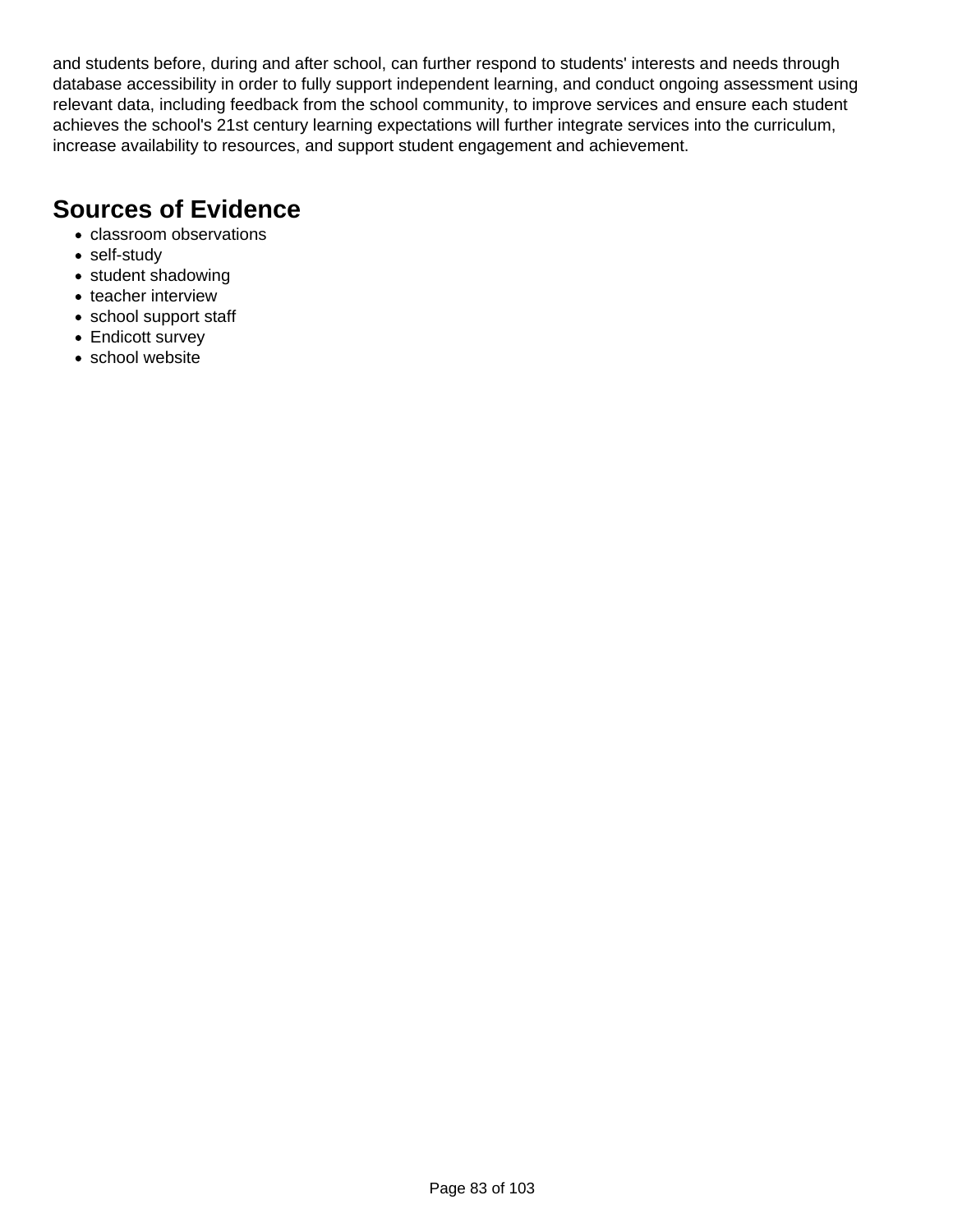and students before, during and after school, can further respond to students' interests and needs through database accessibility in order to fully support independent learning, and conduct ongoing assessment using relevant data, including feedback from the school community, to improve services and ensure each student achieves the school's 21st century learning expectations will further integrate services into the curriculum, increase availability to resources, and support student engagement and achievement.

## Sources of Evidence

- classroom observations
- self-study
- student shadowing
- teacher interview
- school support staff
- Endicott survey
- school website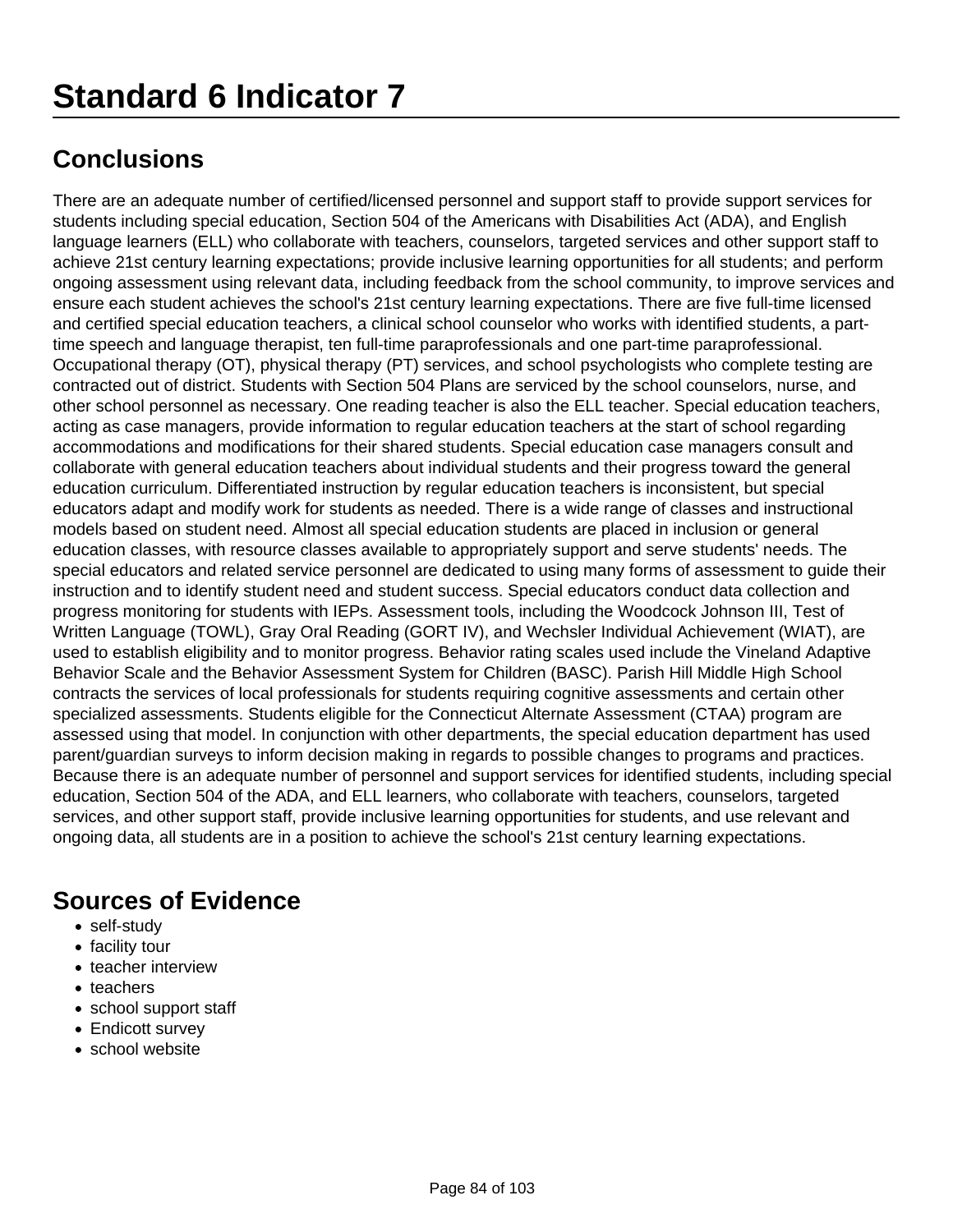# Standard 6 Indicator 7

## Conclusions

There are an adequate number of certified/licensed personnel and support staff to provide support services for students including special education, Section 504 of the Americans with Disabilities Act (ADA), and English language learners (ELL) who collaborate with teachers, counselors, targeted services and other support staff to achieve 21st century learning expectations; provide inclusive learning opportunities for all students; and perform ongoing assessment using relevant data, including feedback from the school community, to improve services and ensure each student achieves the school's 21st century learning expectations. There are five full-time licensed and certified special education teachers, a clinical school counselor who works with identified students, a part-time speech and language therapist, ten full-time paraprofessionals and one part-time paraprofessional. Occupational therapy (OT), physical therapy (PT) services, and school psychologists who complete testing are contracted out of district. Students with Section 504 Plans are serviced by the school counselors, nurse, and other school personnel as necessary. One reading teacher is also the ELL teacher. Special education teachers, acting as case managers, provide information to regular education teachers at the start of school regarding accommodations and modifications for their shared students. Special education case managers consult and collaborate with general education teachers about individual students and their progress toward the general education curriculum. Differentiated instruction by regular education teachers is inconsistent, but special educators adapt and modify work for students as needed. There is a wide range of classes and instructional models based on student need. Almost all special education students are placed in inclusion or general education classes, with resource classes available to appropriately support and serve students' needs. The special educators and related service personnel are dedicated to using many forms of assessment to guide their instruction and to identify student need and student success. Special educators conduct data collection and progress monitoring for students with IEPs. Assessment tools, including the Woodcock Johnson III, Test of Written Language (TOWL), Gray Oral Reading (GORT IV), and Wechsler Individual Achievement (WIAT), are used to establish eligibility and to monitor progress. Behavior rating scales used include the Vineland Adaptive Behavior Scale and the Behavior Assessment System for Children (BASC). Parish Hill Middle High School contracts the services of local professionals for students requiring cognitive assessments and certain other specialized assessments. Students eligible for the Connecticut Alternate Assessment (CTAA) program are assessed using that model. In conjunction with other departments, the special education department has used parent/guardian surveys to inform decision making in regards to possible changes to programs and practices. Because there is an adequate number of personnel and support services for identified students, including special education, Section 504 of the ADA, and ELL learners, who collaborate with teachers, counselors, targeted services, and other support staff, provide inclusive learning opportunities for students, and use relevant and ongoing data, all students are in a position to achieve the school's 21st century learning expectations.

## Sources of Evidence

- self-study
- facility tour
- teacher interview
- teachers
- school support staff
- Endicott survey
- school website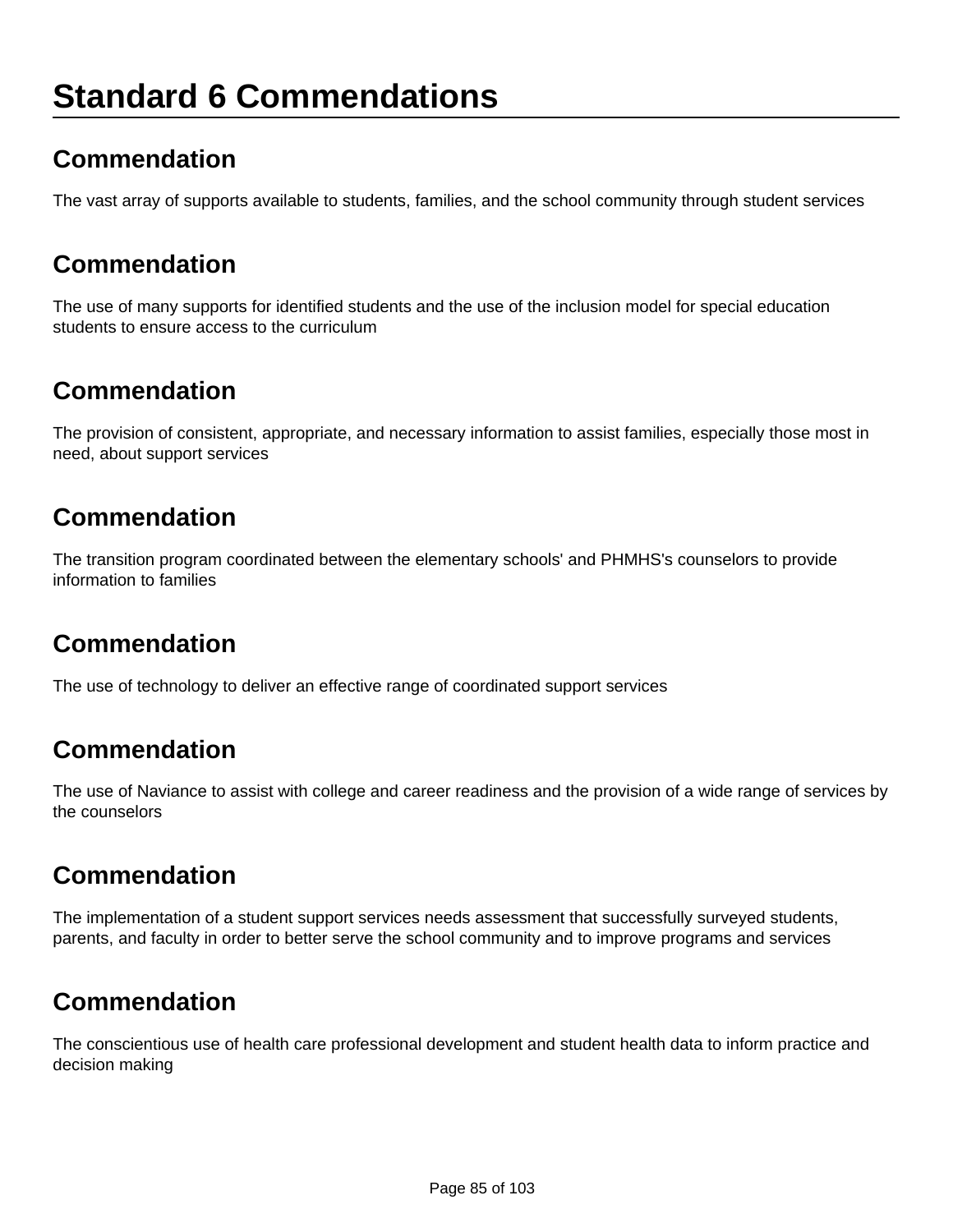# Standard 6 Commendations

## Commendation

The vast array of supports available to students, families, and the school community through student services

## Commendation

The use of many supports for identified students and the use of the inclusion model for special education students to ensure access to the curriculum

## Commendation

The provision of consistent, appropriate, and necessary information to assist families, especially those most in need, about support services

## Commendation

The transition program coordinated between the elementary schools' and PHMHS's counselors to provide information to families

## Commendation

The use of technology to deliver an effective range of coordinated support services

## Commendation

The use of Naviance to assist with college and career readiness and the provision of a wide range of services by the counselors

## Commendation

The implementation of a student support services needs assessment that successfully surveyed students, parents, and faculty in order to better serve the school community and to improve programs and services

## Commendation

The conscientious use of health care professional development and student health data to inform practice and decision making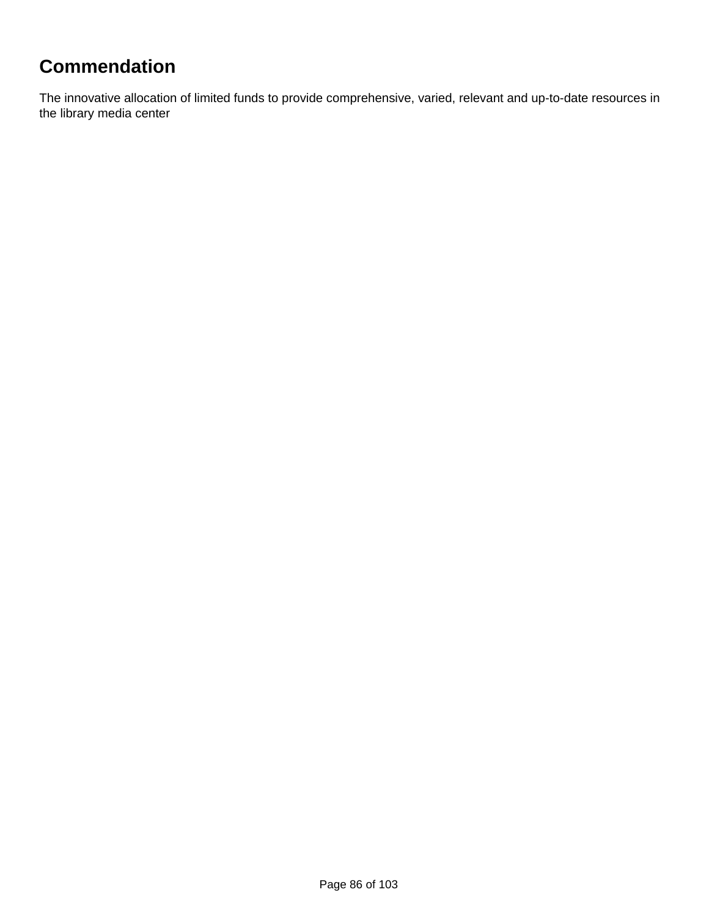## Commendation

The innovative allocation of limited funds to provide comprehensive, varied, relevant and up-to-date resources in the library media center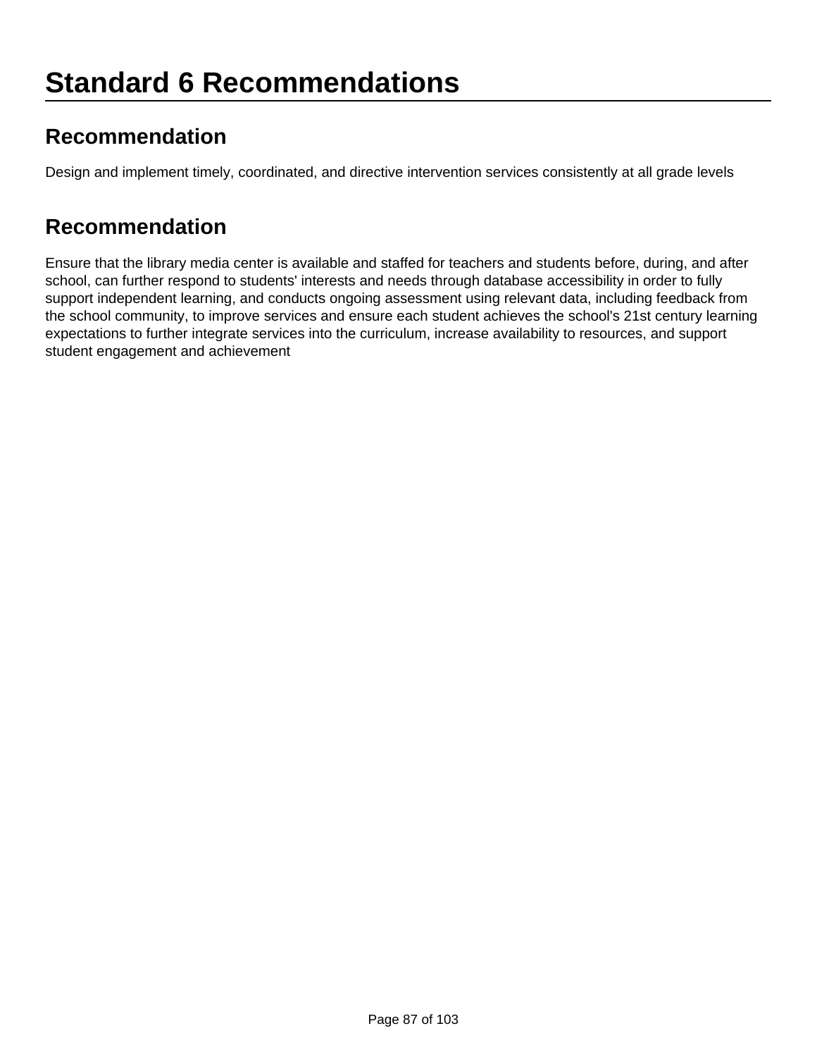# Standard 6 Recommendations

## Recommendation

Design and implement timely, coordinated, and directive intervention services consistently at all grade levels

## Recommendation

Ensure that the library media center is available and staffed for teachers and students before, during, and after school, can further respond to students' interests and needs through database accessibility in order to fully support independent learning, and conducts ongoing assessment using relevant data, including feedback from the school community, to improve services and ensure each student achieves the school's 21st century learning expectations to further integrate services into the curriculum, increase availability to resources, and support student engagement and achievement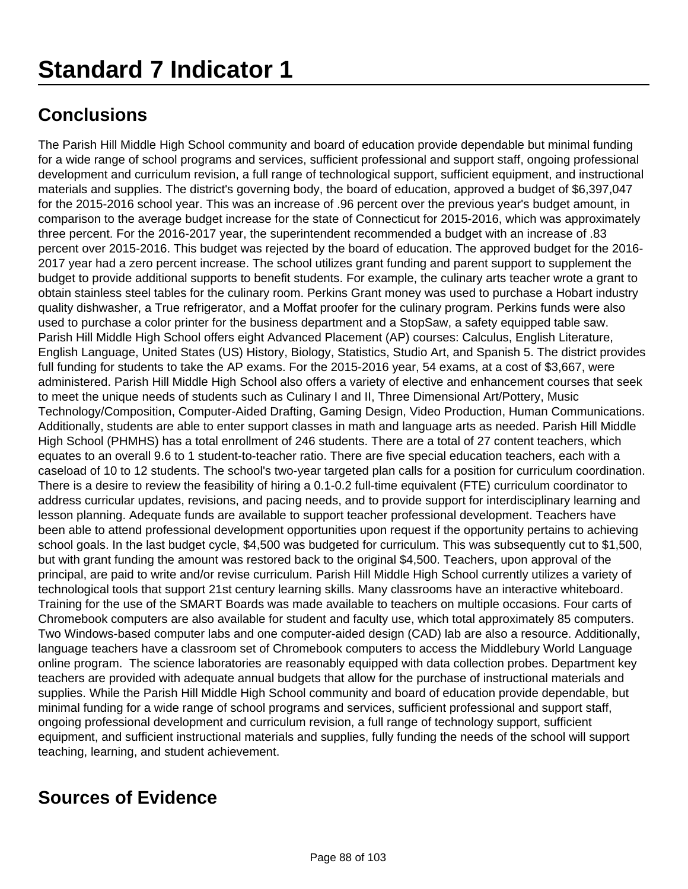# Standard 7 Indicator 1

## Conclusions

The Parish Hill Middle High School community and board of education provide dependable but minimal funding for a wide range of school programs and services, sufficient professional and support staff, ongoing professional development and curriculum revision, a full range of technological support, sufficient equipment, and instructional materials and supplies. The district's governing body, the board of education, approved a budget of $6,397,047 for the 2015-2016 school year. This was an increase of .96 percent over the previous year's budget amount, in comparison to the average budget increase for the state of Connecticut for 2015-2016, which was approximately three percent. For the 2016-2017 year, the superintendent recommended a budget with an increase of .83 percent over 2015-2016. This budget was rejected by the board of education. The approved budget for the 2016-2017 year had a zero percent increase. The school utilizes grant funding and parent support to supplement the budget to provide additional supports to benefit students. For example, the culinary arts teacher wrote a grant to obtain stainless steel tables for the culinary room. Perkins Grant money was used to purchase a Hobart industry quality dishwasher, a True refrigerator, and a Moffat proofer for the culinary program. Perkins funds were also used to purchase a color printer for the business department and a StopSaw, a safety equipped table saw. Parish Hill Middle High School offers eight Advanced Placement (AP) courses: Calculus, English Literature, English Language, United States (US) History, Biology, Statistics, Studio Art, and Spanish 5. The district provides full funding for students to take the AP exams. For the 2015-2016 year, 54 exams, at a cost of $3,667, were administered. Parish Hill Middle High School also offers a variety of elective and enhancement courses that seek to meet the unique needs of students such as Culinary I and II, Three Dimensional Art/Pottery, Music Technology/Composition, Computer-Aided Drafting, Gaming Design, Video Production, Human Communications. Additionally, students are able to enter support classes in math and language arts as needed. Parish Hill Middle High School (PHMHS) has a total enrollment of 246 students. There are a total of 27 content teachers, which equates to an overall 9.6 to 1 student-to-teacher ratio. There are five special education teachers, each with a caseload of 10 to 12 students. The school's two-year targeted plan calls for a position for curriculum coordination. There is a desire to review the feasibility of hiring a 0.1-0.2 full-time equivalent (FTE) curriculum coordinator to address curricular updates, revisions, and pacing needs, and to provide support for interdisciplinary learning and lesson planning. Adequate funds are available to support teacher professional development. Teachers have been able to attend professional development opportunities upon request if the opportunity pertains to achieving school goals. In the last budget cycle, $4,500 was budgeted for curriculum. This was subsequently cut to $1,500, but with grant funding the amount was restored back to the original $4,500. Teachers, upon approval of the principal, are paid to write and/or revise curriculum. Parish Hill Middle High School currently utilizes a variety of technological tools that support 21st century learning skills. Many classrooms have an interactive whiteboard. Training for the use of the SMART Boards was made available to teachers on multiple occasions. Four carts of Chromebook computers are also available for student and faculty use, which total approximately 85 computers. Two Windows-based computer labs and one computer-aided design (CAD) lab are also a resource. Additionally, language teachers have a classroom set of Chromebook computers to access the Middlebury World Language online program. The science laboratories are reasonably equipped with data collection probes. Department key teachers are provided with adequate annual budgets that allow for the purchase of instructional materials and supplies. While the Parish Hill Middle High School community and board of education provide dependable, but minimal funding for a wide range of school programs and services, sufficient professional and support staff, ongoing professional development and curriculum revision, a full range of technology support, sufficient equipment, and sufficient instructional materials and supplies, fully funding the needs of the school will support teaching, learning, and student achievement.

## Sources of Evidence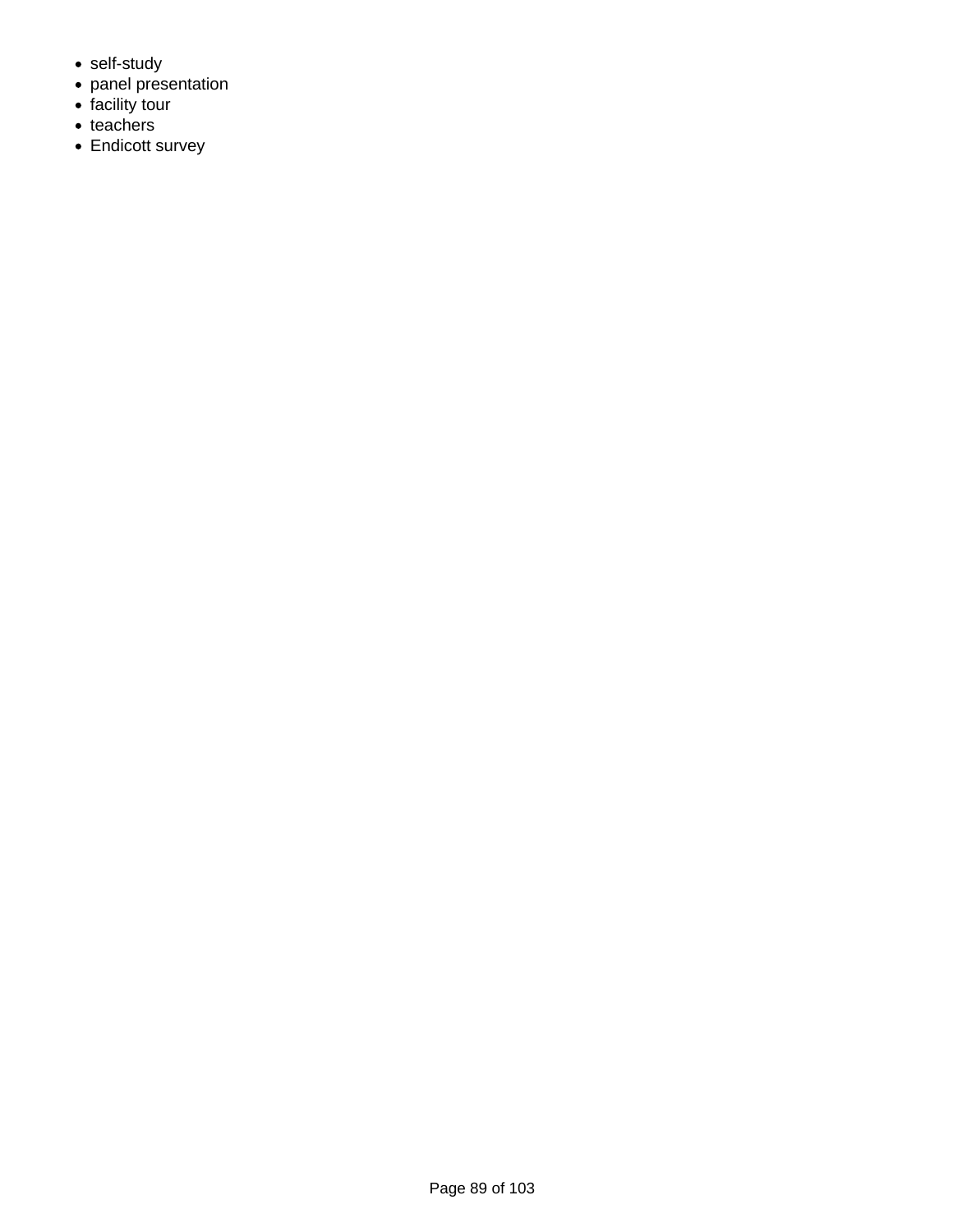- self-study
- panel presentation
- facility tour
- teachers
- Endicott survey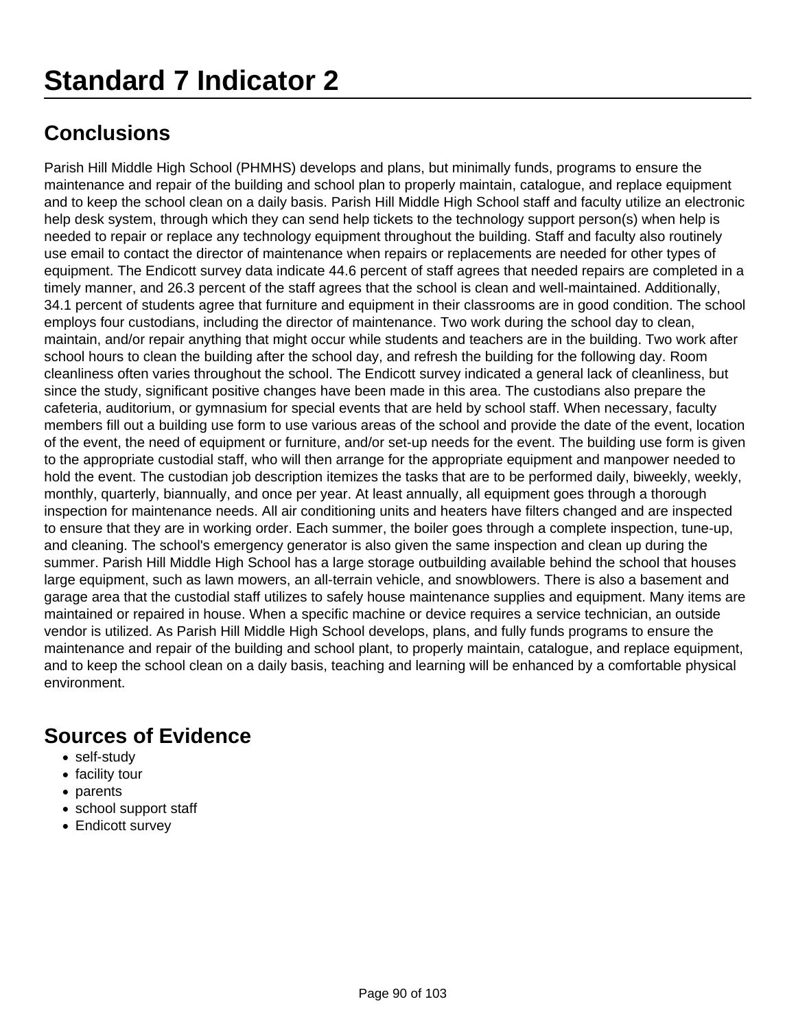# Standard 7 Indicator 2

## Conclusions

Parish Hill Middle High School (PHMHS) develops and plans, but minimally funds, programs to ensure the maintenance and repair of the building and school plan to properly maintain, catalogue, and replace equipment and to keep the school clean on a daily basis. Parish Hill Middle High School staff and faculty utilize an electronic help desk system, through which they can send help tickets to the technology support person(s) when help is needed to repair or replace any technology equipment throughout the building. Staff and faculty also routinely use email to contact the director of maintenance when repairs or replacements are needed for other types of equipment. The Endicott survey data indicate 44.6 percent of staff agrees that needed repairs are completed in a timely manner, and 26.3 percent of the staff agrees that the school is clean and well-maintained. Additionally, 34.1 percent of students agree that furniture and equipment in their classrooms are in good condition. The school employs four custodians, including the director of maintenance. Two work during the school day to clean, maintain, and/or repair anything that might occur while students and teachers are in the building. Two work after school hours to clean the building after the school day, and refresh the building for the following day. Room cleanliness often varies throughout the school. The Endicott survey indicated a general lack of cleanliness, but since the study, significant positive changes have been made in this area. The custodians also prepare the cafeteria, auditorium, or gymnasium for special events that are held by school staff. When necessary, faculty members fill out a building use form to use various areas of the school and provide the date of the event, location of the event, the need of equipment or furniture, and/or set-up needs for the event. The building use form is given to the appropriate custodial staff, who will then arrange for the appropriate equipment and manpower needed to hold the event. The custodian job description itemizes the tasks that are to be performed daily, biweekly, weekly, monthly, quarterly, biannually, and once per year. At least annually, all equipment goes through a thorough inspection for maintenance needs. All air conditioning units and heaters have filters changed and are inspected to ensure that they are in working order. Each summer, the boiler goes through a complete inspection, tune-up, and cleaning. The school's emergency generator is also given the same inspection and clean up during the summer. Parish Hill Middle High School has a large storage outbuilding available behind the school that houses large equipment, such as lawn mowers, an all-terrain vehicle, and snowblowers. There is also a basement and garage area that the custodial staff utilizes to safely house maintenance supplies and equipment. Many items are maintained or repaired in house. When a specific machine or device requires a service technician, an outside vendor is utilized. As Parish Hill Middle High School develops, plans, and fully funds programs to ensure the maintenance and repair of the building and school plant, to properly maintain, catalogue, and replace equipment, and to keep the school clean on a daily basis, teaching and learning will be enhanced by a comfortable physical environment.

## Sources of Evidence

- self-study
- facility tour
- parents
- school support staff
- Endicott survey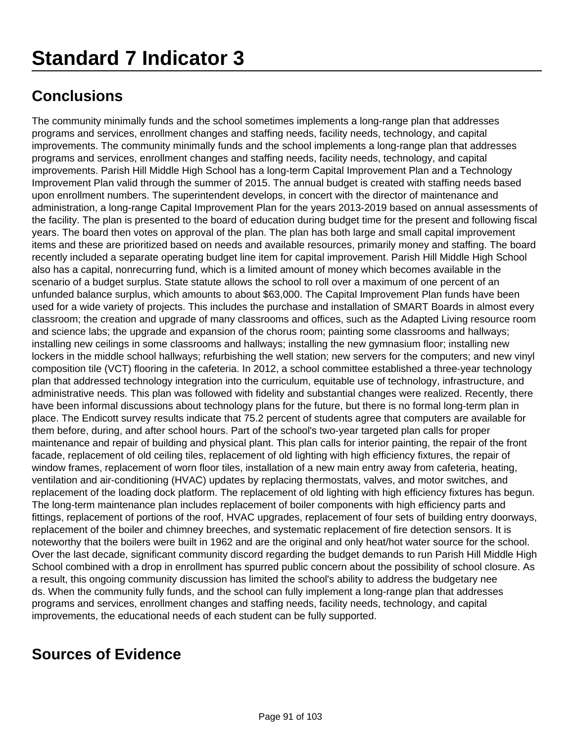# Standard 7 Indicator 3

## Conclusions

The community minimally funds and the school sometimes implements a long-range plan that addresses programs and services, enrollment changes and staffing needs, facility needs, technology, and capital improvements. The community minimally funds and the school implements a long-range plan that addresses programs and services, enrollment changes and staffing needs, facility needs, technology, and capital improvements. Parish Hill Middle High School has a long-term Capital Improvement Plan and a Technology Improvement Plan valid through the summer of 2015. The annual budget is created with staffing needs based upon enrollment numbers. The superintendent develops, in concert with the director of maintenance and administration, a long-range Capital Improvement Plan for the years 2013-2019 based on annual assessments of the facility. The plan is presented to the board of education during budget time for the present and following fiscal years. The board then votes on approval of the plan. The plan has both large and small capital improvement items and these are prioritized based on needs and available resources, primarily money and staffing. The board recently included a separate operating budget line item for capital improvement. Parish Hill Middle High School also has a capital, nonrecurring fund, which is a limited amount of money which becomes available in the scenario of a budget surplus. State statute allows the school to roll over a maximum of one percent of an unfunded balance surplus, which amounts to about $63,000. The Capital Improvement Plan funds have been used for a wide variety of projects. This includes the purchase and installation of SMART Boards in almost every classroom; the creation and upgrade of many classrooms and offices, such as the Adapted Living resource room and science labs; the upgrade and expansion of the chorus room; painting some classrooms and hallways; installing new ceilings in some classrooms and hallways; installing the new gymnasium floor; installing new lockers in the middle school hallways; refurbishing the well station; new servers for the computers; and new vinyl composition tile (VCT) flooring in the cafeteria. In 2012, a school committee established a three-year technology plan that addressed technology integration into the curriculum, equitable use of technology, infrastructure, and administrative needs. This plan was followed with fidelity and substantial changes were realized. Recently, there have been informal discussions about technology plans for the future, but there is no formal long-term plan in place. The Endicott survey results indicate that 75.2 percent of students agree that computers are available for them before, during, and after school hours. Part of the school's two-year targeted plan calls for proper maintenance and repair of building and physical plant. This plan calls for interior painting, the repair of the front facade, replacement of old ceiling tiles, replacement of old lighting with high efficiency fixtures, the repair of window frames, replacement of worn floor tiles, installation of a new main entry away from cafeteria, heating, ventilation and air-conditioning (HVAC) updates by replacing thermostats, valves, and motor switches, and replacement of the loading dock platform. The replacement of old lighting with high efficiency fixtures has begun. The long-term maintenance plan includes replacement of boiler components with high efficiency parts and fittings, replacement of portions of the roof, HVAC upgrades, replacement of four sets of building entry doorways, replacement of the boiler and chimney breeches, and systematic replacement of fire detection sensors. It is noteworthy that the boilers were built in 1962 and are the original and only heat/hot water source for the school. Over the last decade, significant community discord regarding the budget demands to run Parish Hill Middle High School combined with a drop in enrollment has spurred public concern about the possibility of school closure. As a result, this ongoing community discussion has limited the school's ability to address the budgetary nee ds. When the community fully funds, and the school can fully implement a long-range plan that addresses programs and services, enrollment changes and staffing needs, facility needs, technology, and capital improvements, the educational needs of each student can be fully supported.

## Sources of Evidence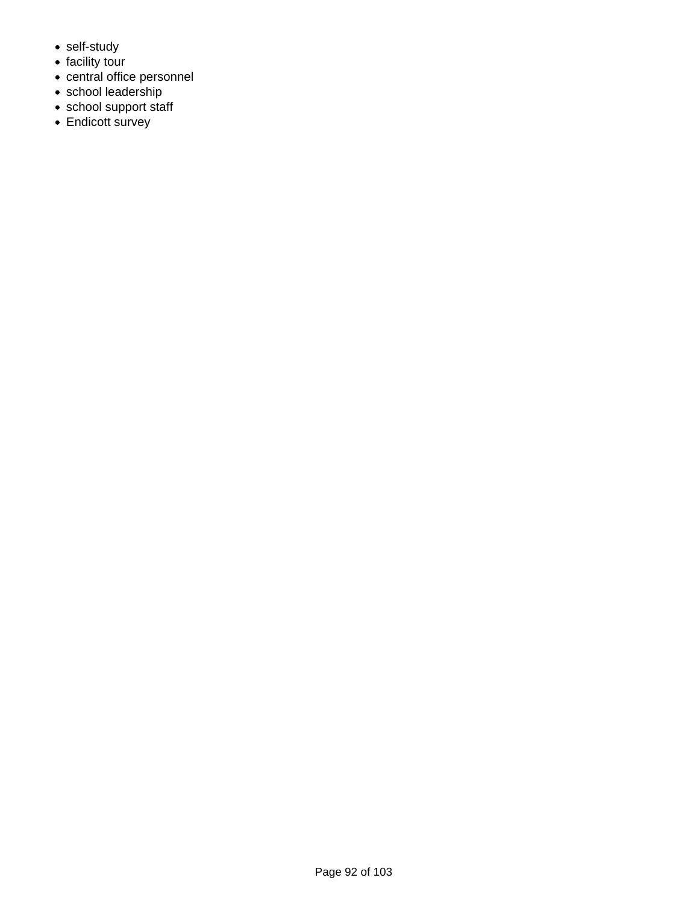- self-study
- facility tour
- central office personnel
- school leadership
- school support staff
- Endicott survey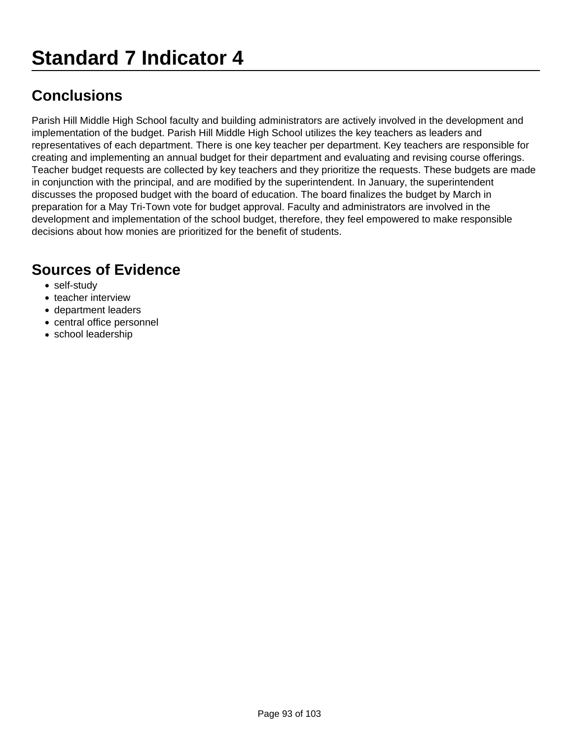# Standard 7 Indicator 4

## Conclusions

Parish Hill Middle High School faculty and building administrators are actively involved in the development and implementation of the budget. Parish Hill Middle High School utilizes the key teachers as leaders and representatives of each department. There is one key teacher per department. Key teachers are responsible for creating and implementing an annual budget for their department and evaluating and revising course offerings. Teacher budget requests are collected by key teachers and they prioritize the requests. These budgets are made in conjunction with the principal, and are modified by the superintendent. In January, the superintendent discusses the proposed budget with the board of education. The board finalizes the budget by March in preparation for a May Tri-Town vote for budget approval. Faculty and administrators are involved in the development and implementation of the school budget, therefore, they feel empowered to make responsible decisions about how monies are prioritized for the benefit of students.

## Sources of Evidence

- self-study
- teacher interview
- department leaders
- central office personnel
- school leadership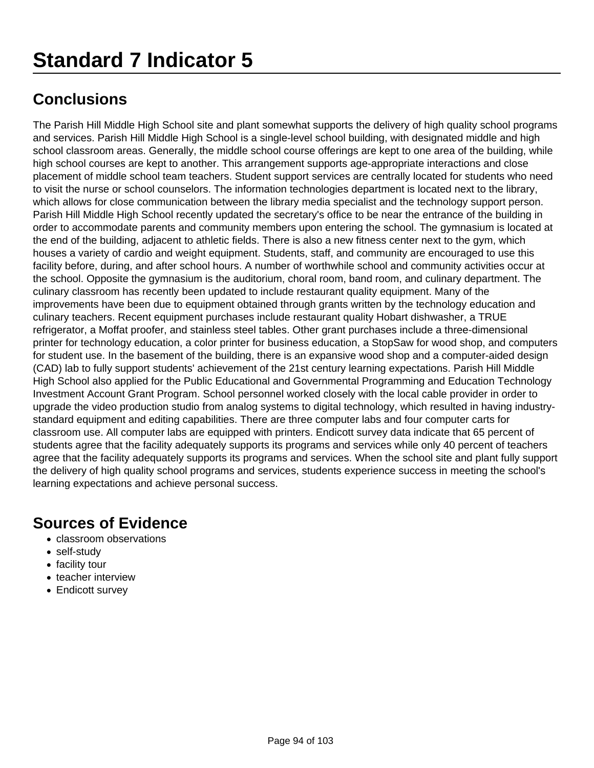# Standard 7 Indicator 5

## Conclusions

The Parish Hill Middle High School site and plant somewhat supports the delivery of high quality school programs and services. Parish Hill Middle High School is a single-level school building, with designated middle and high school classroom areas. Generally, the middle school course offerings are kept to one area of the building, while high school courses are kept to another. This arrangement supports age-appropriate interactions and close placement of middle school team teachers. Student support services are centrally located for students who need to visit the nurse or school counselors. The information technologies department is located next to the library, which allows for close communication between the library media specialist and the technology support person. Parish Hill Middle High School recently updated the secretary's office to be near the entrance of the building in order to accommodate parents and community members upon entering the school. The gymnasium is located at the end of the building, adjacent to athletic fields. There is also a new fitness center next to the gym, which houses a variety of cardio and weight equipment. Students, staff, and community are encouraged to use this facility before, during, and after school hours. A number of worthwhile school and community activities occur at the school. Opposite the gymnasium is the auditorium, choral room, band room, and culinary department. The culinary classroom has recently been updated to include restaurant quality equipment. Many of the improvements have been due to equipment obtained through grants written by the technology education and culinary teachers. Recent equipment purchases include restaurant quality Hobart dishwasher, a TRUE refrigerator, a Moffat proofer, and stainless steel tables. Other grant purchases include a three-dimensional printer for technology education, a color printer for business education, a StopSaw for wood shop, and computers for student use. In the basement of the building, there is an expansive wood shop and a computer-aided design (CAD) lab to fully support students' achievement of the 21st century learning expectations. Parish Hill Middle High School also applied for the Public Educational and Governmental Programming and Education Technology Investment Account Grant Program. School personnel worked closely with the local cable provider in order to upgrade the video production studio from analog systems to digital technology, which resulted in having industry-standard equipment and editing capabilities. There are three computer labs and four computer carts for classroom use. All computer labs are equipped with printers. Endicott survey data indicate that 65 percent of students agree that the facility adequately supports its programs and services while only 40 percent of teachers agree that the facility adequately supports its programs and services. When the school site and plant fully support the delivery of high quality school programs and services, students experience success in meeting the school's learning expectations and achieve personal success.

## Sources of Evidence

- classroom observations
- self-study
- facility tour
- teacher interview
- Endicott survey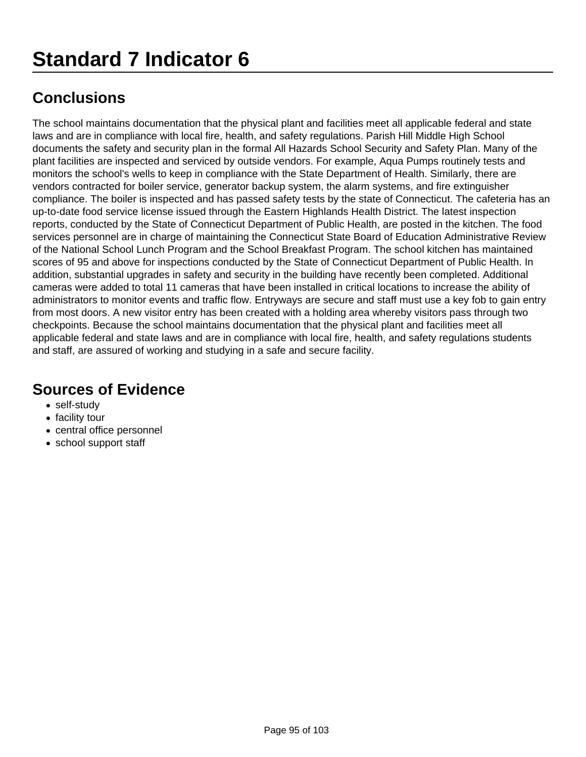# Standard 7 Indicator 6

## Conclusions

The school maintains documentation that the physical plant and facilities meet all applicable federal and state laws and are in compliance with local fire, health, and safety regulations. Parish Hill Middle High School documents the safety and security plan in the formal All Hazards School Security and Safety Plan. Many of the plant facilities are inspected and serviced by outside vendors. For example, Aqua Pumps routinely tests and monitors the school's wells to keep in compliance with the State Department of Health. Similarly, there are vendors contracted for boiler service, generator backup system, the alarm systems, and fire extinguisher compliance. The boiler is inspected and has passed safety tests by the state of Connecticut. The cafeteria has an up-to-date food service license issued through the Eastern Highlands Health District. The latest inspection reports, conducted by the State of Connecticut Department of Public Health, are posted in the kitchen. The food services personnel are in charge of maintaining the Connecticut State Board of Education Administrative Review of the National School Lunch Program and the School Breakfast Program. The school kitchen has maintained scores of 95 and above for inspections conducted by the State of Connecticut Department of Public Health. In addition, substantial upgrades in safety and security in the building have recently been completed. Additional cameras were added to total 11 cameras that have been installed in critical locations to increase the ability of administrators to monitor events and traffic flow. Entryways are secure and staff must use a key fob to gain entry from most doors. A new visitor entry has been created with a holding area whereby visitors pass through two checkpoints. Because the school maintains documentation that the physical plant and facilities meet all applicable federal and state laws and are in compliance with local fire, health, and safety regulations students and staff, are assured of working and studying in a safe and secure facility.

## Sources of Evidence

- self-study
- facility tour
- central office personnel
- school support staff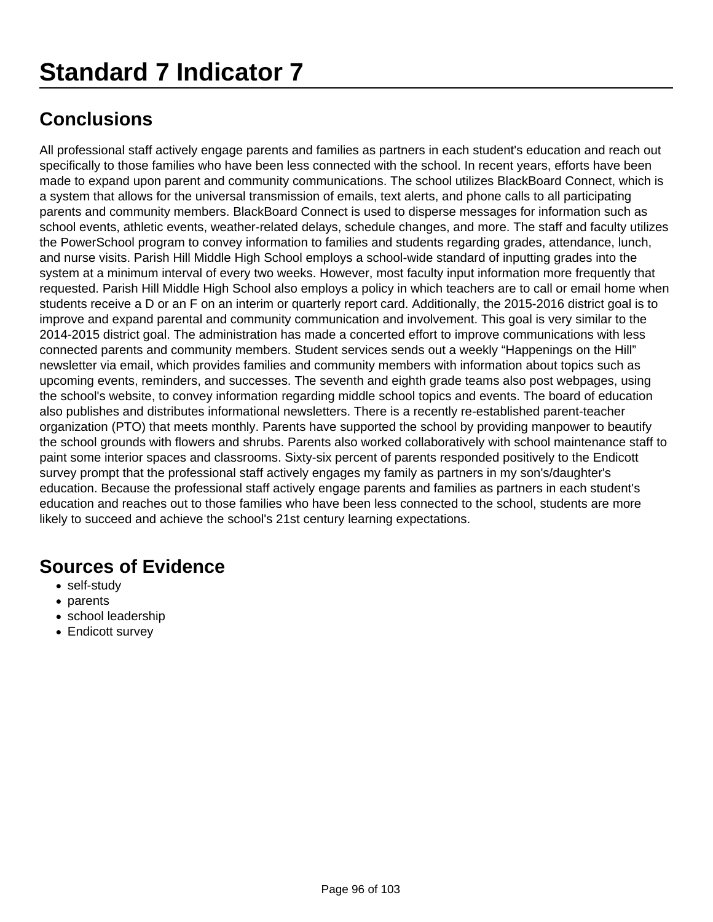# Standard 7 Indicator 7

## Conclusions

All professional staff actively engage parents and families as partners in each student's education and reach out specifically to those families who have been less connected with the school. In recent years, efforts have been made to expand upon parent and community communications. The school utilizes BlackBoard Connect, which is a system that allows for the universal transmission of emails, text alerts, and phone calls to all participating parents and community members. BlackBoard Connect is used to disperse messages for information such as school events, athletic events, weather-related delays, schedule changes, and more. The staff and faculty utilizes the PowerSchool program to convey information to families and students regarding grades, attendance, lunch, and nurse visits. Parish Hill Middle High School employs a school-wide standard of inputting grades into the system at a minimum interval of every two weeks. However, most faculty input information more frequently that requested. Parish Hill Middle High School also employs a policy in which teachers are to call or email home when students receive a D or an F on an interim or quarterly report card. Additionally, the 2015-2016 district goal is to improve and expand parental and community communication and involvement. This goal is very similar to the 2014-2015 district goal. The administration has made a concerted effort to improve communications with less connected parents and community members. Student services sends out a weekly “Happenings on the Hill” newsletter via email, which provides families and community members with information about topics such as upcoming events, reminders, and successes. The seventh and eighth grade teams also post webpages, using the school's website, to convey information regarding middle school topics and events. The board of education also publishes and distributes informational newsletters. There is a recently re-established parent-teacher organization (PTO) that meets monthly. Parents have supported the school by providing manpower to beautify the school grounds with flowers and shrubs. Parents also worked collaboratively with school maintenance staff to paint some interior spaces and classrooms. Sixty-six percent of parents responded positively to the Endicott survey prompt that the professional staff actively engages my family as partners in my son's/daughter's education. Because the professional staff actively engage parents and families as partners in each student's education and reaches out to those families who have been less connected to the school, students are more likely to succeed and achieve the school's 21st century learning expectations.

## Sources of Evidence

- self-study
- parents
- school leadership
- Endicott survey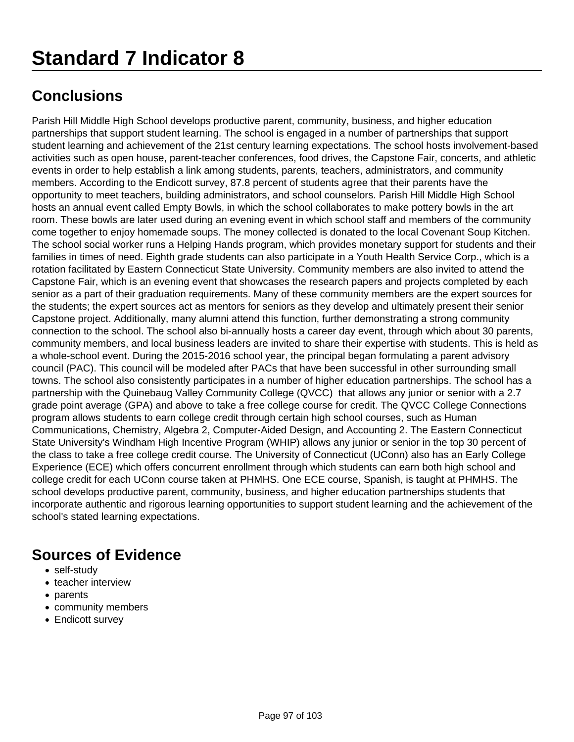# Standard 7 Indicator 8

## Conclusions

Parish Hill Middle High School develops productive parent, community, business, and higher education partnerships that support student learning. The school is engaged in a number of partnerships that support student learning and achievement of the 21st century learning expectations. The school hosts involvement-based activities such as open house, parent-teacher conferences, food drives, the Capstone Fair, concerts, and athletic events in order to help establish a link among students, parents, teachers, administrators, and community members. According to the Endicott survey, 87.8 percent of students agree that their parents have the opportunity to meet teachers, building administrators, and school counselors. Parish Hill Middle High School hosts an annual event called Empty Bowls, in which the school collaborates to make pottery bowls in the art room. These bowls are later used during an evening event in which school staff and members of the community come together to enjoy homemade soups. The money collected is donated to the local Covenant Soup Kitchen. The school social worker runs a Helping Hands program, which provides monetary support for students and their families in times of need. Eighth grade students can also participate in a Youth Health Service Corp., which is a rotation facilitated by Eastern Connecticut State University. Community members are also invited to attend the Capstone Fair, which is an evening event that showcases the research papers and projects completed by each senior as a part of their graduation requirements. Many of these community members are the expert sources for the students; the expert sources act as mentors for seniors as they develop and ultimately present their senior Capstone project. Additionally, many alumni attend this function, further demonstrating a strong community connection to the school. The school also bi-annually hosts a career day event, through which about 30 parents, community members, and local business leaders are invited to share their expertise with students. This is held as a whole-school event. During the 2015-2016 school year, the principal began formulating a parent advisory council (PAC). This council will be modeled after PACs that have been successful in other surrounding small towns. The school also consistently participates in a number of higher education partnerships. The school has a partnership with the Quinebaug Valley Community College (QVCC) that allows any junior or senior with a 2.7 grade point average (GPA) and above to take a free college course for credit. The QVCC College Connections program allows students to earn college credit through certain high school courses, such as Human Communications, Chemistry, Algebra 2, Computer-Aided Design, and Accounting 2. The Eastern Connecticut State University's Windham High Incentive Program (WHIP) allows any junior or senior in the top 30 percent of the class to take a free college credit course. The University of Connecticut (UConn) also has an Early College Experience (ECE) which offers concurrent enrollment through which students can earn both high school and college credit for each UConn course taken at PHMHS. One ECE course, Spanish, is taught at PHMHS. The school develops productive parent, community, business, and higher education partnerships students that incorporate authentic and rigorous learning opportunities to support student learning and the achievement of the school's stated learning expectations.

## Sources of Evidence

- self-study
- teacher interview
- parents
- community members
- Endicott survey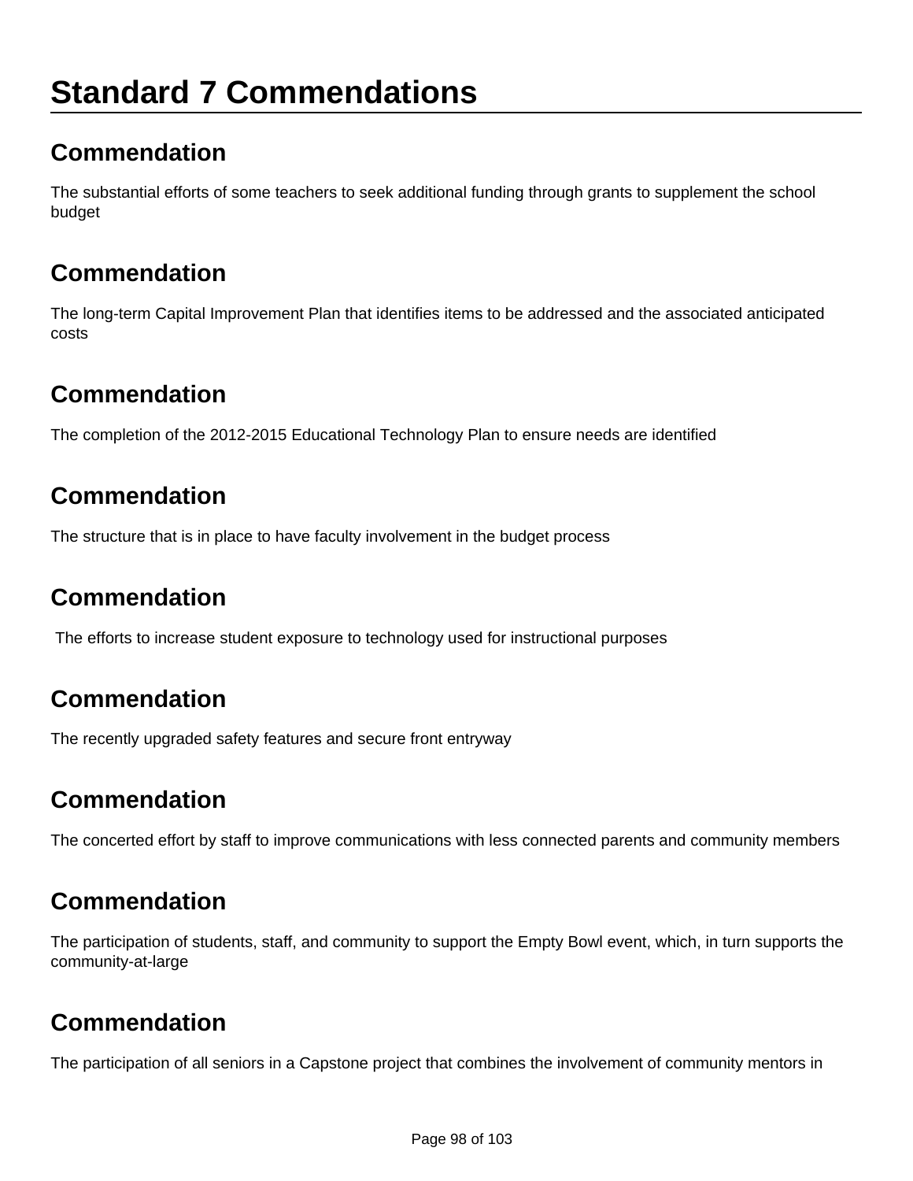# Standard 7 Commendations

## Commendation

The substantial efforts of some teachers to seek additional funding through grants to supplement the school budget

## Commendation

The long-term Capital Improvement Plan that identifies items to be addressed and the associated anticipated costs

## Commendation

The completion of the 2012-2015 Educational Technology Plan to ensure needs are identified

## Commendation

The structure that is in place to have faculty involvement in the budget process

## Commendation

The efforts to increase student exposure to technology used for instructional purposes

## Commendation

The recently upgraded safety features and secure front entryway

## Commendation

The concerted effort by staff to improve communications with less connected parents and community members

## Commendation

The participation of students, staff, and community to support the Empty Bowl event, which, in turn supports the community-at-large

## Commendation

The participation of all seniors in a Capstone project that combines the involvement of community mentors in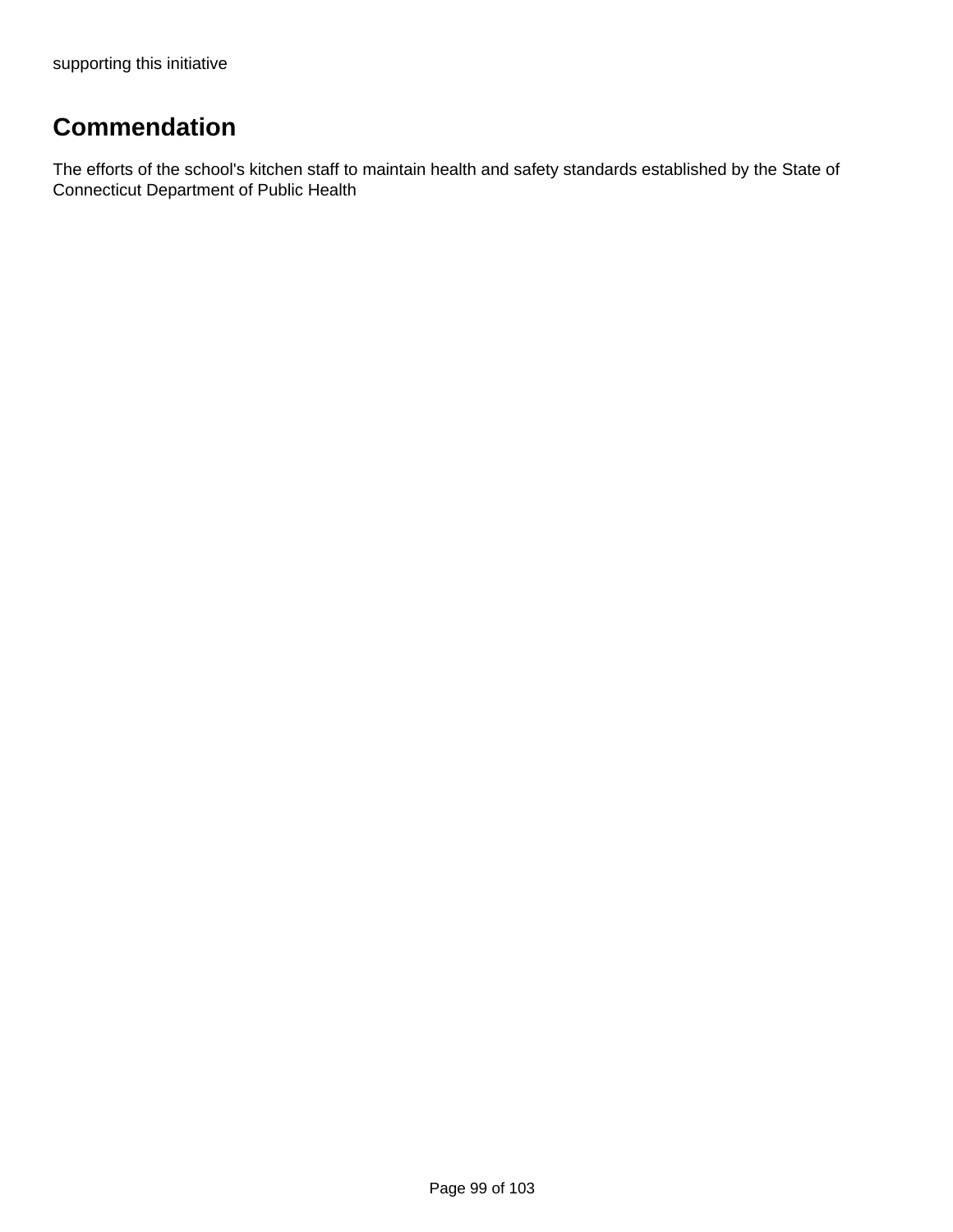supporting this initiative

## Commendation

The efforts of the school's kitchen staff to maintain health and safety standards established by the State of Connecticut Department of Public Health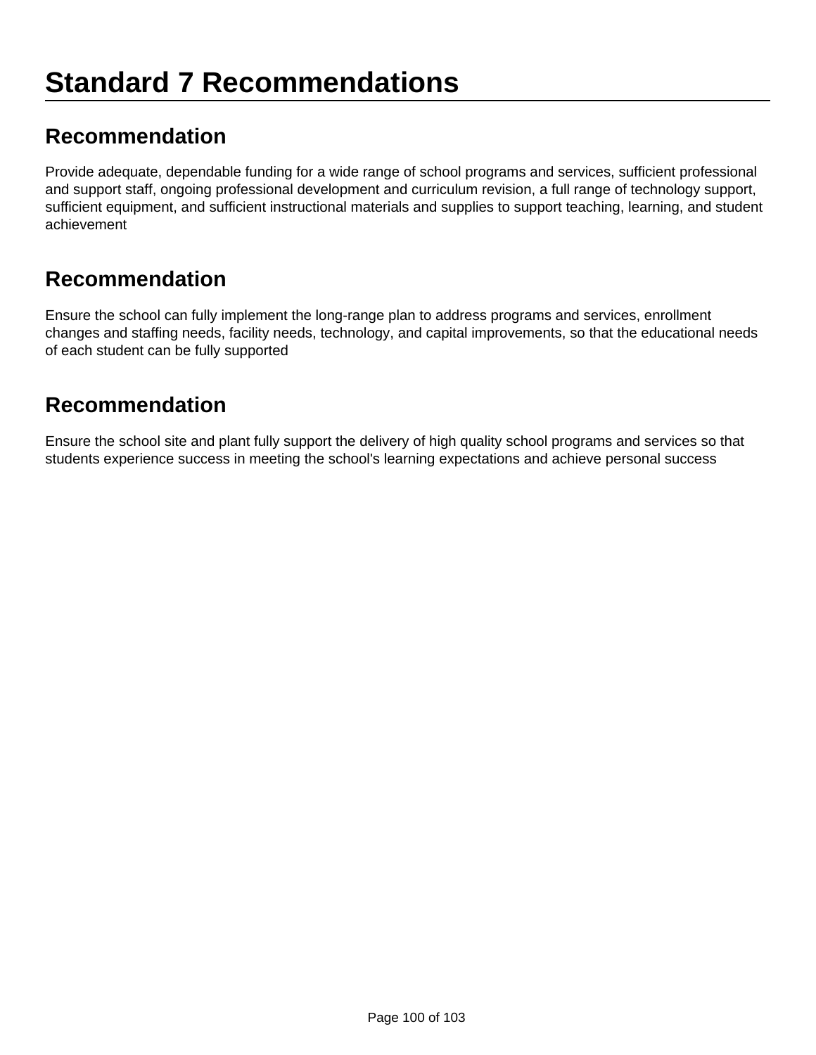# Standard 7 Recommendations

## Recommendation

Provide adequate, dependable funding for a wide range of school programs and services, sufficient professional and support staff, ongoing professional development and curriculum revision, a full range of technology support, sufficient equipment, and sufficient instructional materials and supplies to support teaching, learning, and student achievement

## Recommendation

Ensure the school can fully implement the long-range plan to address programs and services, enrollment changes and staffing needs, facility needs, technology, and capital improvements, so that the educational needs of each student can be fully supported

## Recommendation

Ensure the school site and plant fully support the delivery of high quality school programs and services so that students experience success in meeting the school's learning expectations and achieve personal success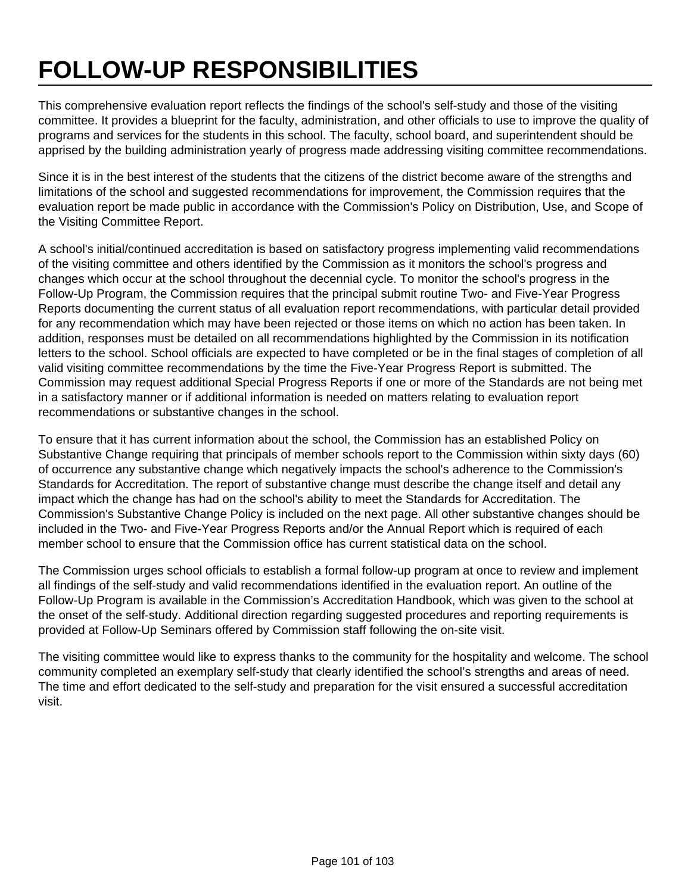# FOLLOW-UP RESPONSIBILITIES

This comprehensive evaluation report reflects the findings of the school's self-study and those of the visiting committee. It provides a blueprint for the faculty, administration, and other officials to use to improve the quality of programs and services for the students in this school. The faculty, school board, and superintendent should be apprised by the building administration yearly of progress made addressing visiting committee recommendations.

Since it is in the best interest of the students that the citizens of the district become aware of the strengths and limitations of the school and suggested recommendations for improvement, the Commission requires that the evaluation report be made public in accordance with the Commission's Policy on Distribution, Use, and Scope of the Visiting Committee Report.

A school's initial/continued accreditation is based on satisfactory progress implementing valid recommendations of the visiting committee and others identified by the Commission as it monitors the school's progress and changes which occur at the school throughout the decennial cycle. To monitor the school's progress in the Follow-Up Program, the Commission requires that the principal submit routine Two- and Five-Year Progress Reports documenting the current status of all evaluation report recommendations, with particular detail provided for any recommendation which may have been rejected or those items on which no action has been taken. In addition, responses must be detailed on all recommendations highlighted by the Commission in its notification letters to the school. School officials are expected to have completed or be in the final stages of completion of all valid visiting committee recommendations by the time the Five-Year Progress Report is submitted. The Commission may request additional Special Progress Reports if one or more of the Standards are not being met in a satisfactory manner or if additional information is needed on matters relating to evaluation report recommendations or substantive changes in the school.

To ensure that it has current information about the school, the Commission has an established Policy on Substantive Change requiring that principals of member schools report to the Commission within sixty days (60) of occurrence any substantive change which negatively impacts the school's adherence to the Commission's Standards for Accreditation. The report of substantive change must describe the change itself and detail any impact which the change has had on the school's ability to meet the Standards for Accreditation. The Commission's Substantive Change Policy is included on the next page. All other substantive changes should be included in the Two- and Five-Year Progress Reports and/or the Annual Report which is required of each member school to ensure that the Commission office has current statistical data on the school.

The Commission urges school officials to establish a formal follow-up program at once to review and implement all findings of the self-study and valid recommendations identified in the evaluation report. An outline of the Follow-Up Program is available in the Commission's Accreditation Handbook, which was given to the school at the onset of the self-study. Additional direction regarding suggested procedures and reporting requirements is provided at Follow-Up Seminars offered by Commission staff following the on-site visit.

The visiting committee would like to express thanks to the community for the hospitality and welcome. The school community completed an exemplary self-study that clearly identified the school's strengths and areas of need. The time and effort dedicated to the self-study and preparation for the visit ensured a successful accreditation visit.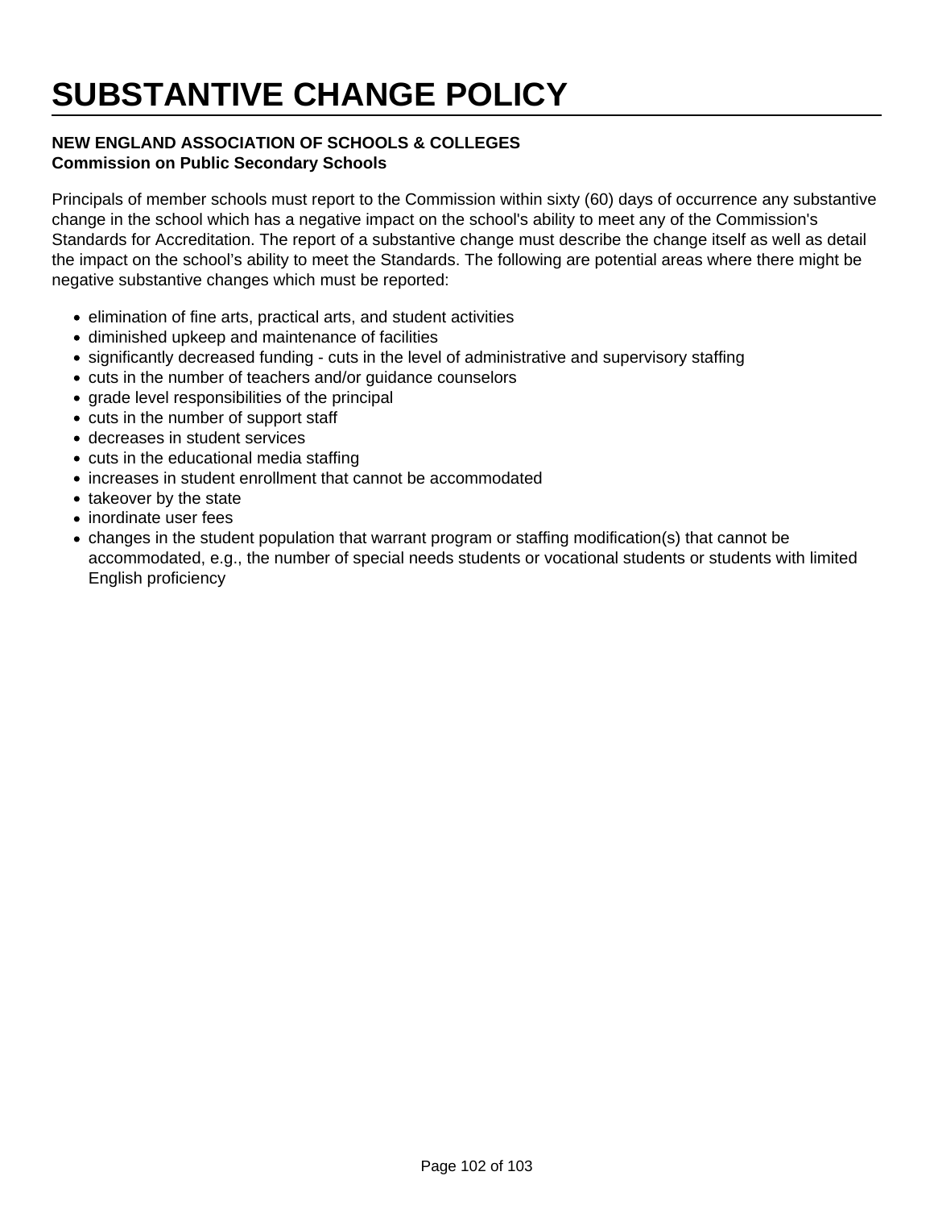# SUBSTANTIVE CHANGE POLICY

**NEW ENGLAND ASSOCIATION OF SCHOOLS & COLLEGES**
**Commission on Public Secondary Schools**

Principals of member schools must report to the Commission within sixty (60) days of occurrence any substantive change in the school which has a negative impact on the school's ability to meet any of the Commission's Standards for Accreditation. The report of a substantive change must describe the change itself as well as detail the impact on the school's ability to meet the Standards. The following are potential areas where there might be negative substantive changes which must be reported:

- elimination of fine arts, practical arts, and student activities
- diminished upkeep and maintenance of facilities
- significantly decreased funding - cuts in the level of administrative and supervisory staffing
- cuts in the number of teachers and/or guidance counselors
- grade level responsibilities of the principal
- cuts in the number of support staff
- decreases in student services
- cuts in the educational media staffing
- increases in student enrollment that cannot be accommodated
- takeover by the state
- inordinate user fees
- changes in the student population that warrant program or staffing modification(s) that cannot be accommodated, e.g., the number of special needs students or vocational students or students with limited English proficiency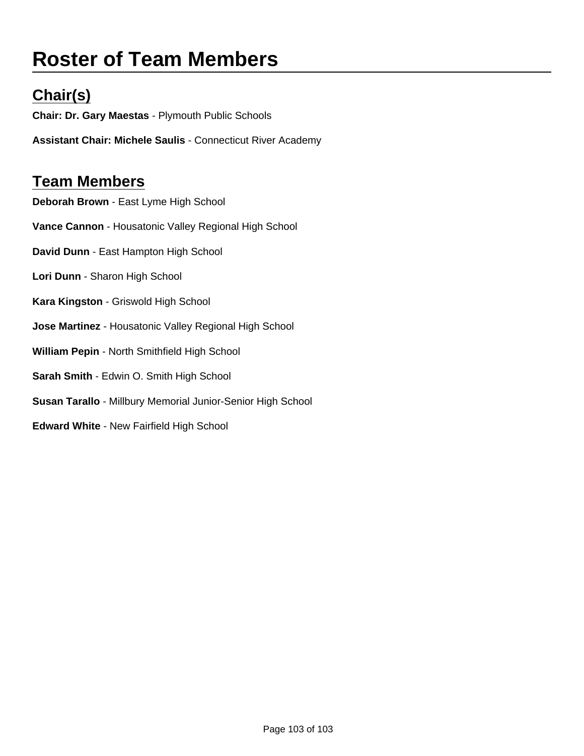# Roster of Team Members

## Chair(s)

**Chair: Dr. Gary Maestas** - Plymouth Public Schools

**Assistant Chair: Michele Saulis** - Connecticut River Academy

## Team Members

**Deborah Brown** - East Lyme High School

**Vance Cannon** - Housatonic Valley Regional High School

**David Dunn** - East Hampton High School

**Lori Dunn** - Sharon High School

**Kara Kingston** - Griswold High School

**Jose Martinez** - Housatonic Valley Regional High School

**William Pepin** - North Smithfield High School

**Sarah Smith** - Edwin O. Smith High School

**Susan Tarallo** - Millbury Memorial Junior-Senior High School

**Edward White** - New Fairfield High School